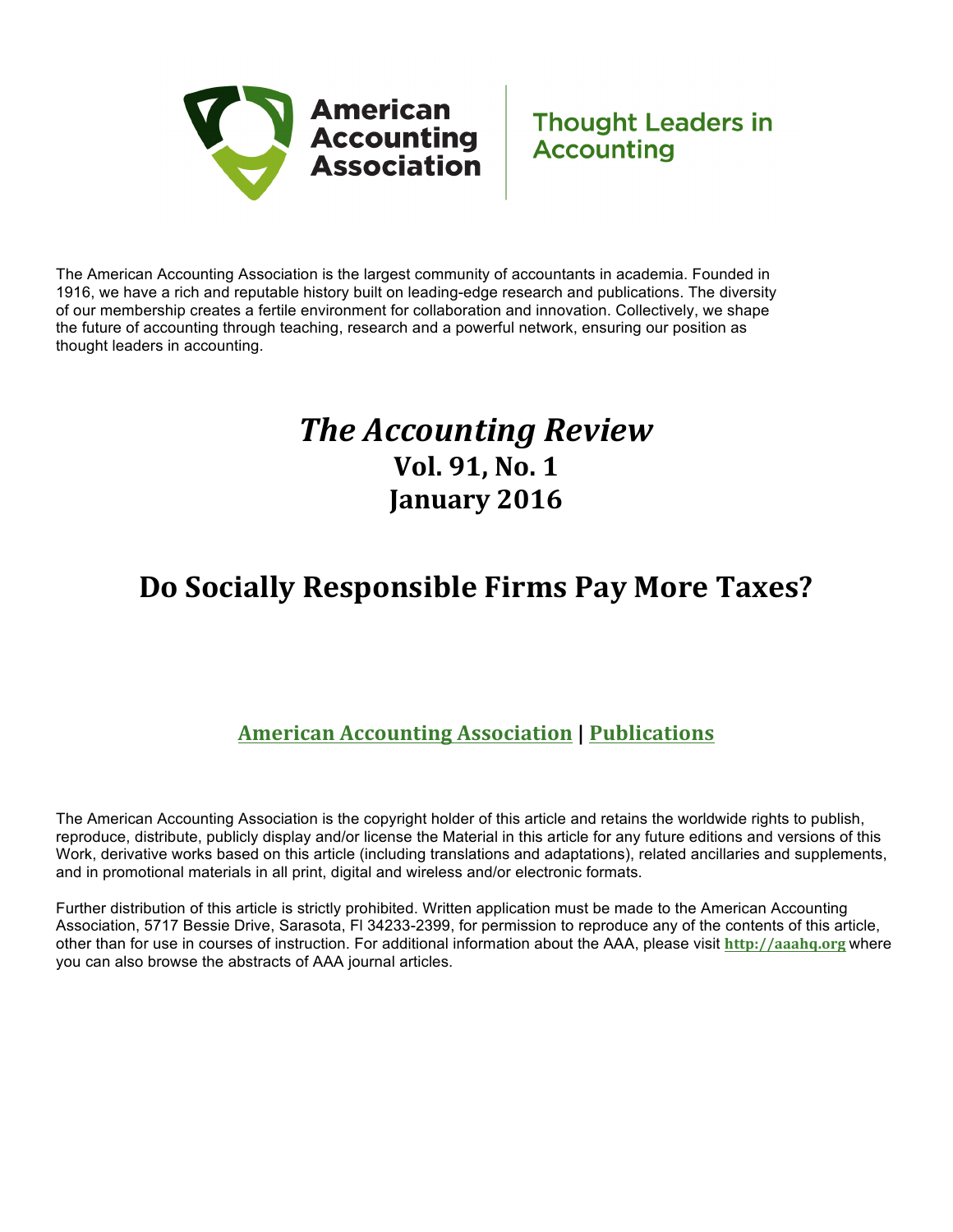American Accounting Association

Thought Leaders in Accounting

The American Accounting Association is the largest community of accountants in academia. Founded in 1916, we have a rich and reputable history built on leading-edge research and publications. The diversity of our membership creates a fertile environment for collaboration and innovation. Collectively, we shape the future of accounting through teaching, research and a powerful network, ensuring our position as thought leaders in accounting.

# *The Accounting Review*
## Vol. 91, No. 1
## January 2016

# Do Socially Responsible Firms Pay More Taxes?

**American Accounting Association | Publications**

The American Accounting Association is the copyright holder of this article and retains the worldwide rights to publish, reproduce, distribute, publicly display and/or license the Material in this article for any future editions and versions of this Work, derivative works based on this article (including translations and adaptations), related ancillaries and supplements, and in promotional materials in all print, digital and wireless and/or electronic formats.

Further distribution of this article is strictly prohibited. Written application must be made to the American Accounting Association, 5717 Bessie Drive, Sarasota, Fl 34233-2399, for permission to reproduce any of the contents of this article, other than for use in courses of instruction. For additional information about the AAA, please visit **http://aaahq.org** where you can also browse the abstracts of AAA journal articles.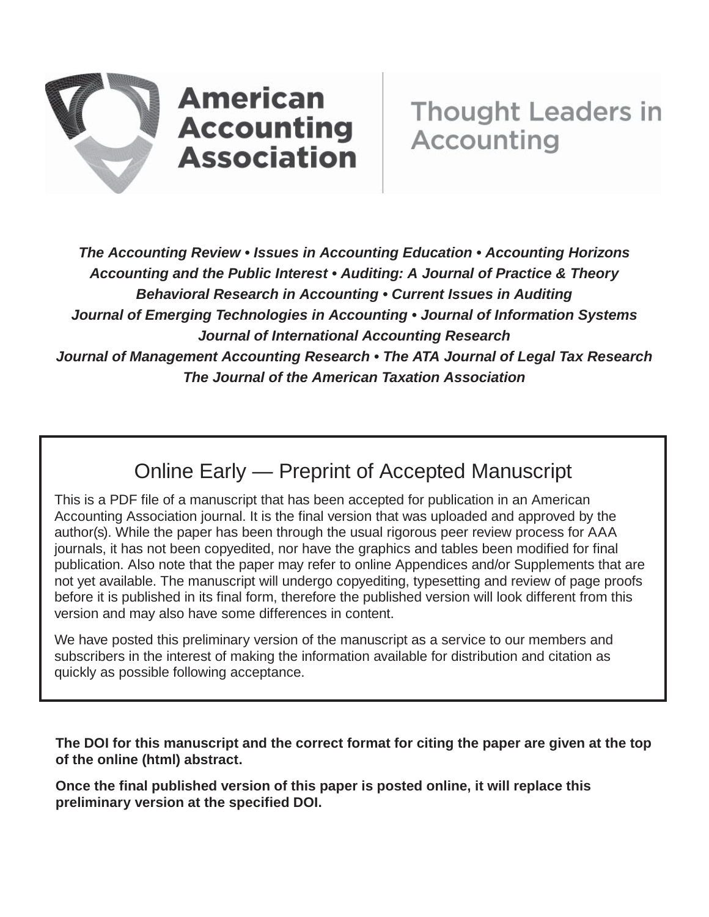**American Accounting Association**

Thought Leaders in Accounting

*The Accounting Review • Issues in Accounting Education • Accounting Horizons*
*Accounting and the Public Interest • Auditing: A Journal of Practice & Theory*
*Behavioral Research in Accounting • Current Issues in Auditing*
*Journal of Emerging Technologies in Accounting • Journal of Information Systems*
*Journal of International Accounting Research*
*Journal of Management Accounting Research • The ATA Journal of Legal Tax Research*
*The Journal of the American Taxation Association*

## Online Early — Preprint of Accepted Manuscript

This is a PDF file of a manuscript that has been accepted for publication in an American Accounting Association journal. It is the final version that was uploaded and approved by the author(s). While the paper has been through the usual rigorous peer review process for AAA journals, it has not been copyedited, nor have the graphics and tables been modified for final publication. Also note that the paper may refer to online Appendices and/or Supplements that are not yet available. The manuscript will undergo copyediting, typesetting and review of page proofs before it is published in its final form, therefore the published version will look different from this version and may also have some differences in content.

We have posted this preliminary version of the manuscript as a service to our members and subscribers in the interest of making the information available for distribution and citation as quickly as possible following acceptance.

**The DOI for this manuscript and the correct format for citing the paper are given at the top of the online (html) abstract.**

**Once the final published version of this paper is posted online, it will replace this preliminary version at the specified DOI.**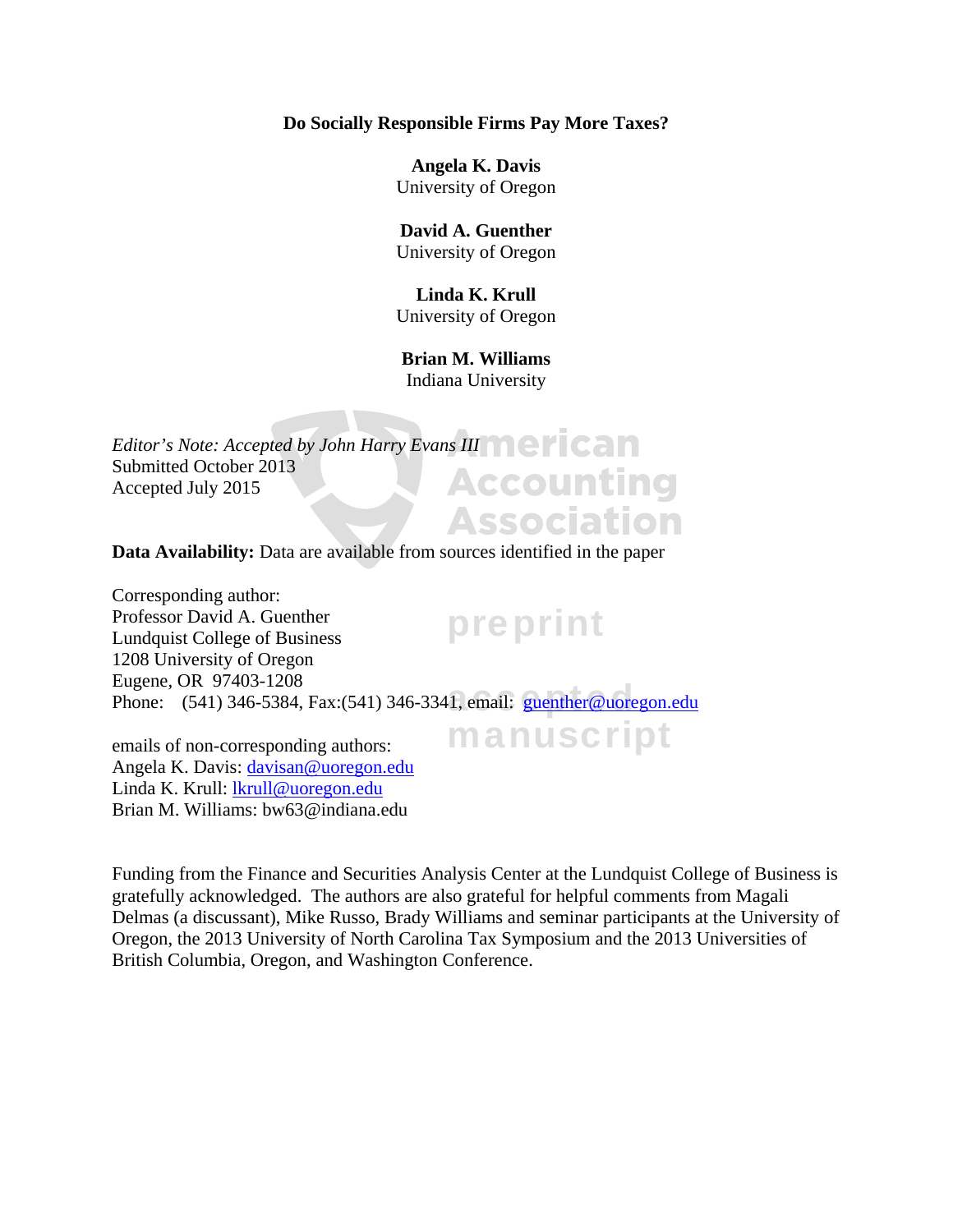**Do Socially Responsible Firms Pay More Taxes?**

**Angela K. Davis**
University of Oregon

**David A. Guenther**
University of Oregon

**Linda K. Krull**
University of Oregon

**Brian M. Williams**
Indiana University

*Editor's Note: Accepted by John Harry Evans III*
Submitted October 2013
Accepted July 2015

**Data Availability:** Data are available from sources identified in the paper

Corresponding author:
Professor David A. Guenther
Lundquist College of Business
1208 University of Oregon
Eugene, OR 97403-1208
Phone: (541) 346-5384, Fax:(541) 346-3341, email: guenther@uoregon.edu

emails of non-corresponding authors:
Angela K. Davis: davisan@uoregon.edu
Linda K. Krull: lkrull@uoregon.edu
Brian M. Williams: bw63@indiana.edu

Funding from the Finance and Securities Analysis Center at the Lundquist College of Business is gratefully acknowledged. The authors are also grateful for helpful comments from Magali Delmas (a discussant), Mike Russo, Brady Williams and seminar participants at the University of Oregon, the 2013 University of North Carolina Tax Symposium and the 2013 Universities of British Columbia, Oregon, and Washington Conference.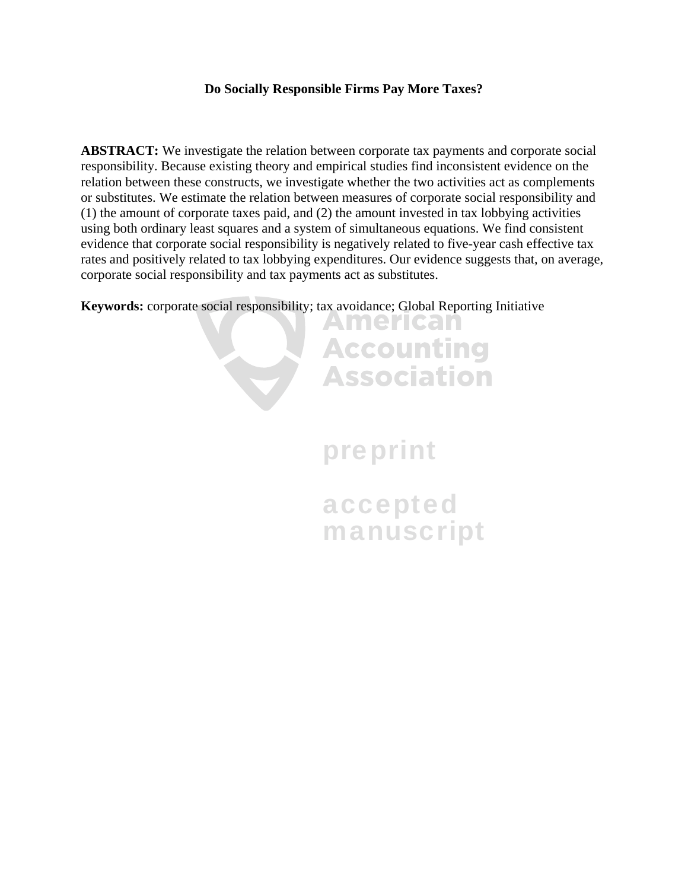# Do Socially Responsible Firms Pay More Taxes?

**ABSTRACT:** We investigate the relation between corporate tax payments and corporate social responsibility. Because existing theory and empirical studies find inconsistent evidence on the relation between these constructs, we investigate whether the two activities act as complements or substitutes. We estimate the relation between measures of corporate social responsibility and (1) the amount of corporate taxes paid, and (2) the amount invested in tax lobbying activities using both ordinary least squares and a system of simultaneous equations. We find consistent evidence that corporate social responsibility is negatively related to five-year cash effective tax rates and positively related to tax lobbying expenditures. Our evidence suggests that, on average, corporate social responsibility and tax payments act as substitutes.

**Keywords:** corporate social responsibility; tax avoidance; Global Reporting Initiative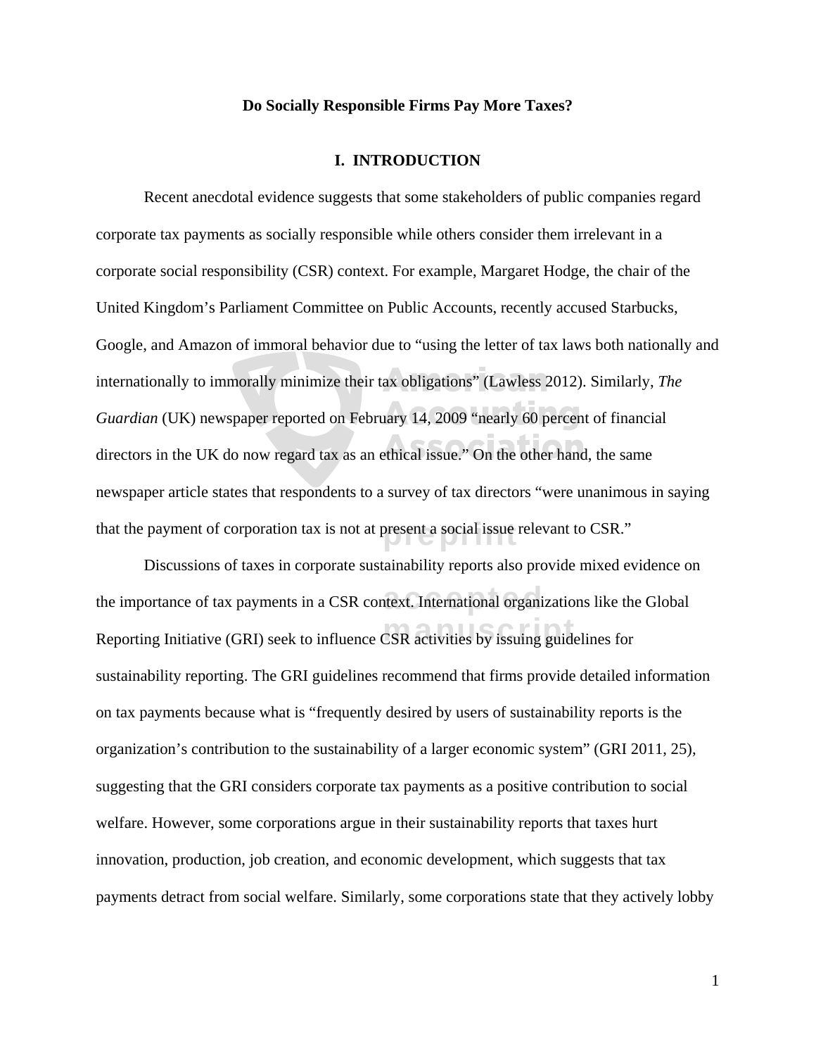**Do Socially Responsible Firms Pay More Taxes?**

## I. INTRODUCTION

Recent anecdotal evidence suggests that some stakeholders of public companies regard corporate tax payments as socially responsible while others consider them irrelevant in a corporate social responsibility (CSR) context. For example, Margaret Hodge, the chair of the United Kingdom's Parliament Committee on Public Accounts, recently accused Starbucks, Google, and Amazon of immoral behavior due to "using the letter of tax laws both nationally and internationally to immorally minimize their tax obligations" (Lawless 2012). Similarly, *The Guardian* (UK) newspaper reported on February 14, 2009 "nearly 60 percent of financial directors in the UK do now regard tax as an ethical issue." On the other hand, the same newspaper article states that respondents to a survey of tax directors "were unanimous in saying that the payment of corporation tax is not at present a social issue relevant to CSR."

Discussions of taxes in corporate sustainability reports also provide mixed evidence on the importance of tax payments in a CSR context. International organizations like the Global Reporting Initiative (GRI) seek to influence CSR activities by issuing guidelines for sustainability reporting. The GRI guidelines recommend that firms provide detailed information on tax payments because what is "frequently desired by users of sustainability reports is the organization's contribution to the sustainability of a larger economic system" (GRI 2011, 25), suggesting that the GRI considers corporate tax payments as a positive contribution to social welfare. However, some corporations argue in their sustainability reports that taxes hurt innovation, production, job creation, and economic development, which suggests that tax payments detract from social welfare. Similarly, some corporations state that they actively lobby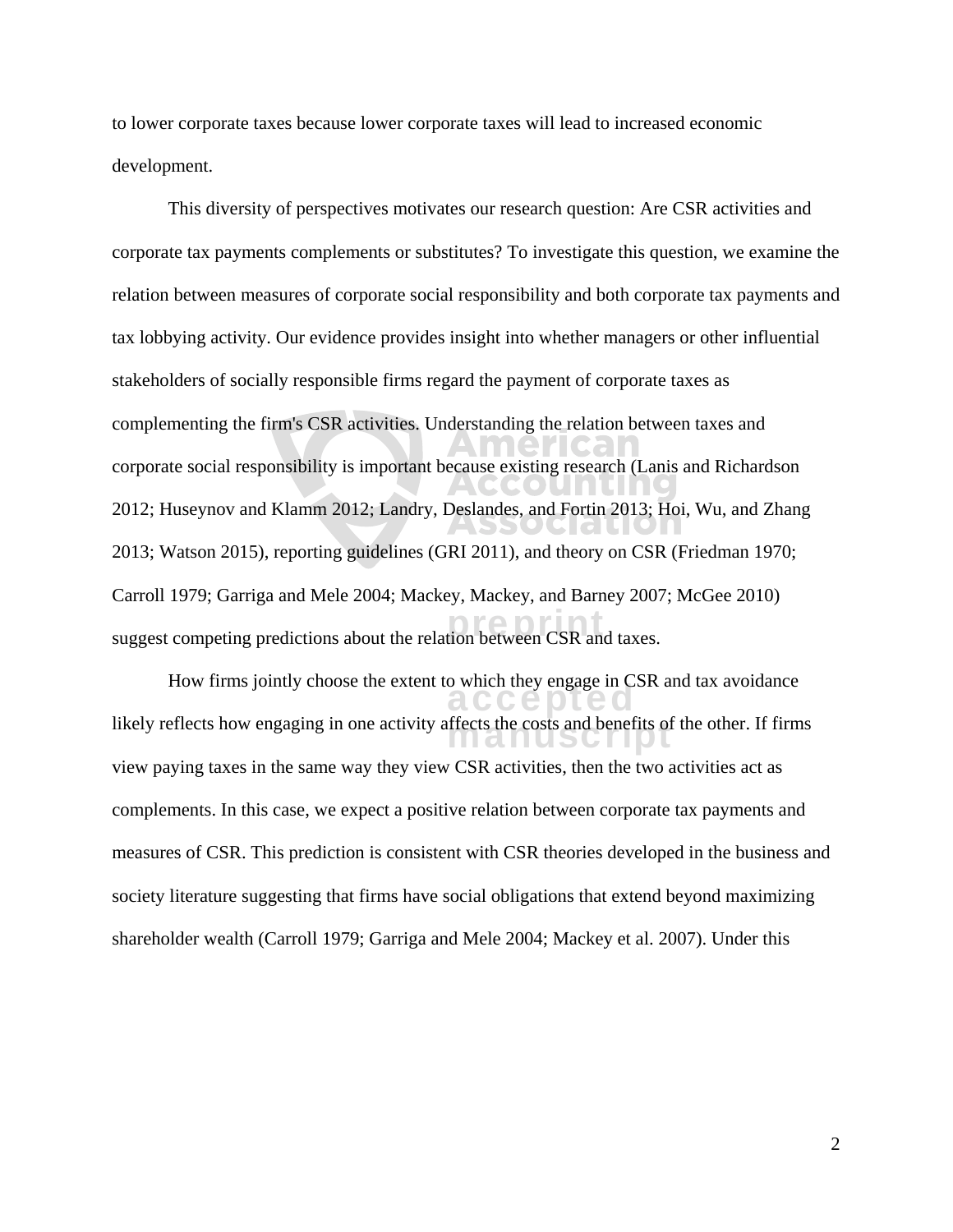to lower corporate taxes because lower corporate taxes will lead to increased economic development.

This diversity of perspectives motivates our research question: Are CSR activities and corporate tax payments complements or substitutes? To investigate this question, we examine the relation between measures of corporate social responsibility and both corporate tax payments and tax lobbying activity. Our evidence provides insight into whether managers or other influential stakeholders of socially responsible firms regard the payment of corporate taxes as complementing the firm's CSR activities. Understanding the relation between taxes and corporate social responsibility is important because existing research (Lanis and Richardson 2012; Huseynov and Klamm 2012; Landry, Deslandes, and Fortin 2013; Hoi, Wu, and Zhang 2013; Watson 2015), reporting guidelines (GRI 2011), and theory on CSR (Friedman 1970; Carroll 1979; Garriga and Mele 2004; Mackey, Mackey, and Barney 2007; McGee 2010) suggest competing predictions about the relation between CSR and taxes.

How firms jointly choose the extent to which they engage in CSR and tax avoidance likely reflects how engaging in one activity affects the costs and benefits of the other. If firms view paying taxes in the same way they view CSR activities, then the two activities act as complements. In this case, we expect a positive relation between corporate tax payments and measures of CSR. This prediction is consistent with CSR theories developed in the business and society literature suggesting that firms have social obligations that extend beyond maximizing shareholder wealth (Carroll 1979; Garriga and Mele 2004; Mackey et al. 2007). Under this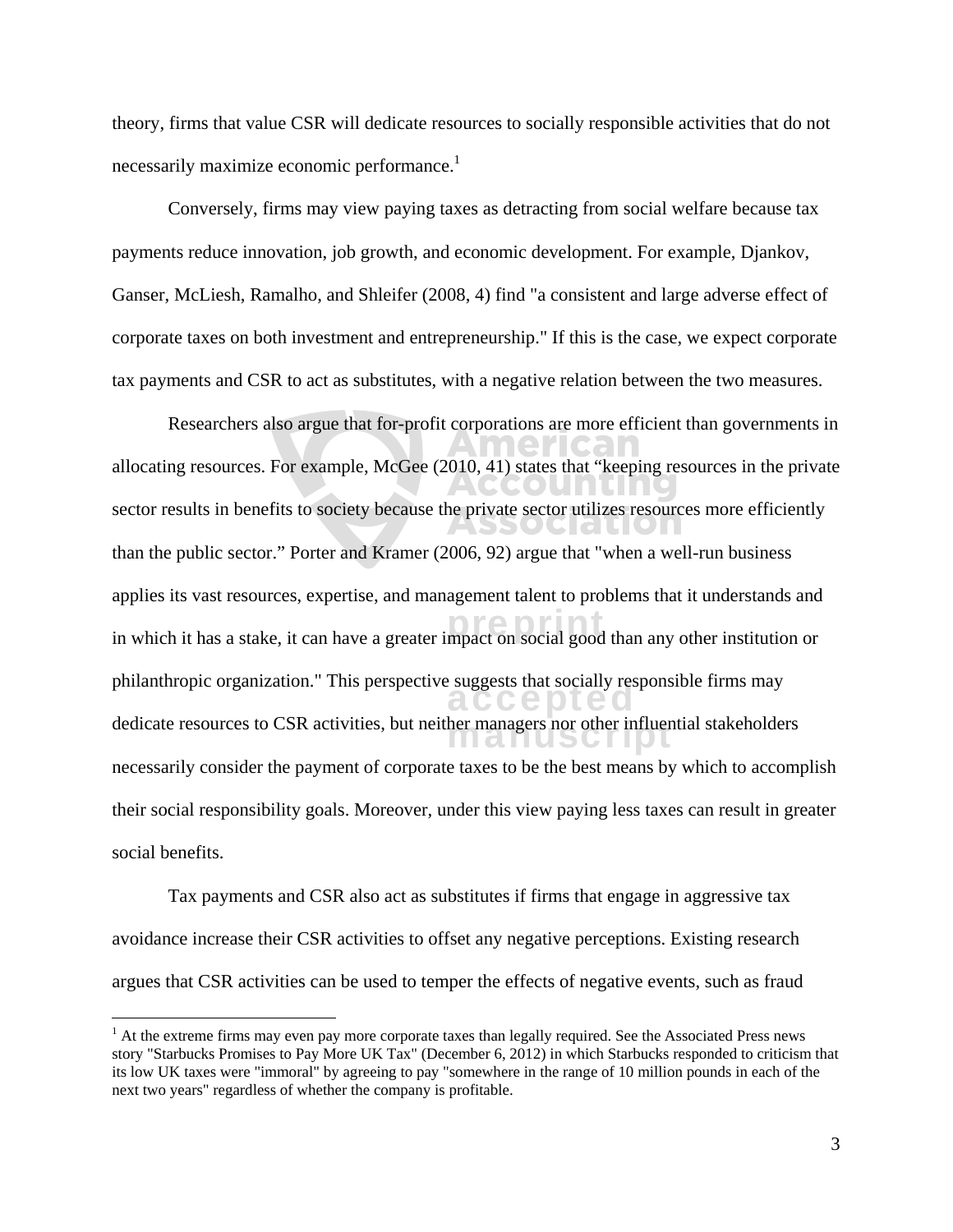theory, firms that value CSR will dedicate resources to socially responsible activities that do not necessarily maximize economic performance.[1]

Conversely, firms may view paying taxes as detracting from social welfare because tax payments reduce innovation, job growth, and economic development. For example, Djankov, Ganser, McLiesh, Ramalho, and Shleifer (2008, 4) find "a consistent and large adverse effect of corporate taxes on both investment and entrepreneurship." If this is the case, we expect corporate tax payments and CSR to act as substitutes, with a negative relation between the two measures.

Researchers also argue that for-profit corporations are more efficient than governments in allocating resources. For example, McGee (2010, 41) states that "keeping resources in the private sector results in benefits to society because the private sector utilizes resources more efficiently than the public sector." Porter and Kramer (2006, 92) argue that "when a well-run business applies its vast resources, expertise, and management talent to problems that it understands and in which it has a stake, it can have a greater impact on social good than any other institution or philanthropic organization." This perspective suggests that socially responsible firms may dedicate resources to CSR activities, but neither managers nor other influential stakeholders necessarily consider the payment of corporate taxes to be the best means by which to accomplish their social responsibility goals. Moreover, under this view paying less taxes can result in greater social benefits.

Tax payments and CSR also act as substitutes if firms that engage in aggressive tax avoidance increase their CSR activities to offset any negative perceptions. Existing research argues that CSR activities can be used to temper the effects of negative events, such as fraud

[1] At the extreme firms may even pay more corporate taxes than legally required. See the Associated Press news story "Starbucks Promises to Pay More UK Tax" (December 6, 2012) in which Starbucks responded to criticism that its low UK taxes were "immoral" by agreeing to pay "somewhere in the range of 10 million pounds in each of the next two years" regardless of whether the company is profitable.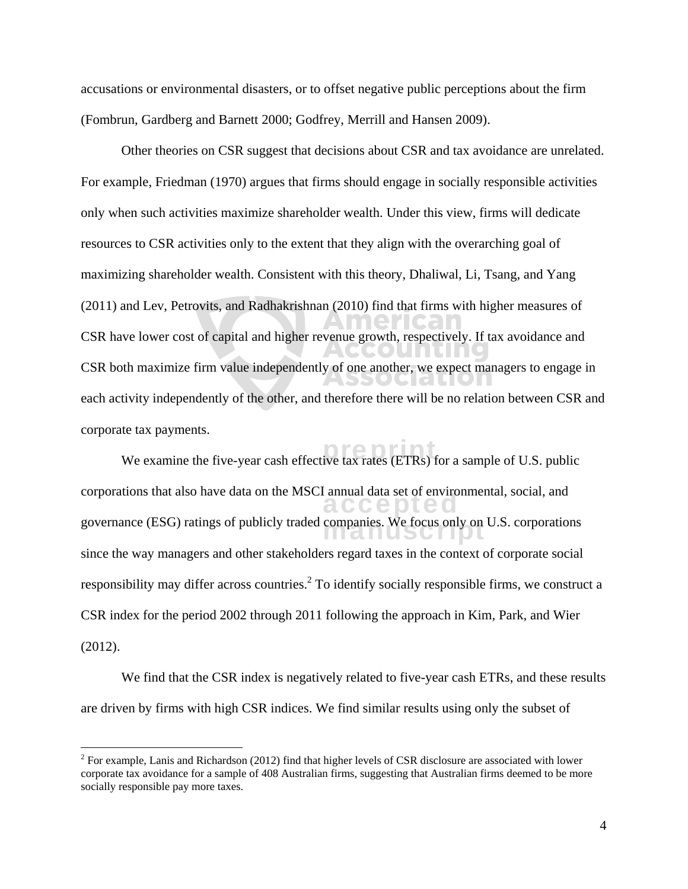accusations or environmental disasters, or to offset negative public perceptions about the firm (Fombrun, Gardberg and Barnett 2000; Godfrey, Merrill and Hansen 2009).

Other theories on CSR suggest that decisions about CSR and tax avoidance are unrelated. For example, Friedman (1970) argues that firms should engage in socially responsible activities only when such activities maximize shareholder wealth. Under this view, firms will dedicate resources to CSR activities only to the extent that they align with the overarching goal of maximizing shareholder wealth. Consistent with this theory, Dhaliwal, Li, Tsang, and Yang (2011) and Lev, Petrovits, and Radhakrishnan (2010) find that firms with higher measures of CSR have lower cost of capital and higher revenue growth, respectively. If tax avoidance and CSR both maximize firm value independently of one another, we expect managers to engage in each activity independently of the other, and therefore there will be no relation between CSR and corporate tax payments.

We examine the five-year cash effective tax rates (ETRs) for a sample of U.S. public corporations that also have data on the MSCI annual data set of environmental, social, and governance (ESG) ratings of publicly traded companies. We focus only on U.S. corporations since the way managers and other stakeholders regard taxes in the context of corporate social responsibility may differ across countries.[2] To identify socially responsible firms, we construct a CSR index for the period 2002 through 2011 following the approach in Kim, Park, and Wier (2012).

We find that the CSR index is negatively related to five-year cash ETRs, and these results are driven by firms with high CSR indices. We find similar results using only the subset of

[2] For example, Lanis and Richardson (2012) find that higher levels of CSR disclosure are associated with lower corporate tax avoidance for a sample of 408 Australian firms, suggesting that Australian firms deemed to be more socially responsible pay more taxes.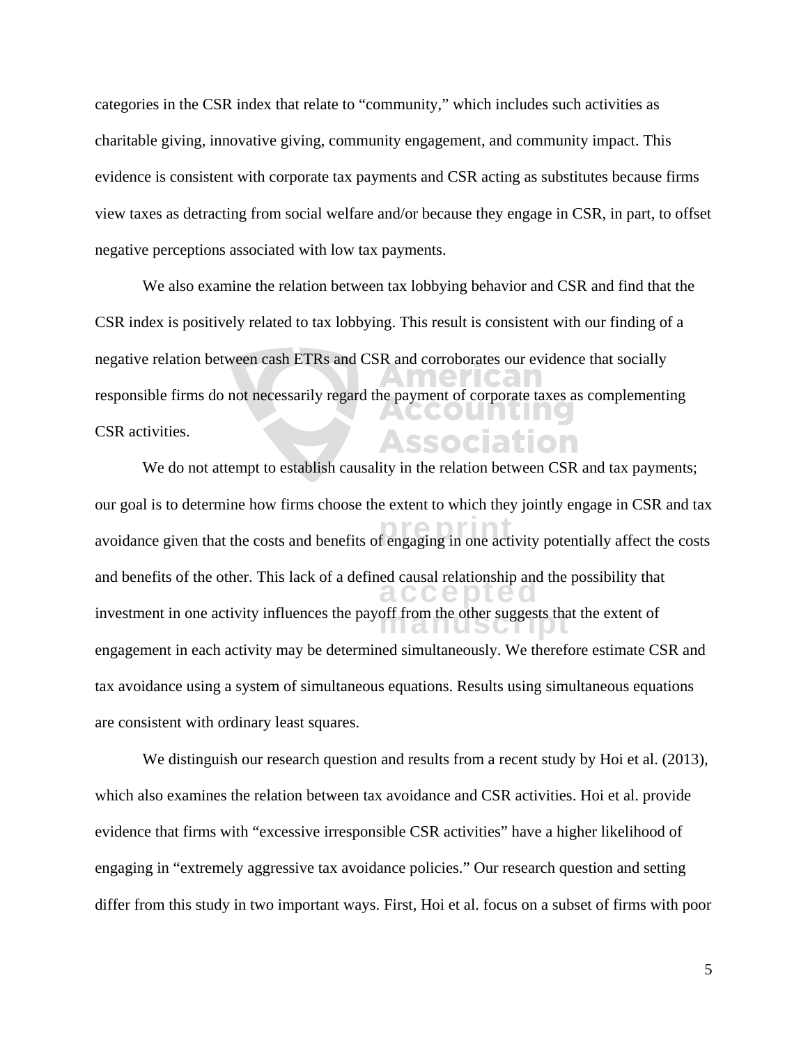categories in the CSR index that relate to "community," which includes such activities as charitable giving, innovative giving, community engagement, and community impact. This evidence is consistent with corporate tax payments and CSR acting as substitutes because firms view taxes as detracting from social welfare and/or because they engage in CSR, in part, to offset negative perceptions associated with low tax payments.

We also examine the relation between tax lobbying behavior and CSR and find that the CSR index is positively related to tax lobbying. This result is consistent with our finding of a negative relation between cash ETRs and CSR and corroborates our evidence that socially responsible firms do not necessarily regard the payment of corporate taxes as complementing CSR activities.

We do not attempt to establish causality in the relation between CSR and tax payments; our goal is to determine how firms choose the extent to which they jointly engage in CSR and tax avoidance given that the costs and benefits of engaging in one activity potentially affect the costs and benefits of the other. This lack of a defined causal relationship and the possibility that investment in one activity influences the payoff from the other suggests that the extent of engagement in each activity may be determined simultaneously. We therefore estimate CSR and tax avoidance using a system of simultaneous equations. Results using simultaneous equations are consistent with ordinary least squares.

We distinguish our research question and results from a recent study by Hoi et al. (2013), which also examines the relation between tax avoidance and CSR activities. Hoi et al. provide evidence that firms with "excessive irresponsible CSR activities" have a higher likelihood of engaging in "extremely aggressive tax avoidance policies." Our research question and setting differ from this study in two important ways. First, Hoi et al. focus on a subset of firms with poor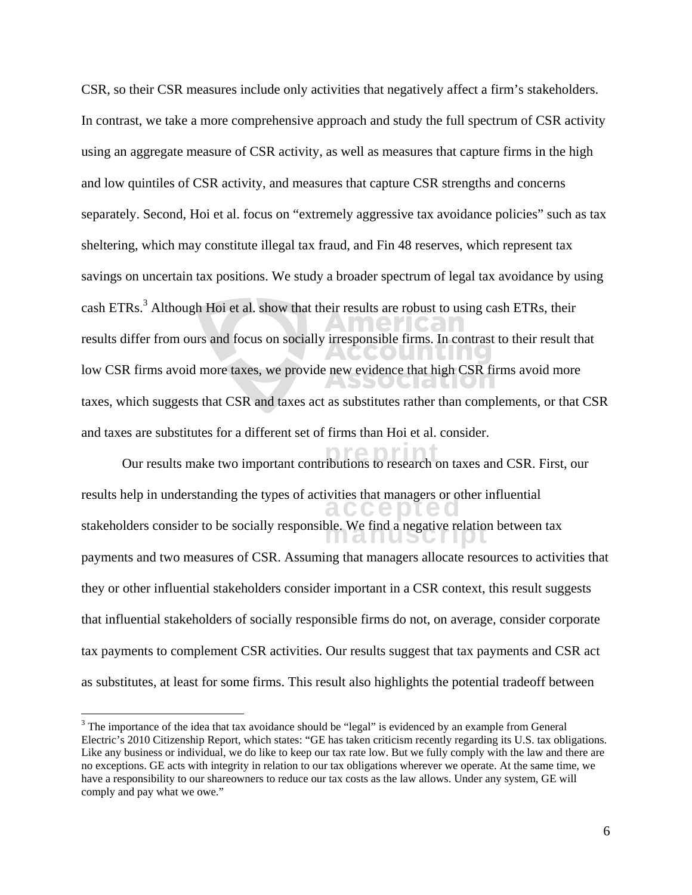CSR, so their CSR measures include only activities that negatively affect a firm's stakeholders. In contrast, we take a more comprehensive approach and study the full spectrum of CSR activity using an aggregate measure of CSR activity, as well as measures that capture firms in the high and low quintiles of CSR activity, and measures that capture CSR strengths and concerns separately. Second, Hoi et al. focus on "extremely aggressive tax avoidance policies" such as tax sheltering, which may constitute illegal tax fraud, and Fin 48 reserves, which represent tax savings on uncertain tax positions. We study a broader spectrum of legal tax avoidance by using cash ETRs.[3] Although Hoi et al. show that their results are robust to using cash ETRs, their results differ from ours and focus on socially irresponsible firms. In contrast to their result that low CSR firms avoid more taxes, we provide new evidence that high CSR firms avoid more taxes, which suggests that CSR and taxes act as substitutes rather than complements, or that CSR and taxes are substitutes for a different set of firms than Hoi et al. consider.

Our results make two important contributions to research on taxes and CSR. First, our results help in understanding the types of activities that managers or other influential stakeholders consider to be socially responsible. We find a negative relation between tax payments and two measures of CSR. Assuming that managers allocate resources to activities that they or other influential stakeholders consider important in a CSR context, this result suggests that influential stakeholders of socially responsible firms do not, on average, consider corporate tax payments to complement CSR activities. Our results suggest that tax payments and CSR act as substitutes, at least for some firms. This result also highlights the potential tradeoff between

[3] The importance of the idea that tax avoidance should be "legal" is evidenced by an example from General Electric's 2010 Citizenship Report, which states: "GE has taken criticism recently regarding its U.S. tax obligations. Like any business or individual, we do like to keep our tax rate low. But we fully comply with the law and there are no exceptions. GE acts with integrity in relation to our tax obligations wherever we operate. At the same time, we have a responsibility to our shareowners to reduce our tax costs as the law allows. Under any system, GE will comply and pay what we owe."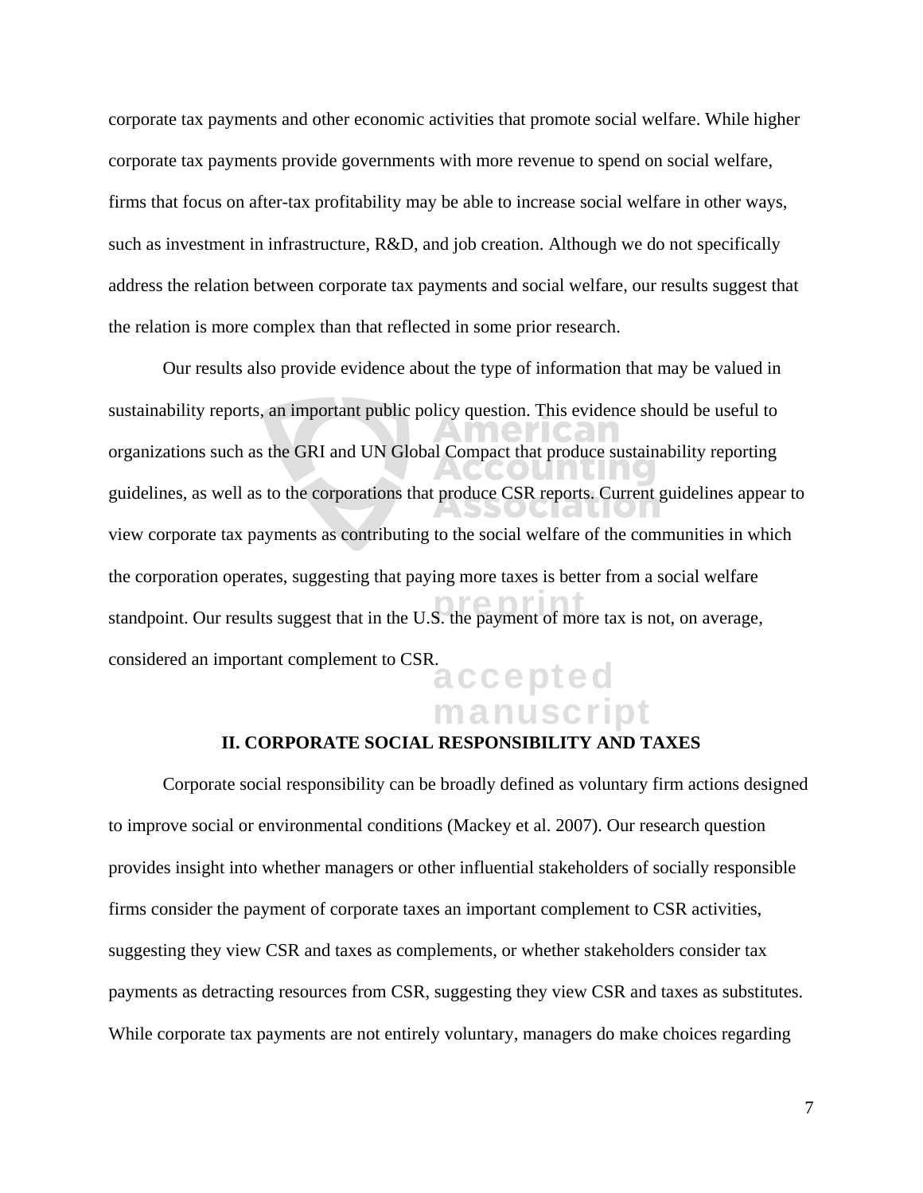corporate tax payments and other economic activities that promote social welfare. While higher corporate tax payments provide governments with more revenue to spend on social welfare, firms that focus on after-tax profitability may be able to increase social welfare in other ways, such as investment in infrastructure, R&D, and job creation. Although we do not specifically address the relation between corporate tax payments and social welfare, our results suggest that the relation is more complex than that reflected in some prior research.

Our results also provide evidence about the type of information that may be valued in sustainability reports, an important public policy question. This evidence should be useful to organizations such as the GRI and UN Global Compact that produce sustainability reporting guidelines, as well as to the corporations that produce CSR reports. Current guidelines appear to view corporate tax payments as contributing to the social welfare of the communities in which the corporation operates, suggesting that paying more taxes is better from a social welfare standpoint. Our results suggest that in the U.S. the payment of more tax is not, on average, considered an important complement to CSR.

## II. CORPORATE SOCIAL RESPONSIBILITY AND TAXES

Corporate social responsibility can be broadly defined as voluntary firm actions designed to improve social or environmental conditions (Mackey et al. 2007). Our research question provides insight into whether managers or other influential stakeholders of socially responsible firms consider the payment of corporate taxes an important complement to CSR activities, suggesting they view CSR and taxes as complements, or whether stakeholders consider tax payments as detracting resources from CSR, suggesting they view CSR and taxes as substitutes. While corporate tax payments are not entirely voluntary, managers do make choices regarding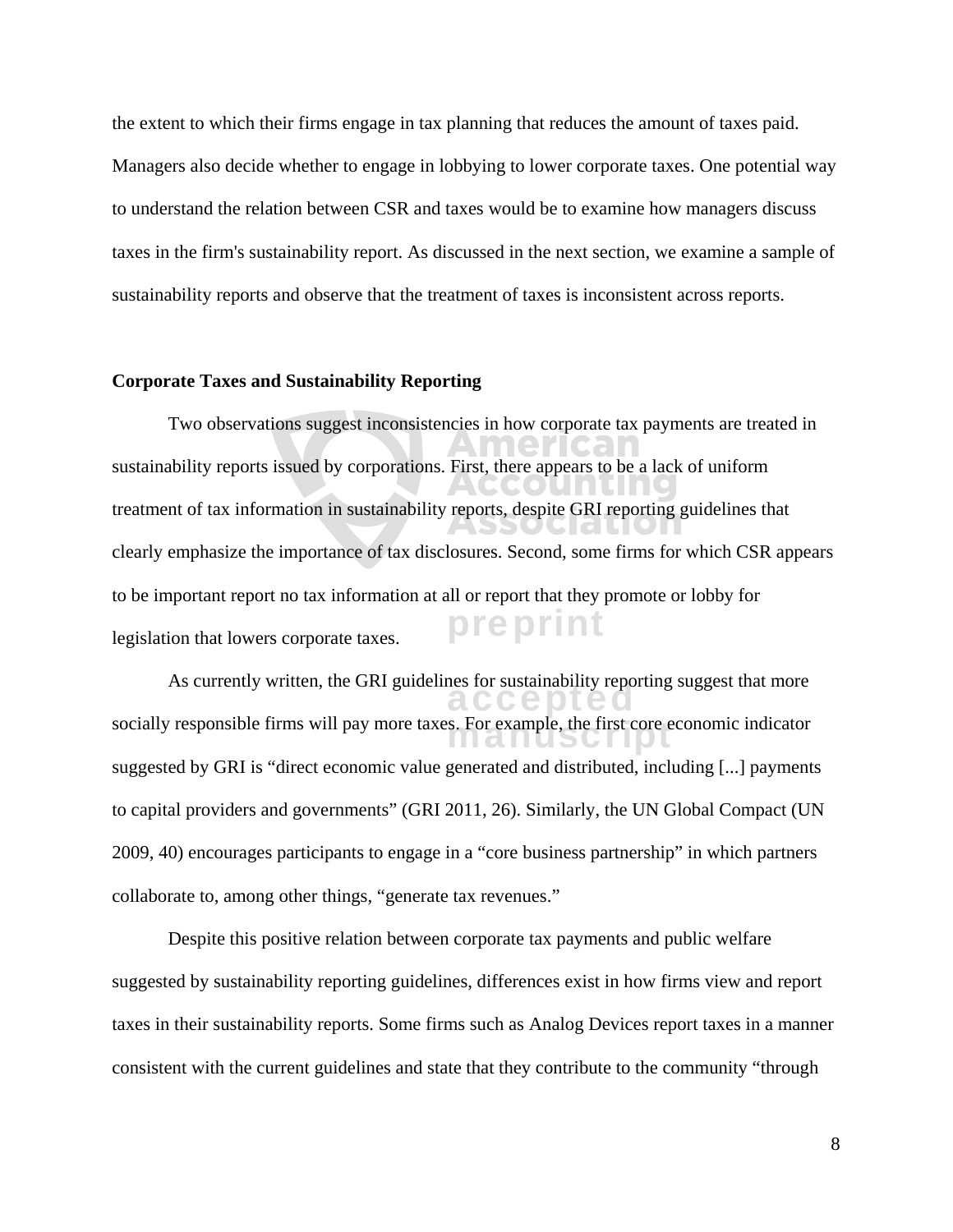the extent to which their firms engage in tax planning that reduces the amount of taxes paid. Managers also decide whether to engage in lobbying to lower corporate taxes. One potential way to understand the relation between CSR and taxes would be to examine how managers discuss taxes in the firm's sustainability report. As discussed in the next section, we examine a sample of sustainability reports and observe that the treatment of taxes is inconsistent across reports.

**Corporate Taxes and Sustainability Reporting**

Two observations suggest inconsistencies in how corporate tax payments are treated in sustainability reports issued by corporations. First, there appears to be a lack of uniform treatment of tax information in sustainability reports, despite GRI reporting guidelines that clearly emphasize the importance of tax disclosures. Second, some firms for which CSR appears to be important report no tax information at all or report that they promote or lobby for legislation that lowers corporate taxes.

As currently written, the GRI guidelines for sustainability reporting suggest that more socially responsible firms will pay more taxes. For example, the first core economic indicator suggested by GRI is "direct economic value generated and distributed, including [...] payments to capital providers and governments" (GRI 2011, 26). Similarly, the UN Global Compact (UN 2009, 40) encourages participants to engage in a "core business partnership" in which partners collaborate to, among other things, "generate tax revenues."

Despite this positive relation between corporate tax payments and public welfare suggested by sustainability reporting guidelines, differences exist in how firms view and report taxes in their sustainability reports. Some firms such as Analog Devices report taxes in a manner consistent with the current guidelines and state that they contribute to the community "through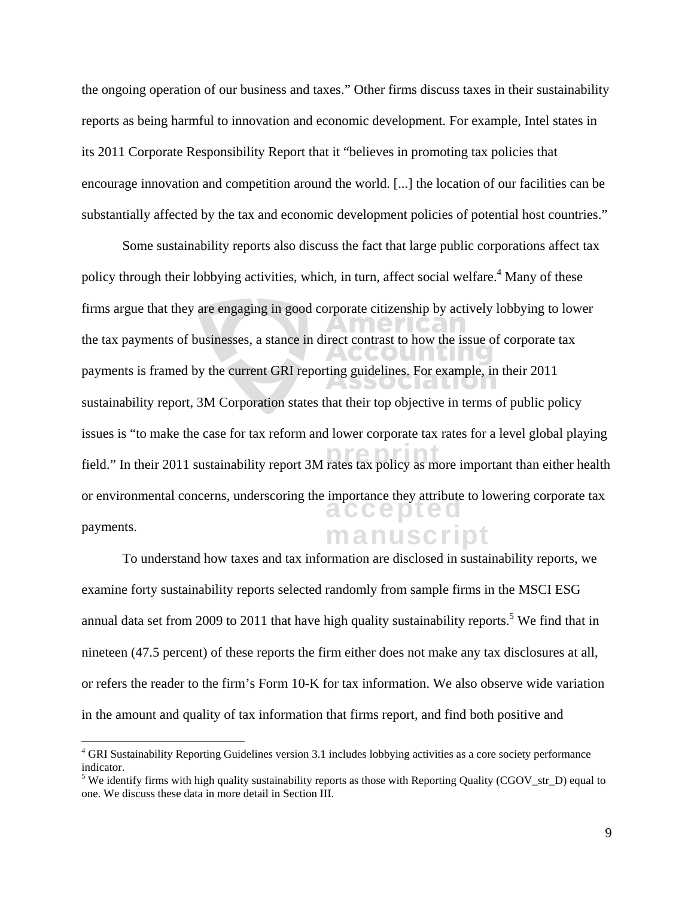the ongoing operation of our business and taxes." Other firms discuss taxes in their sustainability reports as being harmful to innovation and economic development. For example, Intel states in its 2011 Corporate Responsibility Report that it "believes in promoting tax policies that encourage innovation and competition around the world. [...] the location of our facilities can be substantially affected by the tax and economic development policies of potential host countries."

Some sustainability reports also discuss the fact that large public corporations affect tax policy through their lobbying activities, which, in turn, affect social welfare.[4] Many of these firms argue that they are engaging in good corporate citizenship by actively lobbying to lower the tax payments of businesses, a stance in direct contrast to how the issue of corporate tax payments is framed by the current GRI reporting guidelines. For example, in their 2011 sustainability report, 3M Corporation states that their top objective in terms of public policy issues is "to make the case for tax reform and lower corporate tax rates for a level global playing field." In their 2011 sustainability report 3M rates tax policy as more important than either health or environmental concerns, underscoring the importance they attribute to lowering corporate tax payments.

To understand how taxes and tax information are disclosed in sustainability reports, we examine forty sustainability reports selected randomly from sample firms in the MSCI ESG annual data set from 2009 to 2011 that have high quality sustainability reports.[5] We find that in nineteen (47.5 percent) of these reports the firm either does not make any tax disclosures at all, or refers the reader to the firm's Form 10-K for tax information. We also observe wide variation in the amount and quality of tax information that firms report, and find both positive and

---

[4] GRI Sustainability Reporting Guidelines version 3.1 includes lobbying activities as a core society performance indicator.

[5] We identify firms with high quality sustainability reports as those with Reporting Quality (CGOV_str_D) equal to one. We discuss these data in more detail in Section III.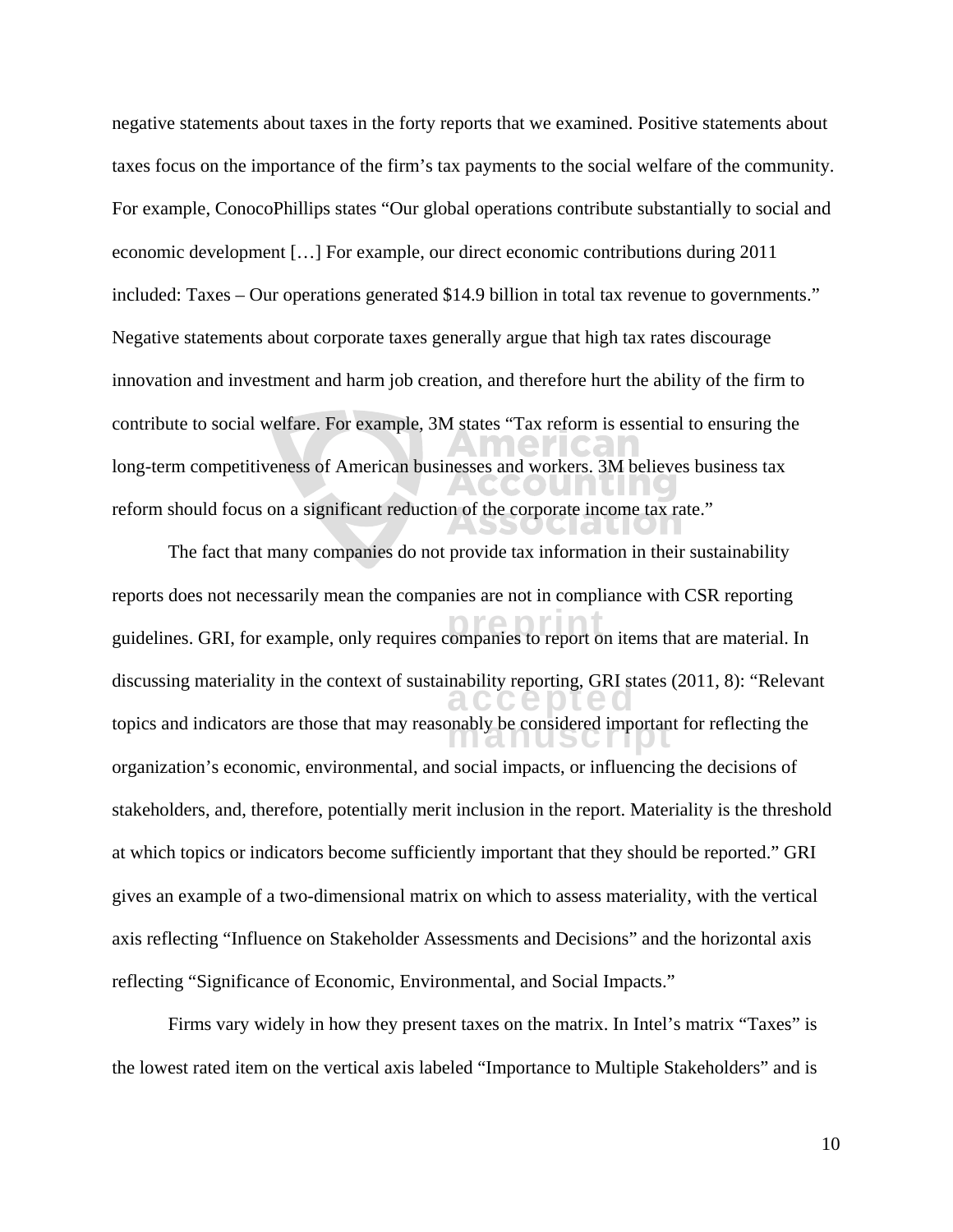negative statements about taxes in the forty reports that we examined. Positive statements about taxes focus on the importance of the firm's tax payments to the social welfare of the community. For example, ConocoPhillips states "Our global operations contribute substantially to social and economic development […] For example, our direct economic contributions during 2011 included: Taxes – Our operations generated $14.9 billion in total tax revenue to governments." Negative statements about corporate taxes generally argue that high tax rates discourage innovation and investment and harm job creation, and therefore hurt the ability of the firm to contribute to social welfare. For example, 3M states "Tax reform is essential to ensuring the long-term competitiveness of American businesses and workers. 3M believes business tax reform should focus on a significant reduction of the corporate income tax rate."

The fact that many companies do not provide tax information in their sustainability reports does not necessarily mean the companies are not in compliance with CSR reporting guidelines. GRI, for example, only requires companies to report on items that are material. In discussing materiality in the context of sustainability reporting, GRI states (2011, 8): "Relevant topics and indicators are those that may reasonably be considered important for reflecting the organization's economic, environmental, and social impacts, or influencing the decisions of stakeholders, and, therefore, potentially merit inclusion in the report. Materiality is the threshold at which topics or indicators become sufficiently important that they should be reported." GRI gives an example of a two-dimensional matrix on which to assess materiality, with the vertical axis reflecting "Influence on Stakeholder Assessments and Decisions" and the horizontal axis reflecting "Significance of Economic, Environmental, and Social Impacts."

Firms vary widely in how they present taxes on the matrix. In Intel's matrix "Taxes" is the lowest rated item on the vertical axis labeled "Importance to Multiple Stakeholders" and is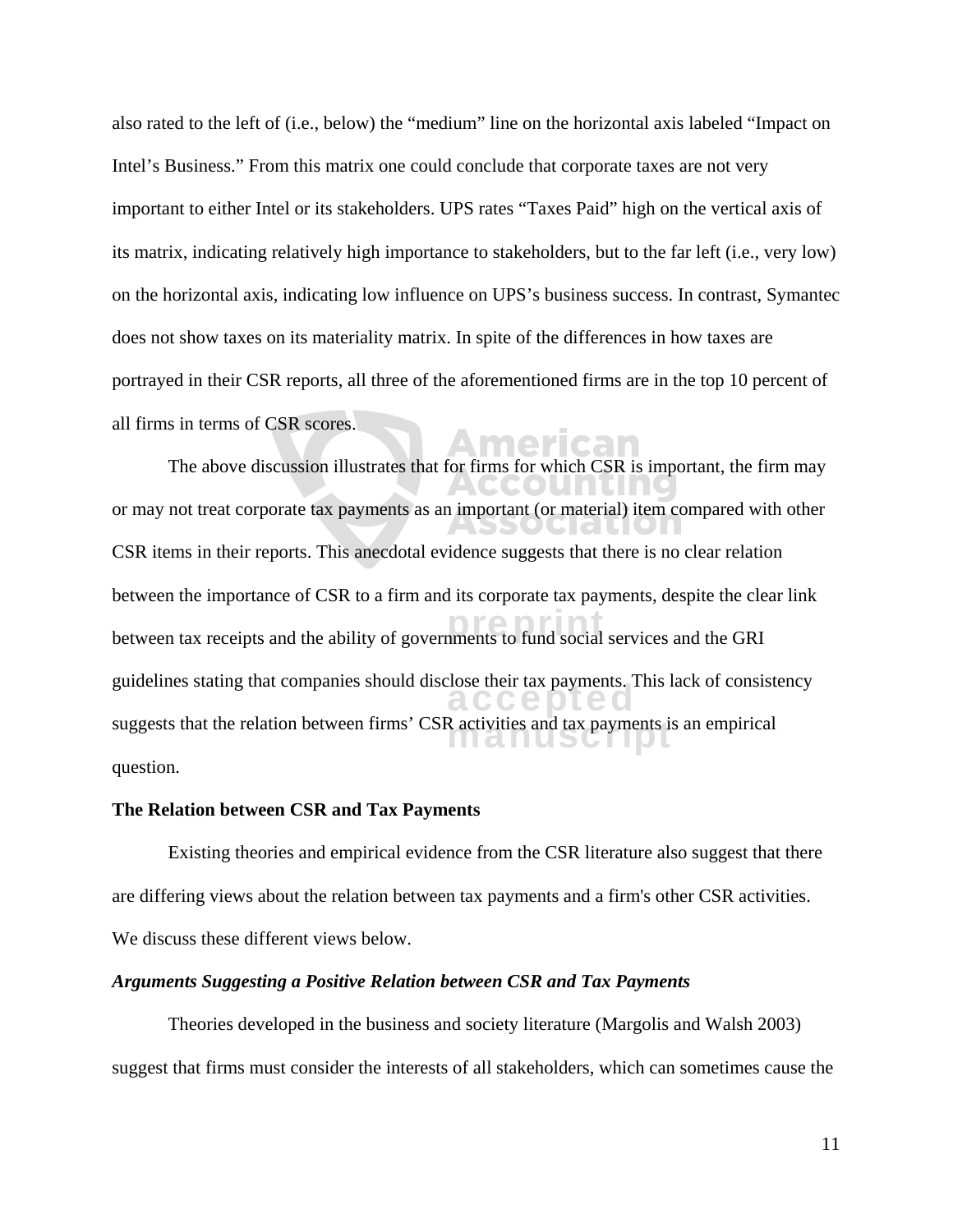also rated to the left of (i.e., below) the "medium" line on the horizontal axis labeled "Impact on Intel's Business." From this matrix one could conclude that corporate taxes are not very important to either Intel or its stakeholders. UPS rates "Taxes Paid" high on the vertical axis of its matrix, indicating relatively high importance to stakeholders, but to the far left (i.e., very low) on the horizontal axis, indicating low influence on UPS's business success. In contrast, Symantec does not show taxes on its materiality matrix. In spite of the differences in how taxes are portrayed in their CSR reports, all three of the aforementioned firms are in the top 10 percent of all firms in terms of CSR scores.

The above discussion illustrates that for firms for which CSR is important, the firm may or may not treat corporate tax payments as an important (or material) item compared with other CSR items in their reports. This anecdotal evidence suggests that there is no clear relation between the importance of CSR to a firm and its corporate tax payments, despite the clear link between tax receipts and the ability of governments to fund social services and the GRI guidelines stating that companies should disclose their tax payments. This lack of consistency suggests that the relation between firms' CSR activities and tax payments is an empirical question.

**The Relation between CSR and Tax Payments**

Existing theories and empirical evidence from the CSR literature also suggest that there are differing views about the relation between tax payments and a firm's other CSR activities. We discuss these different views below.

***Arguments Suggesting a Positive Relation between CSR and Tax Payments***

Theories developed in the business and society literature (Margolis and Walsh 2003) suggest that firms must consider the interests of all stakeholders, which can sometimes cause the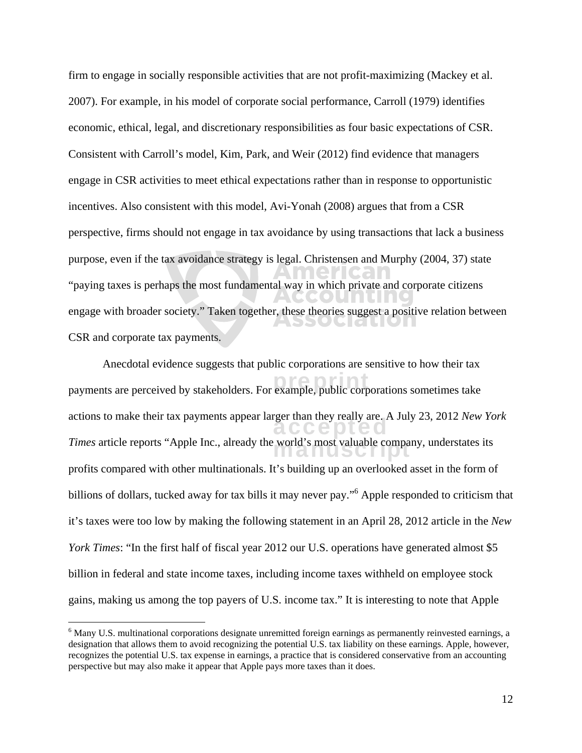firm to engage in socially responsible activities that are not profit-maximizing (Mackey et al. 2007). For example, in his model of corporate social performance, Carroll (1979) identifies economic, ethical, legal, and discretionary responsibilities as four basic expectations of CSR. Consistent with Carroll's model, Kim, Park, and Weir (2012) find evidence that managers engage in CSR activities to meet ethical expectations rather than in response to opportunistic incentives. Also consistent with this model, Avi-Yonah (2008) argues that from a CSR perspective, firms should not engage in tax avoidance by using transactions that lack a business purpose, even if the tax avoidance strategy is legal. Christensen and Murphy (2004, 37) state "paying taxes is perhaps the most fundamental way in which private and corporate citizens engage with broader society." Taken together, these theories suggest a positive relation between CSR and corporate tax payments.

Anecdotal evidence suggests that public corporations are sensitive to how their tax payments are perceived by stakeholders. For example, public corporations sometimes take actions to make their tax payments appear larger than they really are. A July 23, 2012 *New York Times* article reports "Apple Inc., already the world's most valuable company, understates its profits compared with other multinationals. It's building up an overlooked asset in the form of billions of dollars, tucked away for tax bills it may never pay."[6] Apple responded to criticism that it's taxes were too low by making the following statement in an April 28, 2012 article in the *New York Times*: "In the first half of fiscal year 2012 our U.S. operations have generated almost $5 billion in federal and state income taxes, including income taxes withheld on employee stock gains, making us among the top payers of U.S. income tax." It is interesting to note that Apple

[6] Many U.S. multinational corporations designate unremitted foreign earnings as permanently reinvested earnings, a designation that allows them to avoid recognizing the potential U.S. tax liability on these earnings. Apple, however, recognizes the potential U.S. tax expense in earnings, a practice that is considered conservative from an accounting perspective but may also make it appear that Apple pays more taxes than it does.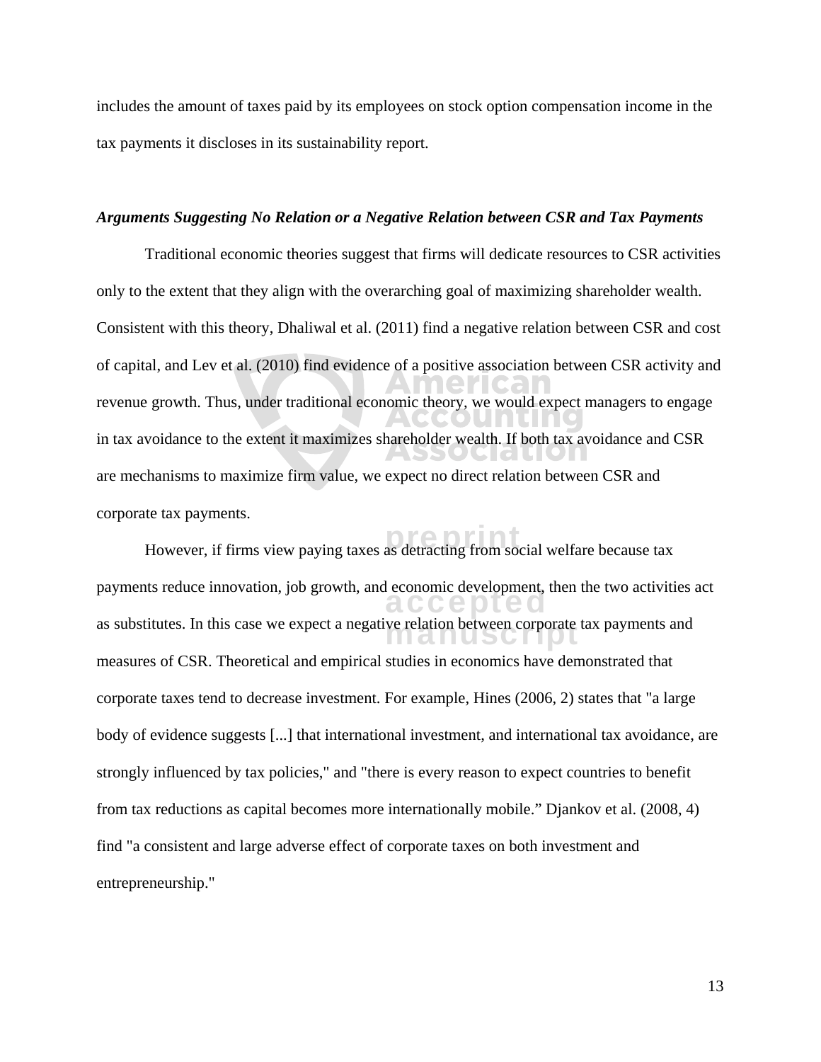includes the amount of taxes paid by its employees on stock option compensation income in the tax payments it discloses in its sustainability report.

### *Arguments Suggesting No Relation or a Negative Relation between CSR and Tax Payments*

Traditional economic theories suggest that firms will dedicate resources to CSR activities only to the extent that they align with the overarching goal of maximizing shareholder wealth. Consistent with this theory, Dhaliwal et al. (2011) find a negative relation between CSR and cost of capital, and Lev et al. (2010) find evidence of a positive association between CSR activity and revenue growth. Thus, under traditional economic theory, we would expect managers to engage in tax avoidance to the extent it maximizes shareholder wealth. If both tax avoidance and CSR are mechanisms to maximize firm value, we expect no direct relation between CSR and corporate tax payments.

However, if firms view paying taxes as detracting from social welfare because tax payments reduce innovation, job growth, and economic development, then the two activities act as substitutes. In this case we expect a negative relation between corporate tax payments and measures of CSR. Theoretical and empirical studies in economics have demonstrated that corporate taxes tend to decrease investment. For example, Hines (2006, 2) states that "a large body of evidence suggests [...] that international investment, and international tax avoidance, are strongly influenced by tax policies," and "there is every reason to expect countries to benefit from tax reductions as capital becomes more internationally mobile." Djankov et al. (2008, 4) find "a consistent and large adverse effect of corporate taxes on both investment and entrepreneurship."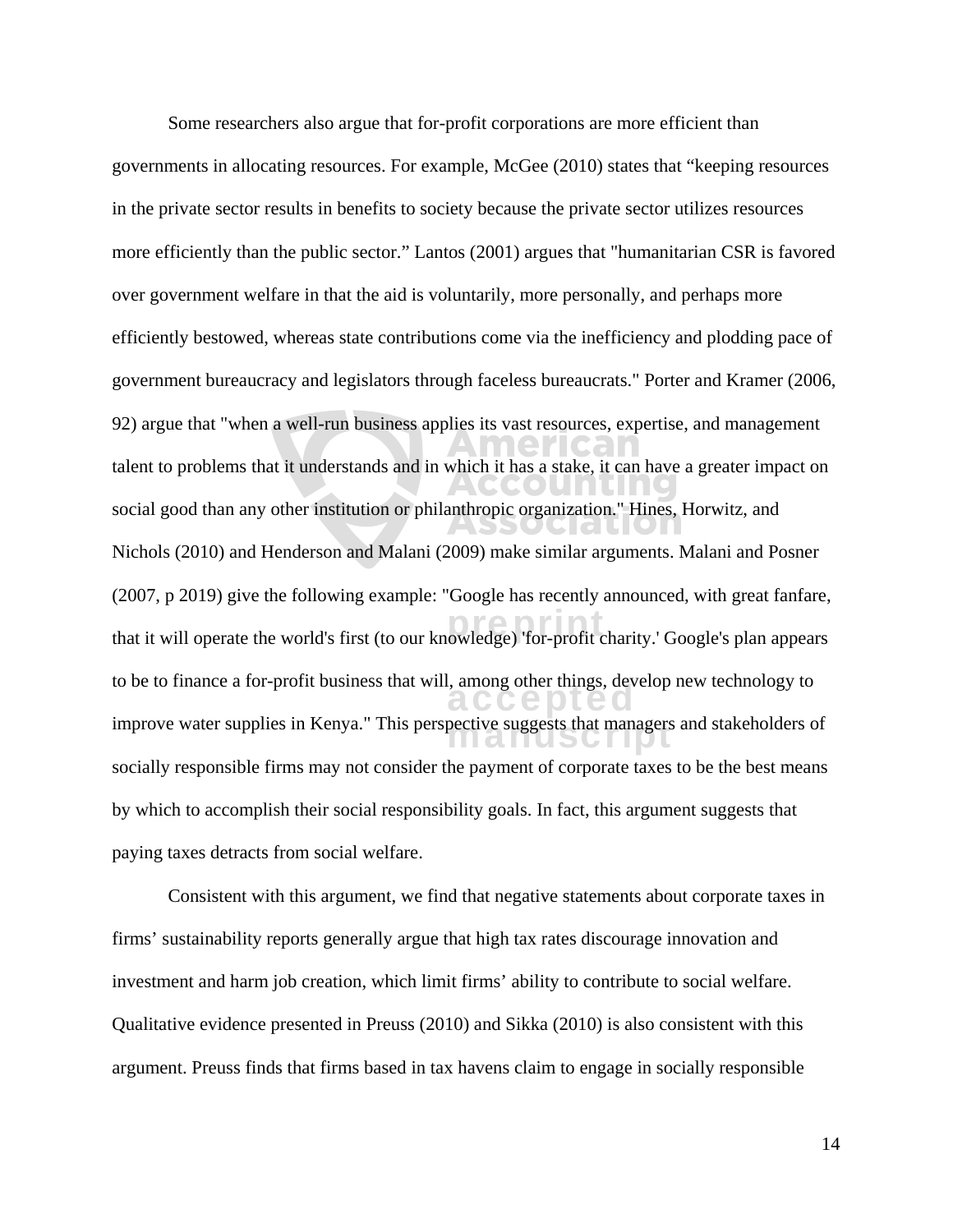Some researchers also argue that for-profit corporations are more efficient than governments in allocating resources. For example, McGee (2010) states that "keeping resources in the private sector results in benefits to society because the private sector utilizes resources more efficiently than the public sector." Lantos (2001) argues that "humanitarian CSR is favored over government welfare in that the aid is voluntarily, more personally, and perhaps more efficiently bestowed, whereas state contributions come via the inefficiency and plodding pace of government bureaucracy and legislators through faceless bureaucrats." Porter and Kramer (2006, 92) argue that "when a well-run business applies its vast resources, expertise, and management talent to problems that it understands and in which it has a stake, it can have a greater impact on social good than any other institution or philanthropic organization." Hines, Horwitz, and Nichols (2010) and Henderson and Malani (2009) make similar arguments. Malani and Posner (2007, p 2019) give the following example: "Google has recently announced, with great fanfare, that it will operate the world's first (to our knowledge) 'for-profit charity.' Google's plan appears to be to finance a for-profit business that will, among other things, develop new technology to improve water supplies in Kenya." This perspective suggests that managers and stakeholders of socially responsible firms may not consider the payment of corporate taxes to be the best means by which to accomplish their social responsibility goals. In fact, this argument suggests that paying taxes detracts from social welfare.

Consistent with this argument, we find that negative statements about corporate taxes in firms' sustainability reports generally argue that high tax rates discourage innovation and investment and harm job creation, which limit firms' ability to contribute to social welfare. Qualitative evidence presented in Preuss (2010) and Sikka (2010) is also consistent with this argument. Preuss finds that firms based in tax havens claim to engage in socially responsible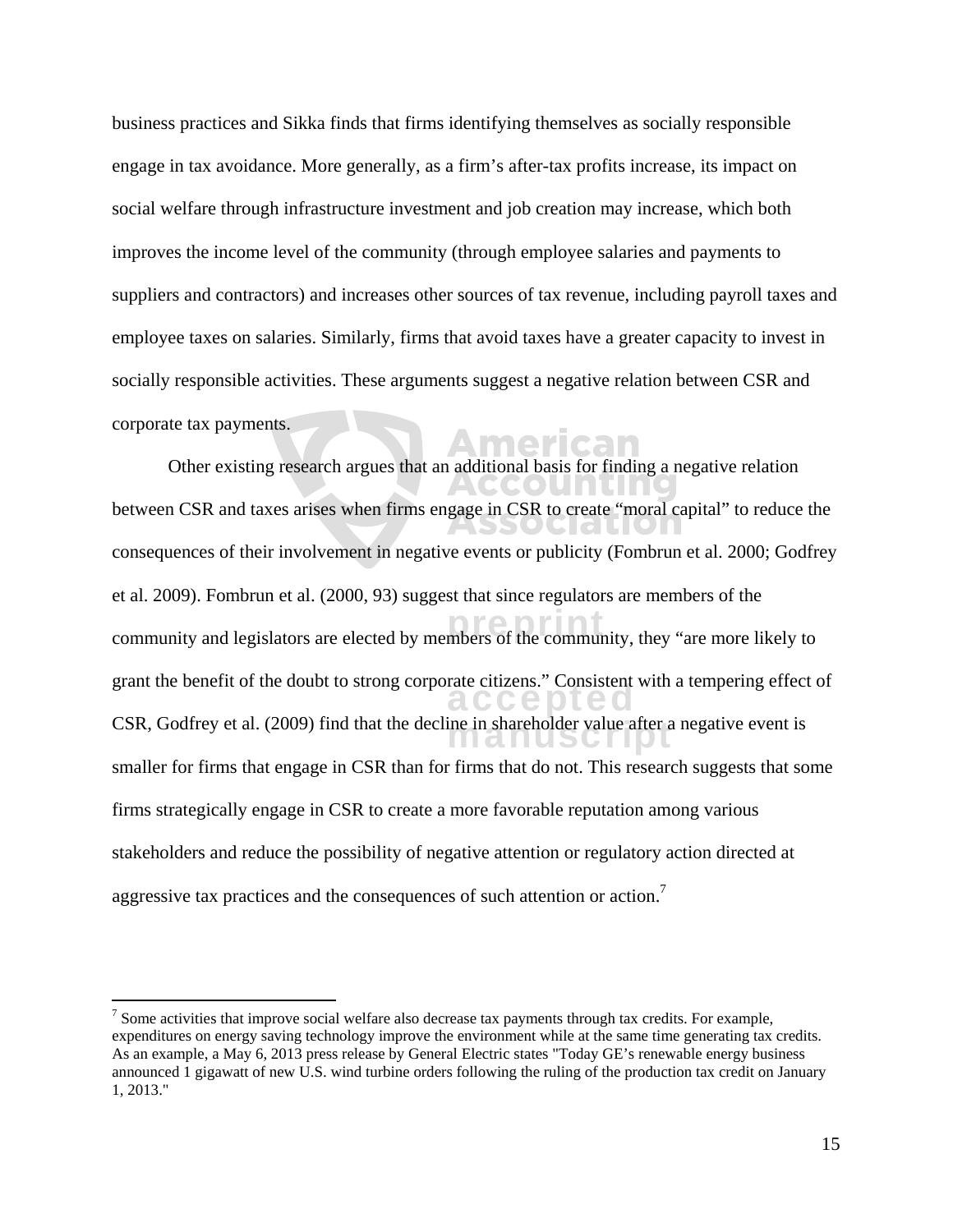business practices and Sikka finds that firms identifying themselves as socially responsible engage in tax avoidance. More generally, as a firm's after-tax profits increase, its impact on social welfare through infrastructure investment and job creation may increase, which both improves the income level of the community (through employee salaries and payments to suppliers and contractors) and increases other sources of tax revenue, including payroll taxes and employee taxes on salaries. Similarly, firms that avoid taxes have a greater capacity to invest in socially responsible activities. These arguments suggest a negative relation between CSR and corporate tax payments.

Other existing research argues that an additional basis for finding a negative relation between CSR and taxes arises when firms engage in CSR to create "moral capital" to reduce the consequences of their involvement in negative events or publicity (Fombrun et al. 2000; Godfrey et al. 2009). Fombrun et al. (2000, 93) suggest that since regulators are members of the community and legislators are elected by members of the community, they "are more likely to grant the benefit of the doubt to strong corporate citizens." Consistent with a tempering effect of CSR, Godfrey et al. (2009) find that the decline in shareholder value after a negative event is smaller for firms that engage in CSR than for firms that do not. This research suggests that some firms strategically engage in CSR to create a more favorable reputation among various stakeholders and reduce the possibility of negative attention or regulatory action directed at aggressive tax practices and the consequences of such attention or action.[7]

---

[7] Some activities that improve social welfare also decrease tax payments through tax credits. For example, expenditures on energy saving technology improve the environment while at the same time generating tax credits. As an example, a May 6, 2013 press release by General Electric states "Today GE's renewable energy business announced 1 gigawatt of new U.S. wind turbine orders following the ruling of the production tax credit on January 1, 2013."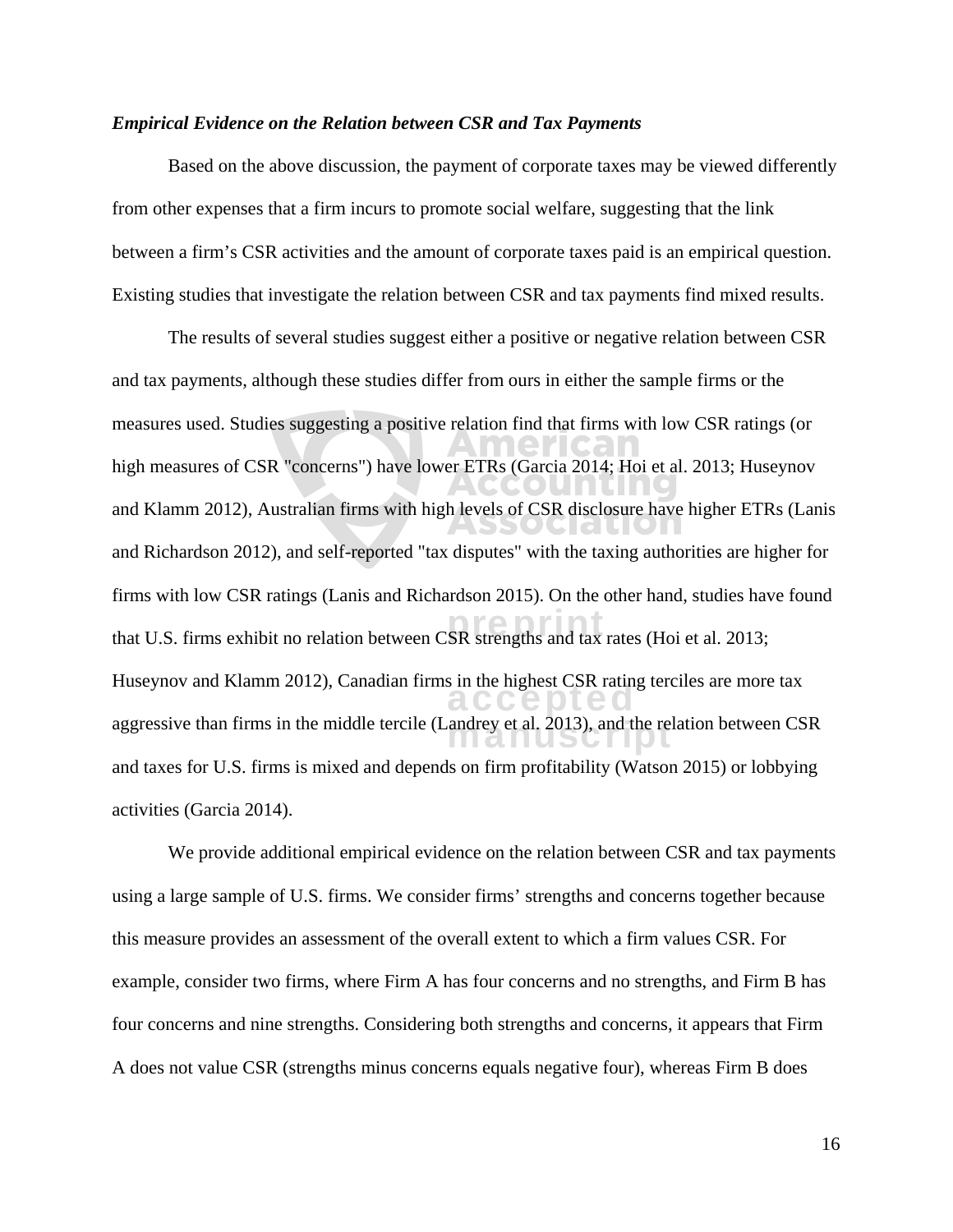### *Empirical Evidence on the Relation between CSR and Tax Payments*

Based on the above discussion, the payment of corporate taxes may be viewed differently from other expenses that a firm incurs to promote social welfare, suggesting that the link between a firm's CSR activities and the amount of corporate taxes paid is an empirical question. Existing studies that investigate the relation between CSR and tax payments find mixed results.

The results of several studies suggest either a positive or negative relation between CSR and tax payments, although these studies differ from ours in either the sample firms or the measures used. Studies suggesting a positive relation find that firms with low CSR ratings (or high measures of CSR "concerns") have lower ETRs (Garcia 2014; Hoi et al. 2013; Huseynov and Klamm 2012), Australian firms with high levels of CSR disclosure have higher ETRs (Lanis and Richardson 2012), and self-reported "tax disputes" with the taxing authorities are higher for firms with low CSR ratings (Lanis and Richardson 2015). On the other hand, studies have found that U.S. firms exhibit no relation between CSR strengths and tax rates (Hoi et al. 2013; Huseynov and Klamm 2012), Canadian firms in the highest CSR rating terciles are more tax aggressive than firms in the middle tercile (Landrey et al. 2013), and the relation between CSR and taxes for U.S. firms is mixed and depends on firm profitability (Watson 2015) or lobbying activities (Garcia 2014).

We provide additional empirical evidence on the relation between CSR and tax payments using a large sample of U.S. firms. We consider firms' strengths and concerns together because this measure provides an assessment of the overall extent to which a firm values CSR. For example, consider two firms, where Firm A has four concerns and no strengths, and Firm B has four concerns and nine strengths. Considering both strengths and concerns, it appears that Firm A does not value CSR (strengths minus concerns equals negative four), whereas Firm B does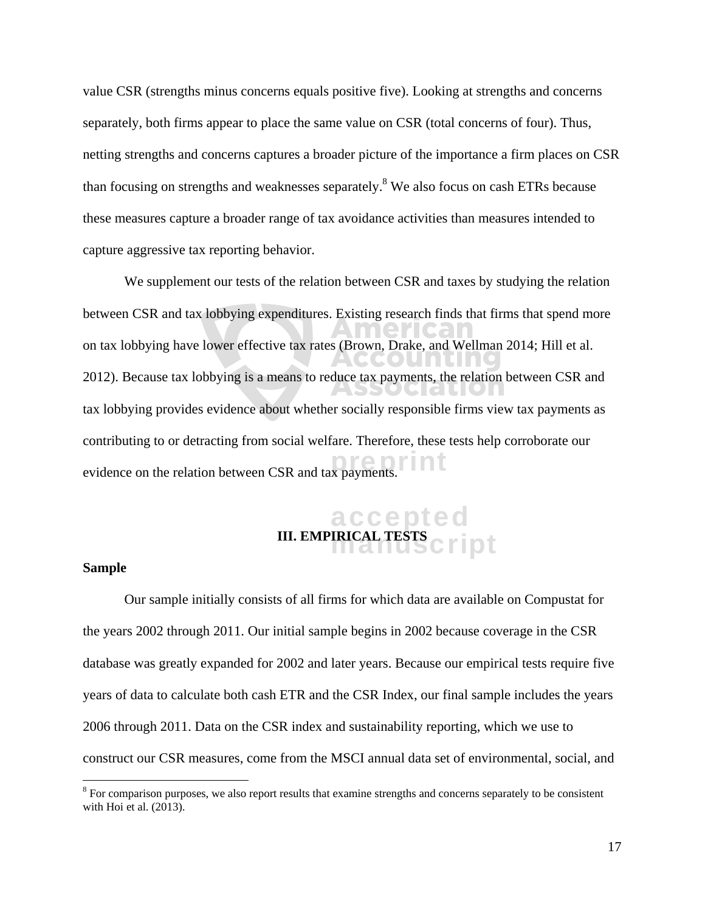value CSR (strengths minus concerns equals positive five). Looking at strengths and concerns separately, both firms appear to place the same value on CSR (total concerns of four). Thus, netting strengths and concerns captures a broader picture of the importance a firm places on CSR than focusing on strengths and weaknesses separately.[8] We also focus on cash ETRs because these measures capture a broader range of tax avoidance activities than measures intended to capture aggressive tax reporting behavior.

We supplement our tests of the relation between CSR and taxes by studying the relation between CSR and tax lobbying expenditures. Existing research finds that firms that spend more on tax lobbying have lower effective tax rates (Brown, Drake, and Wellman 2014; Hill et al. 2012). Because tax lobbying is a means to reduce tax payments, the relation between CSR and tax lobbying provides evidence about whether socially responsible firms view tax payments as contributing to or detracting from social welfare. Therefore, these tests help corroborate our evidence on the relation between CSR and tax payments.

## III. EMPIRICAL TESTS

### Sample

Our sample initially consists of all firms for which data are available on Compustat for the years 2002 through 2011. Our initial sample begins in 2002 because coverage in the CSR database was greatly expanded for 2002 and later years. Because our empirical tests require five years of data to calculate both cash ETR and the CSR Index, our final sample includes the years 2006 through 2011. Data on the CSR index and sustainability reporting, which we use to construct our CSR measures, come from the MSCI annual data set of environmental, social, and

[8] For comparison purposes, we also report results that examine strengths and concerns separately to be consistent with Hoi et al. (2013).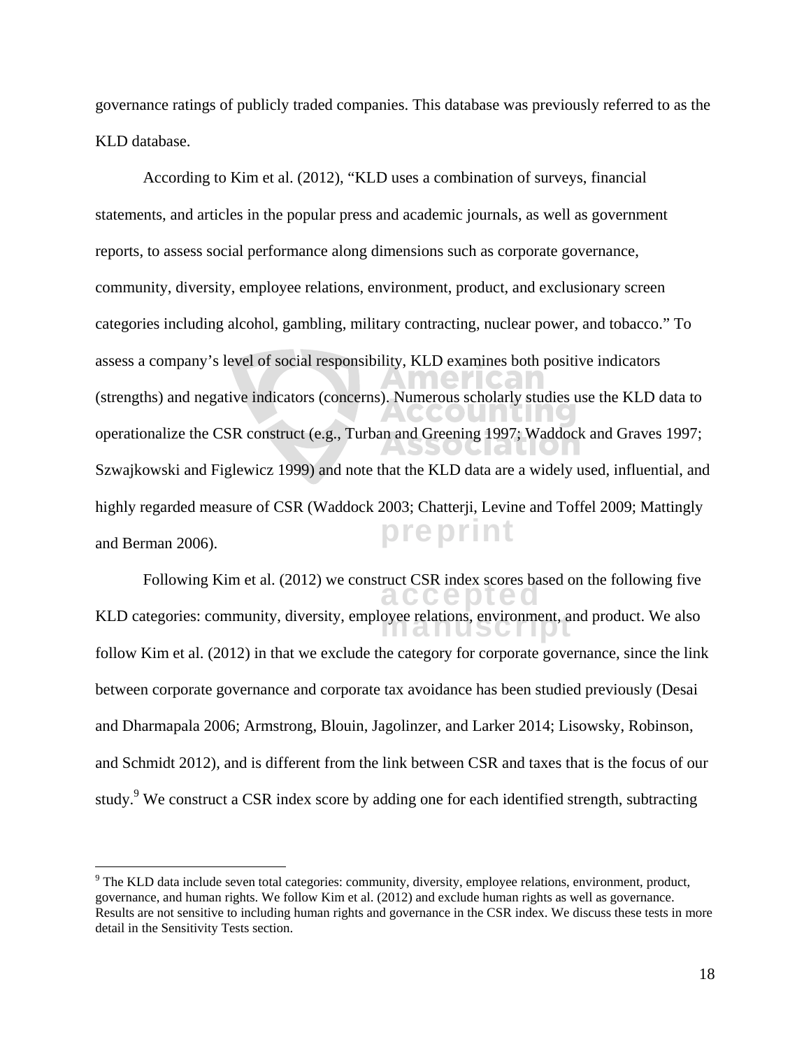governance ratings of publicly traded companies. This database was previously referred to as the KLD database.

According to Kim et al. (2012), "KLD uses a combination of surveys, financial statements, and articles in the popular press and academic journals, as well as government reports, to assess social performance along dimensions such as corporate governance, community, diversity, employee relations, environment, product, and exclusionary screen categories including alcohol, gambling, military contracting, nuclear power, and tobacco." To assess a company's level of social responsibility, KLD examines both positive indicators (strengths) and negative indicators (concerns). Numerous scholarly studies use the KLD data to operationalize the CSR construct (e.g., Turban and Greening 1997; Waddock and Graves 1997; Szwajkowski and Figlewicz 1999) and note that the KLD data are a widely used, influential, and highly regarded measure of CSR (Waddock 2003; Chatterji, Levine and Toffel 2009; Mattingly and Berman 2006).

Following Kim et al. (2012) we construct CSR index scores based on the following five KLD categories: community, diversity, employee relations, environment, and product. We also follow Kim et al. (2012) in that we exclude the category for corporate governance, since the link between corporate governance and corporate tax avoidance has been studied previously (Desai and Dharmapala 2006; Armstrong, Blouin, Jagolinzer, and Larker 2014; Lisowsky, Robinson, and Schmidt 2012), and is different from the link between CSR and taxes that is the focus of our study.[9] We construct a CSR index score by adding one for each identified strength, subtracting

[9] The KLD data include seven total categories: community, diversity, employee relations, environment, product, governance, and human rights. We follow Kim et al. (2012) and exclude human rights as well as governance. Results are not sensitive to including human rights and governance in the CSR index. We discuss these tests in more detail in the Sensitivity Tests section.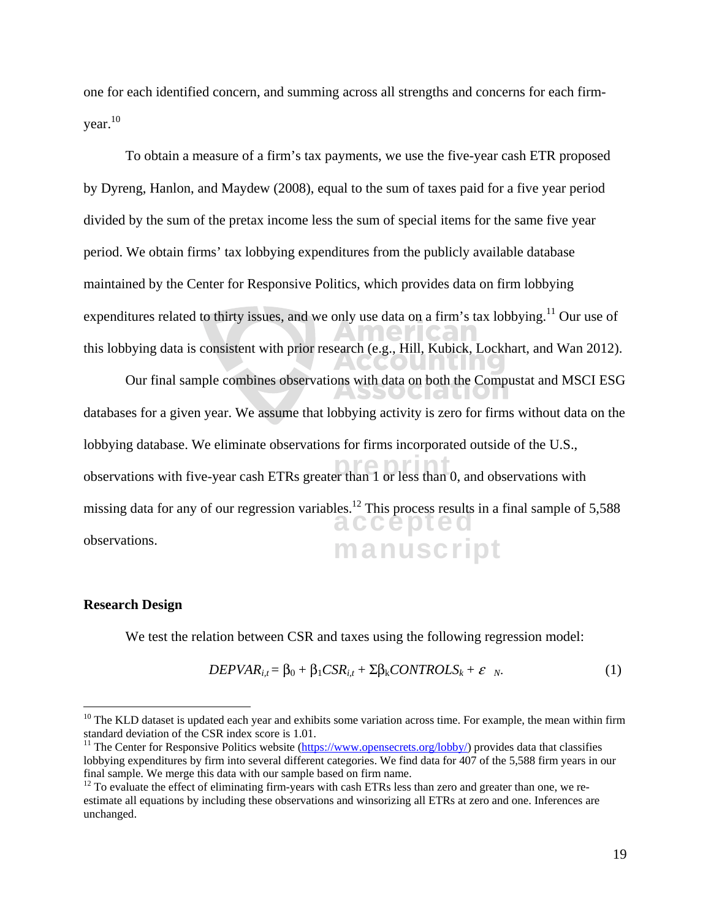one for each identified concern, and summing across all strengths and concerns for each firm-year.[10]

To obtain a measure of a firm's tax payments, we use the five-year cash ETR proposed by Dyreng, Hanlon, and Maydew (2008), equal to the sum of taxes paid for a five year period divided by the sum of the pretax income less the sum of special items for the same five year period. We obtain firms' tax lobbying expenditures from the publicly available database maintained by the Center for Responsive Politics, which provides data on firm lobbying expenditures related to thirty issues, and we only use data on a firm's tax lobbying.[11] Our use of this lobbying data is consistent with prior research (e.g., Hill, Kubick, Lockhart, and Wan 2012).

Our final sample combines observations with data on both the Compustat and MSCI ESG databases for a given year. We assume that lobbying activity is zero for firms without data on the lobbying database. We eliminate observations for firms incorporated outside of the U.S., observations with five-year cash ETRs greater than 1 or less than 0, and observations with missing data for any of our regression variables.[12] This process results in a final sample of 5,588 observations.

## Research Design

We test the relation between CSR and taxes using the following regression model:

$$DEPVAR_{i,t} = \beta_0 + \beta_1 CSR_{i,t} + \Sigma\beta_k CONTROLS_k + \varepsilon_N. \quad (1)$$

---

[10] The KLD dataset is updated each year and exhibits some variation across time. For example, the mean within firm standard deviation of the CSR index score is 1.01.

[11] The Center for Responsive Politics website (https://www.opensecrets.org/lobby/) provides data that classifies lobbying expenditures by firm into several different categories. We find data for 407 of the 5,588 firm years in our final sample. We merge this data with our sample based on firm name.

[12] To evaluate the effect of eliminating firm-years with cash ETRs less than zero and greater than one, we re-estimate all equations by including these observations and winsorizing all ETRs at zero and one. Inferences are unchanged.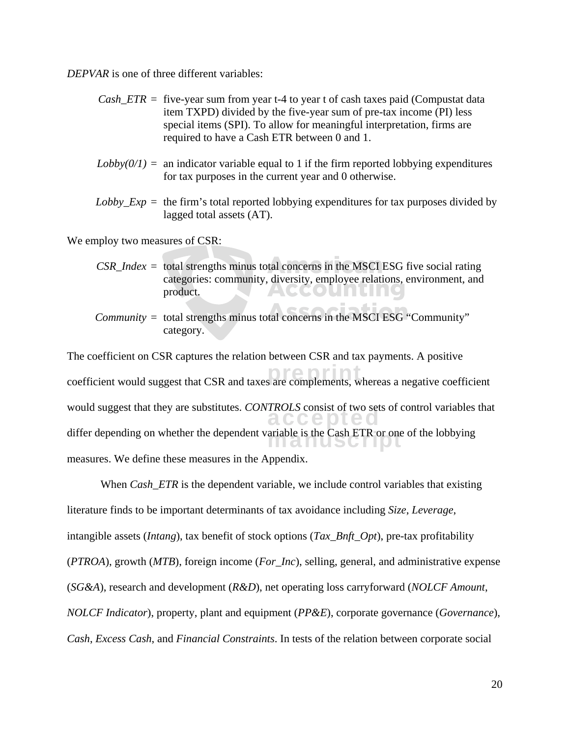*DEPVAR* is one of three different variables:

*Cash_ETR* = five-year sum from year t-4 to year t of cash taxes paid (Compustat data item TXPD) divided by the five-year sum of pre-tax income (PI) less special items (SPI). To allow for meaningful interpretation, firms are required to have a Cash ETR between 0 and 1.

*Lobby(0/1)* = an indicator variable equal to 1 if the firm reported lobbying expenditures for tax purposes in the current year and 0 otherwise.

*Lobby_Exp* = the firm's total reported lobbying expenditures for tax purposes divided by lagged total assets (AT).

We employ two measures of CSR:

*CSR_Index* = total strengths minus total concerns in the MSCI ESG five social rating categories: community, diversity, employee relations, environment, and product.

*Community* = total strengths minus total concerns in the MSCI ESG "Community" category.

The coefficient on CSR captures the relation between CSR and tax payments. A positive coefficient would suggest that CSR and taxes are complements, whereas a negative coefficient would suggest that they are substitutes. *CONTROLS* consist of two sets of control variables that differ depending on whether the dependent variable is the Cash ETR or one of the lobbying measures. We define these measures in the Appendix.

When *Cash_ETR* is the dependent variable, we include control variables that existing literature finds to be important determinants of tax avoidance including *Size*, *Leverage*, intangible assets (*Intang*), tax benefit of stock options (*Tax_Bnft_Opt*), pre-tax profitability (*PTROA*), growth (*MTB*), foreign income (*For_Inc*), selling, general, and administrative expense (*SG&A*), research and development (*R&D*), net operating loss carryforward (*NOLCF Amount*, *NOLCF Indicator*), property, plant and equipment (*PP&E*), corporate governance (*Governance*), *Cash*, *Excess Cash*, and *Financial Constraints*. In tests of the relation between corporate social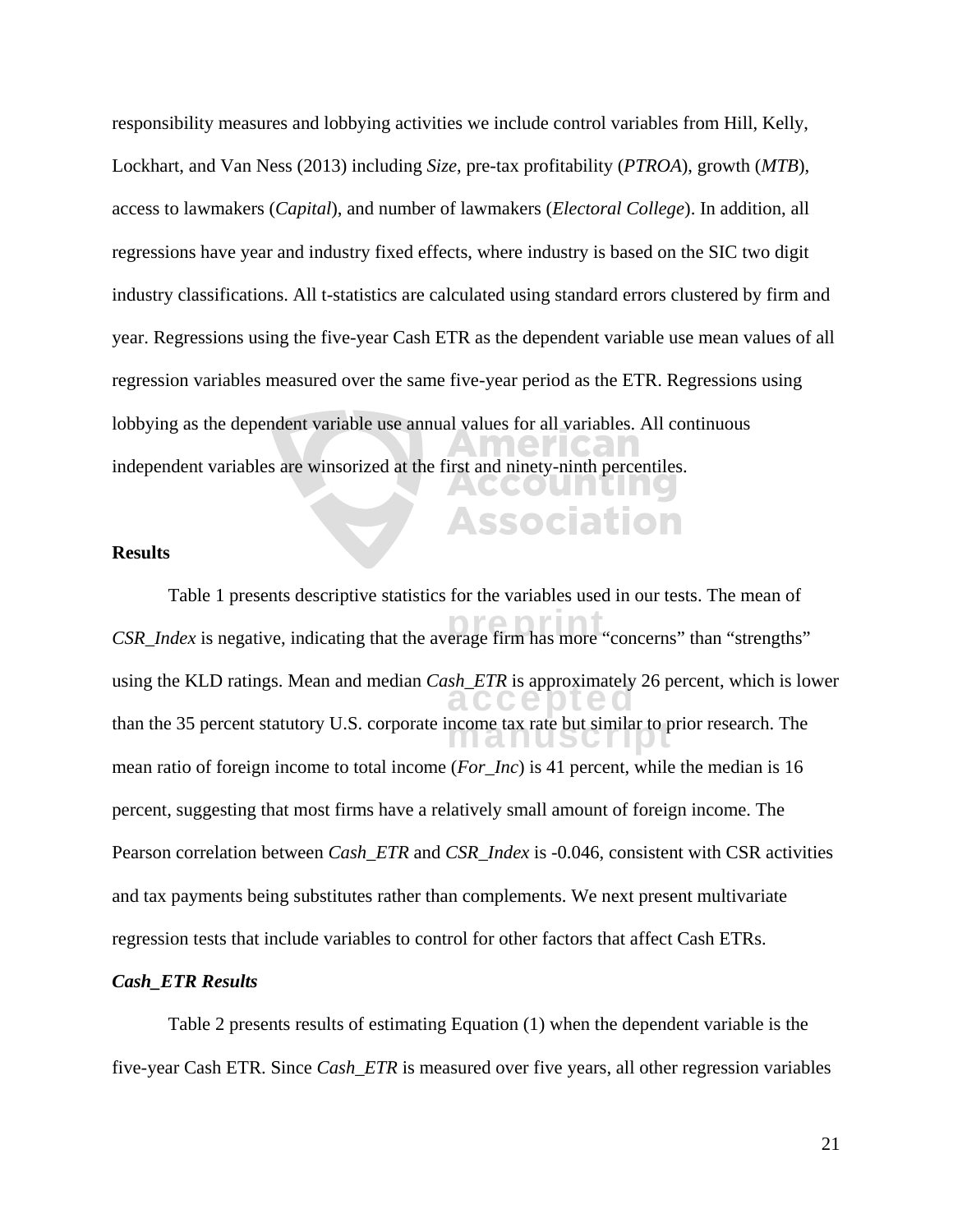responsibility measures and lobbying activities we include control variables from Hill, Kelly, Lockhart, and Van Ness (2013) including *Size*, pre-tax profitability (*PTROA*), growth (*MTB*), access to lawmakers (*Capital*), and number of lawmakers (*Electoral College*). In addition, all regressions have year and industry fixed effects, where industry is based on the SIC two digit industry classifications. All t-statistics are calculated using standard errors clustered by firm and year. Regressions using the five-year Cash ETR as the dependent variable use mean values of all regression variables measured over the same five-year period as the ETR. Regressions using lobbying as the dependent variable use annual values for all variables. All continuous independent variables are winsorized at the first and ninety-ninth percentiles.

**Results**

Table 1 presents descriptive statistics for the variables used in our tests. The mean of *CSR_Index* is negative, indicating that the average firm has more "concerns" than "strengths" using the KLD ratings. Mean and median *Cash_ETR* is approximately 26 percent, which is lower than the 35 percent statutory U.S. corporate income tax rate but similar to prior research. The mean ratio of foreign income to total income (*For_Inc*) is 41 percent, while the median is 16 percent, suggesting that most firms have a relatively small amount of foreign income. The Pearson correlation between *Cash_ETR* and *CSR_Index* is -0.046, consistent with CSR activities and tax payments being substitutes rather than complements. We next present multivariate regression tests that include variables to control for other factors that affect Cash ETRs.

***Cash_ETR Results***

Table 2 presents results of estimating Equation (1) when the dependent variable is the five-year Cash ETR. Since *Cash_ETR* is measured over five years, all other regression variables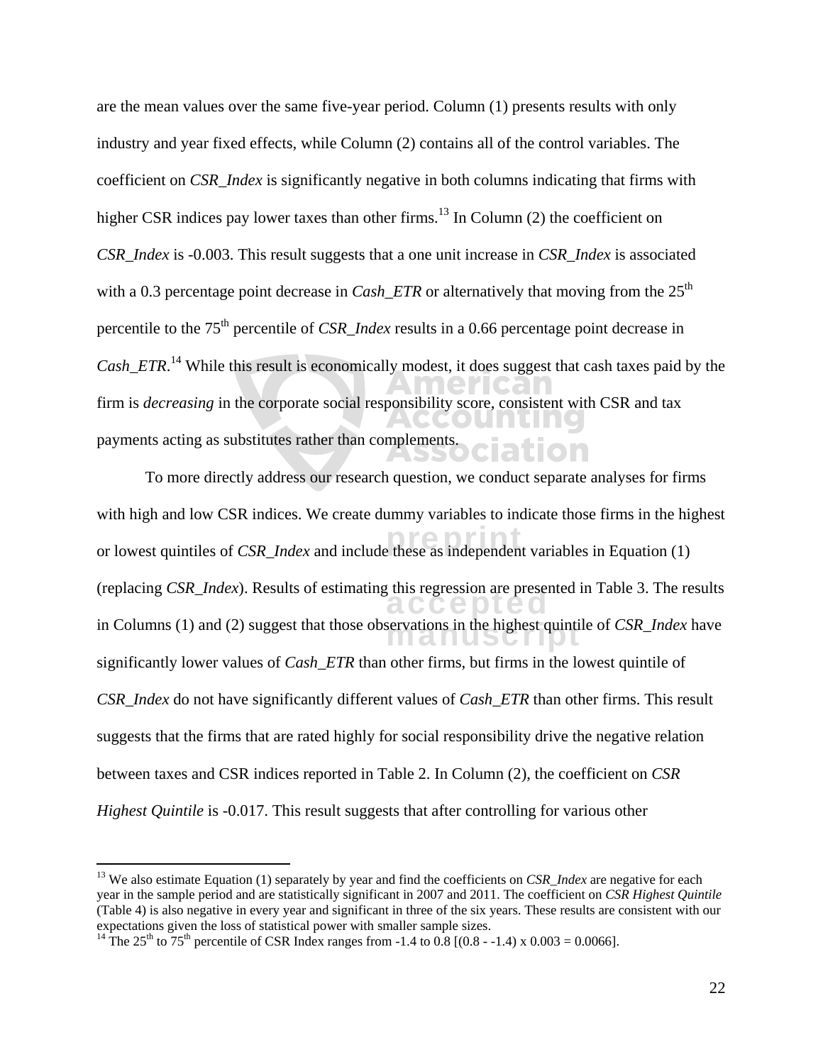are the mean values over the same five-year period. Column (1) presents results with only industry and year fixed effects, while Column (2) contains all of the control variables. The coefficient on *CSR_Index* is significantly negative in both columns indicating that firms with higher CSR indices pay lower taxes than other firms.[13] In Column (2) the coefficient on *CSR_Index* is -0.003. This result suggests that a one unit increase in *CSR_Index* is associated with a 0.3 percentage point decrease in *Cash_ETR* or alternatively that moving from the 25th percentile to the 75th percentile of *CSR_Index* results in a 0.66 percentage point decrease in *Cash_ETR*.[14] While this result is economically modest, it does suggest that cash taxes paid by the firm is *decreasing* in the corporate social responsibility score, consistent with CSR and tax payments acting as substitutes rather than complements.

To more directly address our research question, we conduct separate analyses for firms with high and low CSR indices. We create dummy variables to indicate those firms in the highest or lowest quintiles of *CSR_Index* and include these as independent variables in Equation (1) (replacing *CSR_Index*). Results of estimating this regression are presented in Table 3. The results in Columns (1) and (2) suggest that those observations in the highest quintile of *CSR_Index* have significantly lower values of *Cash_ETR* than other firms, but firms in the lowest quintile of *CSR_Index* do not have significantly different values of *Cash_ETR* than other firms. This result suggests that the firms that are rated highly for social responsibility drive the negative relation between taxes and CSR indices reported in Table 2. In Column (2), the coefficient on *CSR Highest Quintile* is -0.017. This result suggests that after controlling for various other

---

[13] We also estimate Equation (1) separately by year and find the coefficients on *CSR_Index* are negative for each year in the sample period and are statistically significant in 2007 and 2011. The coefficient on *CSR Highest Quintile* (Table 4) is also negative in every year and significant in three of the six years. These results are consistent with our expectations given the loss of statistical power with smaller sample sizes.

[14] The 25th to 75th percentile of CSR Index ranges from -1.4 to 0.8 [(0.8 - -1.4) x 0.003 = 0.0066].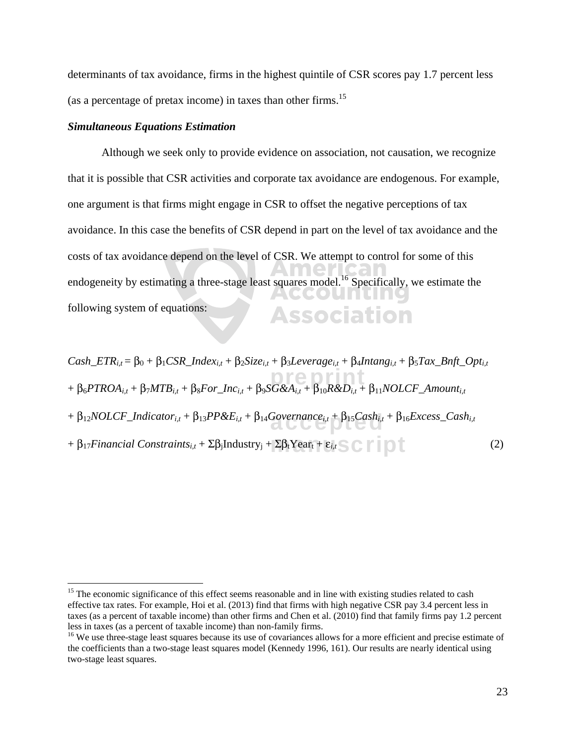determinants of tax avoidance, firms in the highest quintile of CSR scores pay 1.7 percent less (as a percentage of pretax income) in taxes than other firms.[15]

***Simultaneous Equations Estimation***

Although we seek only to provide evidence on association, not causation, we recognize that it is possible that CSR activities and corporate tax avoidance are endogenous. For example, one argument is that firms might engage in CSR to offset the negative perceptions of tax avoidance. In this case the benefits of CSR depend in part on the level of tax avoidance and the costs of tax avoidance depend on the level of CSR. We attempt to control for some of this endogeneity by estimating a three-stage least squares model.[16] Specifically, we estimate the following system of equations:

$$
\begin{aligned}
Cash\_ETR_{i,t} = {} & \beta_0 + \beta_1 CSR\_Index_{i,t} + \beta_2 Size_{i,t} + \beta_3 Leverage_{i,t} + \beta_4 Intang_{i,t} + \beta_5 Tax\_Bnft\_Opt_{i,t} \\
& + \beta_6 PTROA_{i,t} + \beta_7 MTB_{i,t} + \beta_8 For\_Inc_{i,t} + \beta_9 SG\&A_{i,t} + \beta_{10} R\&D_{i,t} + \beta_{11} NOLCF\_Amount_{i,t} \\
& + \beta_{12} NOLCF\_Indicator_{i,t} + \beta_{13} PP\&E_{i,t} + \beta_{14} Governance_{i,t} + \beta_{15} Cash_{i,t} + \beta_{16} Excess\_Cash_{i,t} \\
& + \beta_{17} Financial\ Constraints_{i,t} + \Sigma\beta_j \text{Industry}_j + \Sigma\beta_t \text{Year}_t + \varepsilon_{i,t} \qquad (2)
\end{aligned}
$$

---

[15] The economic significance of this effect seems reasonable and in line with existing studies related to cash effective tax rates. For example, Hoi et al. (2013) find that firms with high negative CSR pay 3.4 percent less in taxes (as a percent of taxable income) than other firms and Chen et al. (2010) find that family firms pay 1.2 percent less in taxes (as a percent of taxable income) than non-family firms.

[16] We use three-stage least squares because its use of covariances allows for a more efficient and precise estimate of the coefficients than a two-stage least squares model (Kennedy 1996, 161). Our results are nearly identical using two-stage least squares.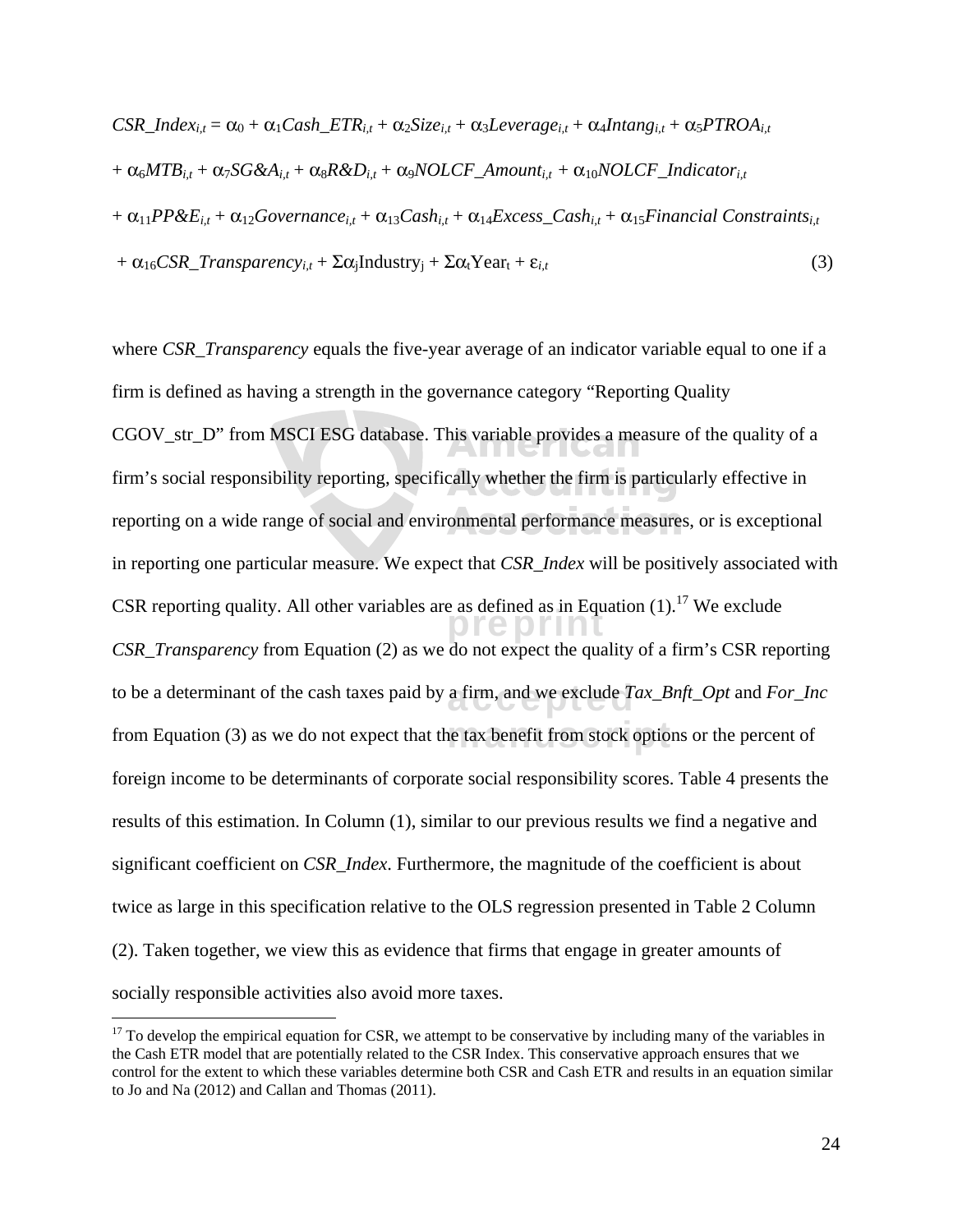$$
\begin{aligned}
CSR\_Index_{i,t} = {} & \alpha_0 + \alpha_1 Cash\_ETR_{i,t} + \alpha_2 Size_{i,t} + \alpha_3 Leverage_{i,t} + \alpha_4 Intang_{i,t} + \alpha_5 PTROA_{i,t} \\
& + \alpha_6 MTB_{i,t} + \alpha_7 SG\&A_{i,t} + \alpha_8 R\&D_{i,t} + \alpha_9 NOLCF\_Amount_{i,t} + \alpha_{10} NOLCF\_Indicator_{i,t} \\
& + \alpha_{11} PP\&E_{i,t} + \alpha_{12} Governance_{i,t} + \alpha_{13} Cash_{i,t} + \alpha_{14} Excess\_Cash_{i,t} + \alpha_{15} Financial\ Constraints_{i,t} \\
& + \alpha_{16} CSR\_Transparency_{i,t} + \Sigma\alpha_j \text{Industry}_j + \Sigma\alpha_t \text{Year}_t + \varepsilon_{i,t} \qquad (3)
\end{aligned}
$$

where *CSR_Transparency* equals the five-year average of an indicator variable equal to one if a firm is defined as having a strength in the governance category "Reporting Quality CGOV_str_D" from MSCI ESG database. This variable provides a measure of the quality of a firm's social responsibility reporting, specifically whether the firm is particularly effective in reporting on a wide range of social and environmental performance measures, or is exceptional in reporting one particular measure. We expect that *CSR_Index* will be positively associated with CSR reporting quality. All other variables are as defined as in Equation (1).[17] We exclude *CSR_Transparency* from Equation (2) as we do not expect the quality of a firm's CSR reporting to be a determinant of the cash taxes paid by a firm, and we exclude *Tax_Bnft_Opt* and *For_Inc* from Equation (3) as we do not expect that the tax benefit from stock options or the percent of foreign income to be determinants of corporate social responsibility scores. Table 4 presents the results of this estimation. In Column (1), similar to our previous results we find a negative and significant coefficient on *CSR_Index*. Furthermore, the magnitude of the coefficient is about twice as large in this specification relative to the OLS regression presented in Table 2 Column (2). Taken together, we view this as evidence that firms that engage in greater amounts of socially responsible activities also avoid more taxes.

[17] To develop the empirical equation for CSR, we attempt to be conservative by including many of the variables in the Cash ETR model that are potentially related to the CSR Index. This conservative approach ensures that we control for the extent to which these variables determine both CSR and Cash ETR and results in an equation similar to Jo and Na (2012) and Callan and Thomas (2011).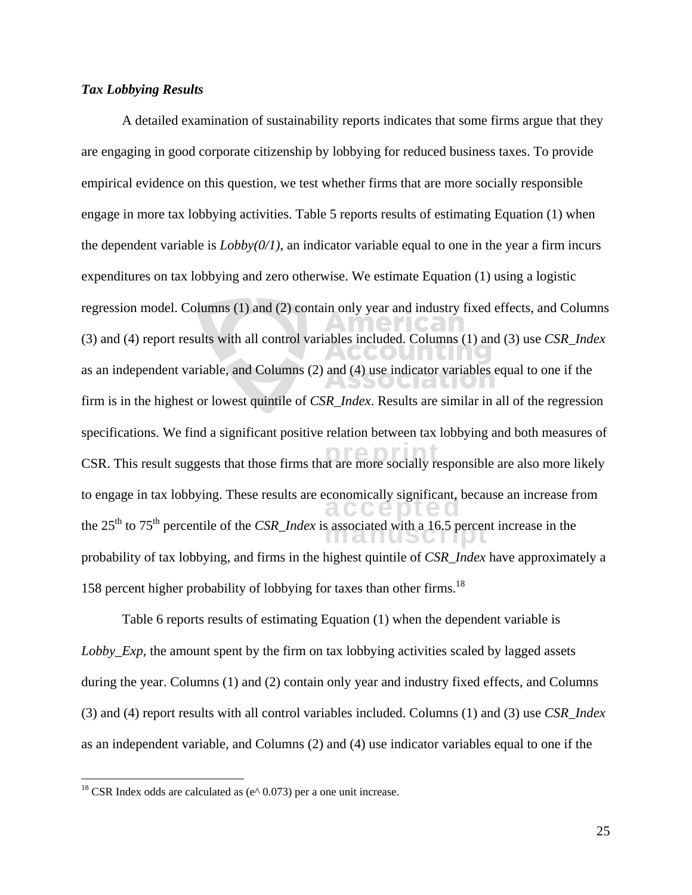***Tax Lobbying Results***

A detailed examination of sustainability reports indicates that some firms argue that they are engaging in good corporate citizenship by lobbying for reduced business taxes. To provide empirical evidence on this question, we test whether firms that are more socially responsible engage in more tax lobbying activities. Table 5 reports results of estimating Equation (1) when the dependent variable is *Lobby(0/1)*, an indicator variable equal to one in the year a firm incurs expenditures on tax lobbying and zero otherwise. We estimate Equation (1) using a logistic regression model. Columns (1) and (2) contain only year and industry fixed effects, and Columns (3) and (4) report results with all control variables included. Columns (1) and (3) use *CSR_Index* as an independent variable, and Columns (2) and (4) use indicator variables equal to one if the firm is in the highest or lowest quintile of *CSR_Index*. Results are similar in all of the regression specifications. We find a significant positive relation between tax lobbying and both measures of CSR. This result suggests that those firms that are more socially responsible are also more likely to engage in tax lobbying. These results are economically significant, because an increase from the 25th to 75th percentile of the *CSR_Index* is associated with a 16.5 percent increase in the probability of tax lobbying, and firms in the highest quintile of *CSR_Index* have approximately a 158 percent higher probability of lobbying for taxes than other firms.[18]

Table 6 reports results of estimating Equation (1) when the dependent variable is *Lobby_Exp*, the amount spent by the firm on tax lobbying activities scaled by lagged assets during the year. Columns (1) and (2) contain only year and industry fixed effects, and Columns (3) and (4) report results with all control variables included. Columns (1) and (3) use *CSR_Index* as an independent variable, and Columns (2) and (4) use indicator variables equal to one if the

[18] CSR Index odds are calculated as (e^ 0.073) per a one unit increase.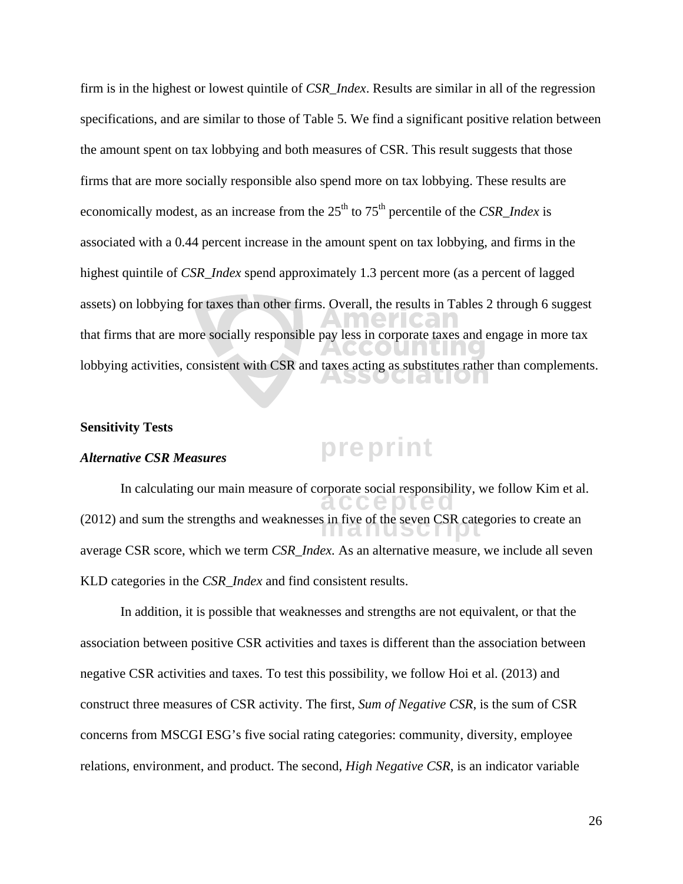firm is in the highest or lowest quintile of *CSR_Index*. Results are similar in all of the regression specifications, and are similar to those of Table 5. We find a significant positive relation between the amount spent on tax lobbying and both measures of CSR. This result suggests that those firms that are more socially responsible also spend more on tax lobbying. These results are economically modest, as an increase from the $25^{th}$ to $75^{th}$ percentile of the *CSR_Index* is associated with a 0.44 percent increase in the amount spent on tax lobbying, and firms in the highest quintile of *CSR_Index* spend approximately 1.3 percent more (as a percent of lagged assets) on lobbying for taxes than other firms. Overall, the results in Tables 2 through 6 suggest that firms that are more socially responsible pay less in corporate taxes and engage in more tax lobbying activities, consistent with CSR and taxes acting as substitutes rather than complements.

**Sensitivity Tests**

***Alternative CSR Measures***

In calculating our main measure of corporate social responsibility, we follow Kim et al. (2012) and sum the strengths and weaknesses in five of the seven CSR categories to create an average CSR score, which we term *CSR_Index.* As an alternative measure, we include all seven KLD categories in the *CSR_Index* and find consistent results.

In addition, it is possible that weaknesses and strengths are not equivalent, or that the association between positive CSR activities and taxes is different than the association between negative CSR activities and taxes. To test this possibility, we follow Hoi et al. (2013) and construct three measures of CSR activity. The first, *Sum of Negative CSR*, is the sum of CSR concerns from MSCGI ESG's five social rating categories: community, diversity, employee relations, environment, and product. The second, *High Negative CSR*, is an indicator variable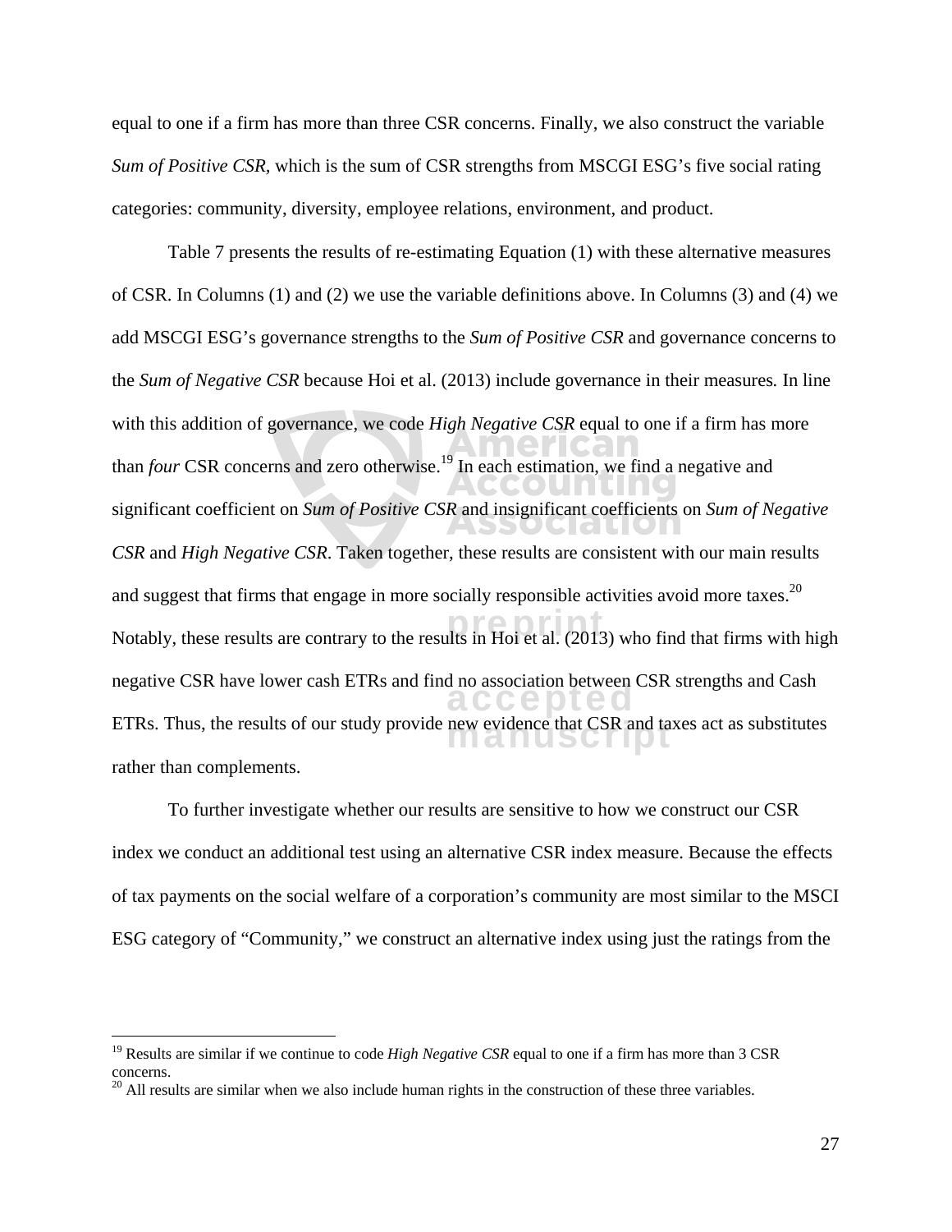equal to one if a firm has more than three CSR concerns. Finally, we also construct the variable *Sum of Positive CSR*, which is the sum of CSR strengths from MSCGI ESG's five social rating categories: community, diversity, employee relations, environment, and product.

Table 7 presents the results of re-estimating Equation (1) with these alternative measures of CSR. In Columns (1) and (2) we use the variable definitions above. In Columns (3) and (4) we add MSCGI ESG's governance strengths to the *Sum of Positive CSR* and governance concerns to the *Sum of Negative CSR* because Hoi et al. (2013) include governance in their measures*.* In line with this addition of governance, we code *High Negative CSR* equal to one if a firm has more than *four* CSR concerns and zero otherwise.[19] In each estimation, we find a negative and significant coefficient on *Sum of Positive CSR* and insignificant coefficients on *Sum of Negative CSR* and *High Negative CSR*. Taken together, these results are consistent with our main results and suggest that firms that engage in more socially responsible activities avoid more taxes.[20] Notably, these results are contrary to the results in Hoi et al. (2013) who find that firms with high negative CSR have lower cash ETRs and find no association between CSR strengths and Cash ETRs. Thus, the results of our study provide new evidence that CSR and taxes act as substitutes rather than complements.

To further investigate whether our results are sensitive to how we construct our CSR index we conduct an additional test using an alternative CSR index measure. Because the effects of tax payments on the social welfare of a corporation's community are most similar to the MSCI ESG category of "Community," we construct an alternative index using just the ratings from the

---

[19] Results are similar if we continue to code *High Negative CSR* equal to one if a firm has more than 3 CSR concerns.

[20] All results are similar when we also include human rights in the construction of these three variables.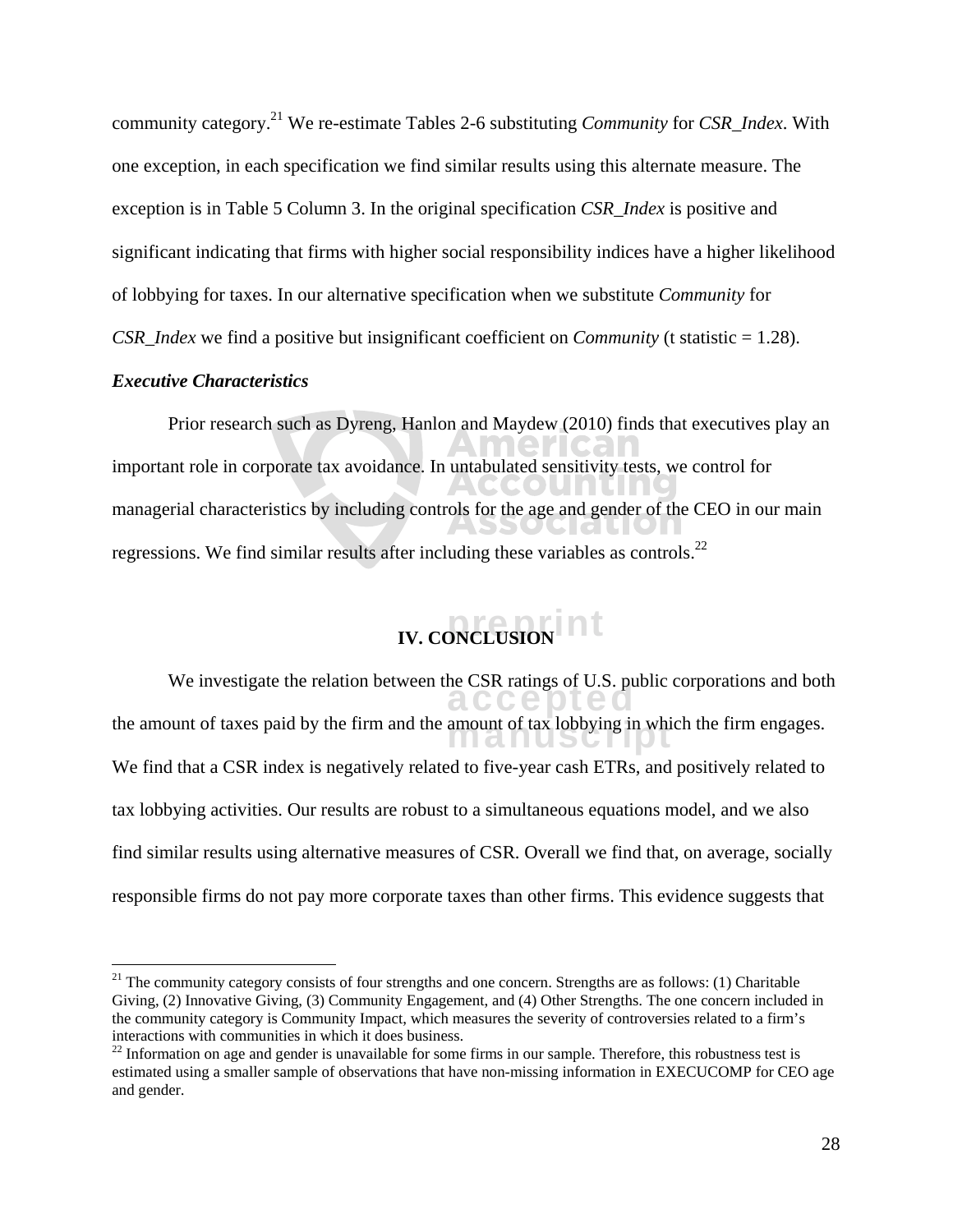community category.[21] We re-estimate Tables 2-6 substituting *Community* for *CSR_Index*. With one exception, in each specification we find similar results using this alternate measure. The exception is in Table 5 Column 3. In the original specification *CSR_Index* is positive and significant indicating that firms with higher social responsibility indices have a higher likelihood of lobbying for taxes. In our alternative specification when we substitute *Community* for *CSR_Index* we find a positive but insignificant coefficient on *Community* (t statistic = 1.28).

***Executive Characteristics***

Prior research such as Dyreng, Hanlon and Maydew (2010) finds that executives play an important role in corporate tax avoidance. In untabulated sensitivity tests, we control for managerial characteristics by including controls for the age and gender of the CEO in our main regressions. We find similar results after including these variables as controls.[22]

## IV. CONCLUSION

We investigate the relation between the CSR ratings of U.S. public corporations and both the amount of taxes paid by the firm and the amount of tax lobbying in which the firm engages. We find that a CSR index is negatively related to five-year cash ETRs, and positively related to tax lobbying activities. Our results are robust to a simultaneous equations model, and we also find similar results using alternative measures of CSR. Overall we find that, on average, socially responsible firms do not pay more corporate taxes than other firms. This evidence suggests that

---

[21] The community category consists of four strengths and one concern. Strengths are as follows: (1) Charitable Giving, (2) Innovative Giving, (3) Community Engagement, and (4) Other Strengths. The one concern included in the community category is Community Impact, which measures the severity of controversies related to a firm's interactions with communities in which it does business.

[22] Information on age and gender is unavailable for some firms in our sample. Therefore, this robustness test is estimated using a smaller sample of observations that have non-missing information in EXECUCOMP for CEO age and gender.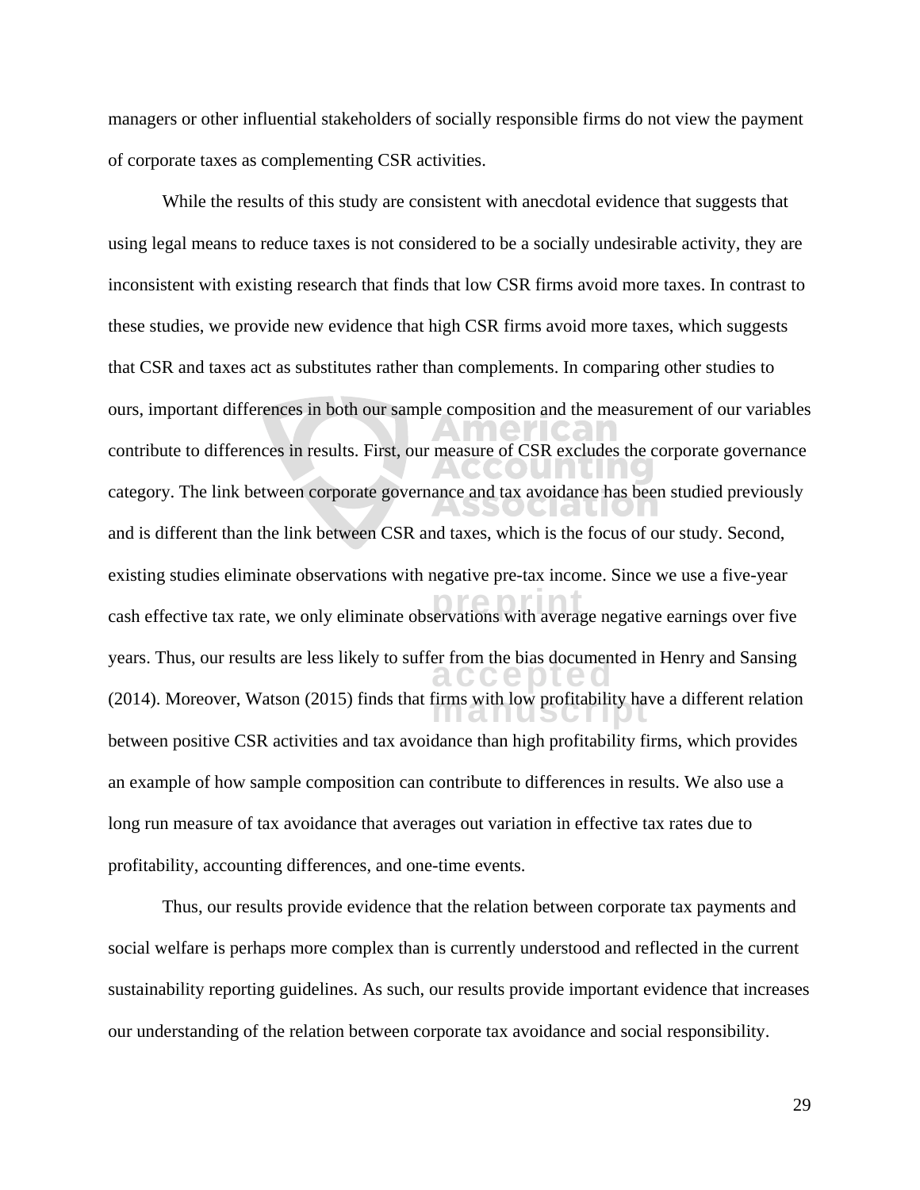managers or other influential stakeholders of socially responsible firms do not view the payment of corporate taxes as complementing CSR activities.

While the results of this study are consistent with anecdotal evidence that suggests that using legal means to reduce taxes is not considered to be a socially undesirable activity, they are inconsistent with existing research that finds that low CSR firms avoid more taxes. In contrast to these studies, we provide new evidence that high CSR firms avoid more taxes, which suggests that CSR and taxes act as substitutes rather than complements. In comparing other studies to ours, important differences in both our sample composition and the measurement of our variables contribute to differences in results. First, our measure of CSR excludes the corporate governance category. The link between corporate governance and tax avoidance has been studied previously and is different than the link between CSR and taxes, which is the focus of our study. Second, existing studies eliminate observations with negative pre-tax income. Since we use a five-year cash effective tax rate, we only eliminate observations with average negative earnings over five years. Thus, our results are less likely to suffer from the bias documented in Henry and Sansing (2014). Moreover, Watson (2015) finds that firms with low profitability have a different relation between positive CSR activities and tax avoidance than high profitability firms, which provides an example of how sample composition can contribute to differences in results. We also use a long run measure of tax avoidance that averages out variation in effective tax rates due to profitability, accounting differences, and one-time events.

Thus, our results provide evidence that the relation between corporate tax payments and social welfare is perhaps more complex than is currently understood and reflected in the current sustainability reporting guidelines. As such, our results provide important evidence that increases our understanding of the relation between corporate tax avoidance and social responsibility.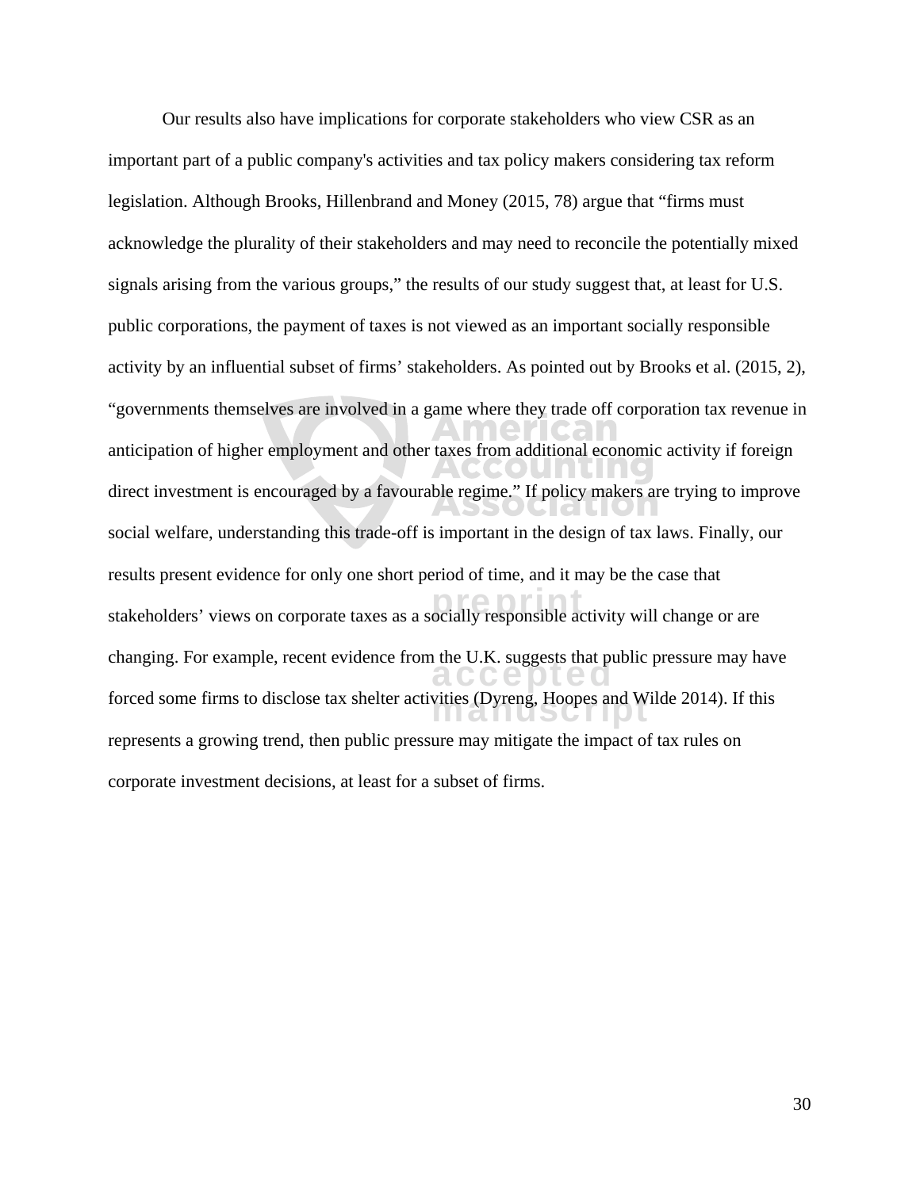Our results also have implications for corporate stakeholders who view CSR as an important part of a public company's activities and tax policy makers considering tax reform legislation. Although Brooks, Hillenbrand and Money (2015, 78) argue that “firms must acknowledge the plurality of their stakeholders and may need to reconcile the potentially mixed signals arising from the various groups,” the results of our study suggest that, at least for U.S. public corporations, the payment of taxes is not viewed as an important socially responsible activity by an influential subset of firms’ stakeholders. As pointed out by Brooks et al. (2015, 2), “governments themselves are involved in a game where they trade off corporation tax revenue in anticipation of higher employment and other taxes from additional economic activity if foreign direct investment is encouraged by a favourable regime.” If policy makers are trying to improve social welfare, understanding this trade-off is important in the design of tax laws. Finally, our results present evidence for only one short period of time, and it may be the case that stakeholders’ views on corporate taxes as a socially responsible activity will change or are changing. For example, recent evidence from the U.K. suggests that public pressure may have forced some firms to disclose tax shelter activities (Dyreng, Hoopes and Wilde 2014). If this represents a growing trend, then public pressure may mitigate the impact of tax rules on corporate investment decisions, at least for a subset of firms.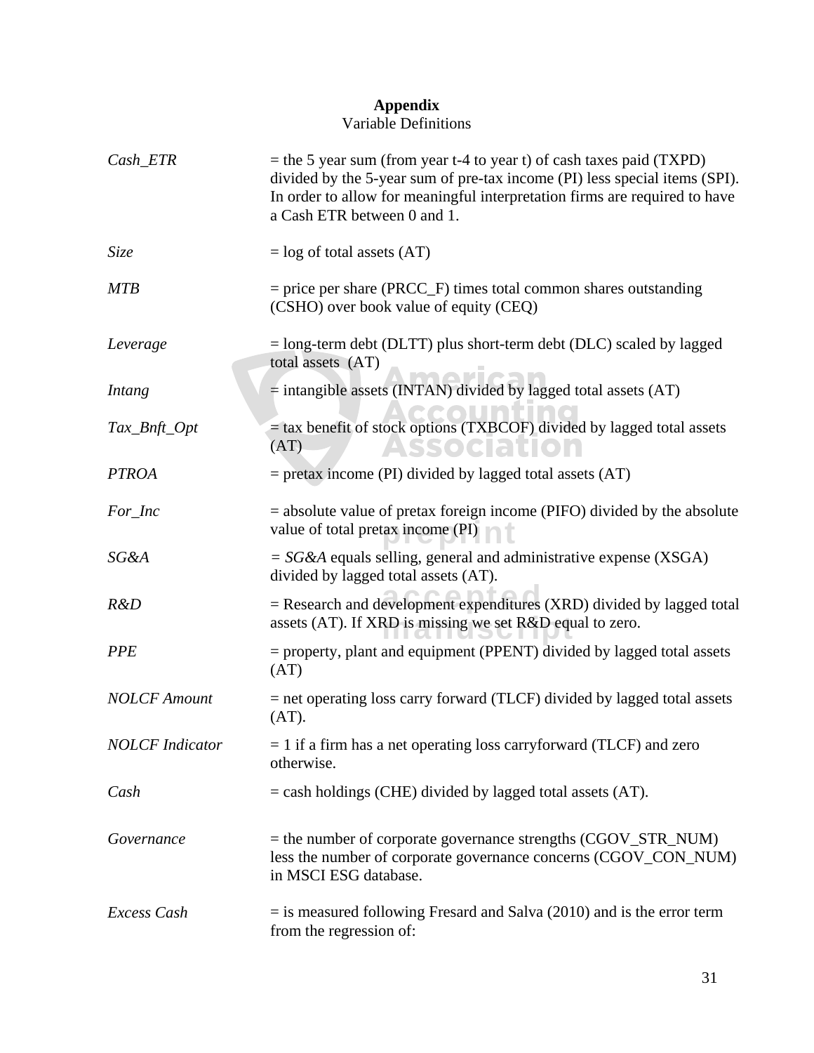**Appendix**

Variable Definitions

| | |
|---|---|
| *Cash_ETR* | = the 5 year sum (from year t-4 to year t) of cash taxes paid (TXPD) divided by the 5-year sum of pre-tax income (PI) less special items (SPI). In order to allow for meaningful interpretation firms are required to have a Cash ETR between 0 and 1. |
| *Size* | = log of total assets (AT) |
| *MTB* | = price per share (PRCC_F) times total common shares outstanding (CSHO) over book value of equity (CEQ) |
| *Leverage* | = long-term debt (DLTT) plus short-term debt (DLC) scaled by lagged total assets (AT) |
| *Intang* | = intangible assets (INTAN) divided by lagged total assets (AT) |
| *Tax_Bnft_Opt* | = tax benefit of stock options (TXBCOF) divided by lagged total assets (AT) |
| *PTROA* | = pretax income (PI) divided by lagged total assets (AT) |
| *For_Inc* | = absolute value of pretax foreign income (PIFO) divided by the absolute value of total pretax income (PI) |
| *SG&A* | = *SG&A* equals selling, general and administrative expense (XSGA) divided by lagged total assets (AT). |
| *R&D* | = Research and development expenditures (XRD) divided by lagged total assets (AT). If XRD is missing we set R&D equal to zero. |
| *PPE* | = property, plant and equipment (PPENT) divided by lagged total assets (AT) |
| *NOLCF Amount* | = net operating loss carry forward (TLCF) divided by lagged total assets (AT). |
| *NOLCF Indicator* | = 1 if a firm has a net operating loss carryforward (TLCF) and zero otherwise. |
| *Cash* | = cash holdings (CHE) divided by lagged total assets (AT). |
| *Governance* | = the number of corporate governance strengths (CGOV_STR_NUM) less the number of corporate governance concerns (CGOV_CON_NUM) in MSCI ESG database. |
| *Excess Cash* | = is measured following Fresard and Salva (2010) and is the error term from the regression of: |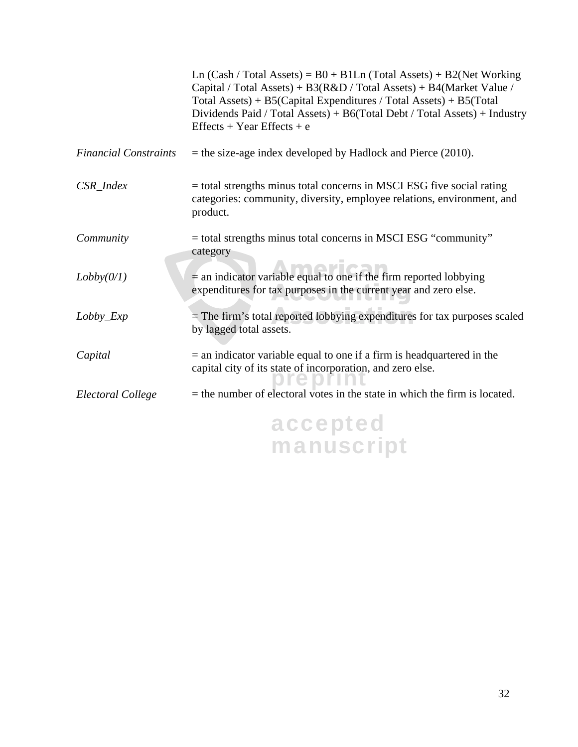| | |
|---|---|
| | Ln (Cash / Total Assets) = B0 + B1Ln (Total Assets) + B2(Net Working Capital / Total Assets) + B3(R&D / Total Assets) + B4(Market Value / Total Assets) + B5(Capital Expenditures / Total Assets) + B5(Total Dividends Paid / Total Assets) + B6(Total Debt / Total Assets) + Industry Effects + Year Effects + e |
| *Financial Constraints* | = the size-age index developed by Hadlock and Pierce (2010). |
| *CSR_Index* | = total strengths minus total concerns in MSCI ESG five social rating categories: community, diversity, employee relations, environment, and product. |
| *Community* | = total strengths minus total concerns in MSCI ESG "community" category |
| *Lobby(0/1)* | = an indicator variable equal to one if the firm reported lobbying expenditures for tax purposes in the current year and zero else. |
| *Lobby_Exp* | = The firm's total reported lobbying expenditures for tax purposes scaled by lagged total assets. |
| *Capital* | = an indicator variable equal to one if a firm is headquartered in the capital city of its state of incorporation, and zero else. |
| *Electoral College* | = the number of electoral votes in the state in which the firm is located. |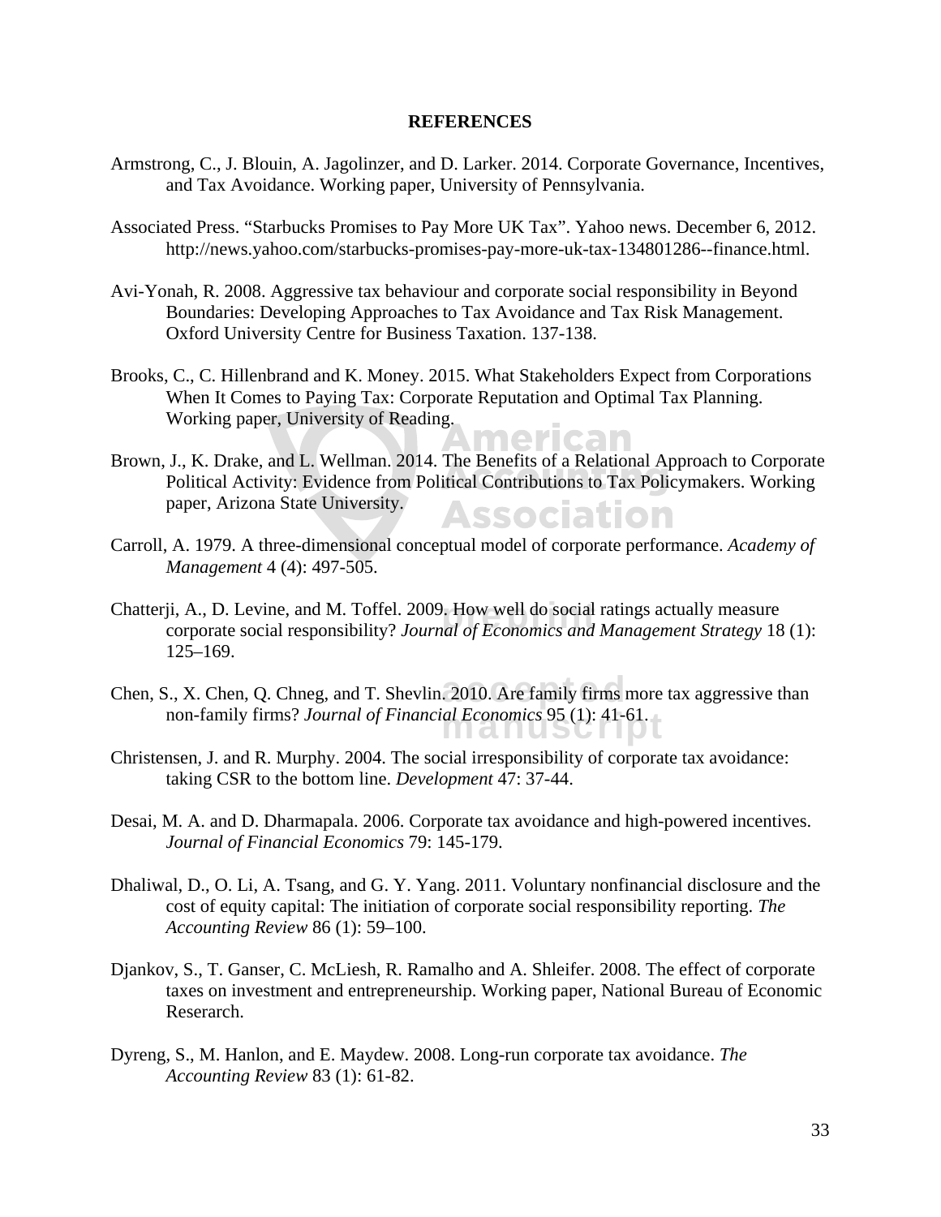**REFERENCES**

Armstrong, C., J. Blouin, A. Jagolinzer, and D. Larker. 2014. Corporate Governance, Incentives, and Tax Avoidance. Working paper, University of Pennsylvania.

Associated Press. "Starbucks Promises to Pay More UK Tax". Yahoo news. December 6, 2012. http://news.yahoo.com/starbucks-promises-pay-more-uk-tax-134801286--finance.html.

Avi-Yonah, R. 2008. Aggressive tax behaviour and corporate social responsibility in Beyond Boundaries: Developing Approaches to Tax Avoidance and Tax Risk Management. Oxford University Centre for Business Taxation. 137-138.

Brooks, C., C. Hillenbrand and K. Money. 2015. What Stakeholders Expect from Corporations When It Comes to Paying Tax: Corporate Reputation and Optimal Tax Planning. Working paper, University of Reading.

Brown, J., K. Drake, and L. Wellman. 2014. The Benefits of a Relational Approach to Corporate Political Activity: Evidence from Political Contributions to Tax Policymakers. Working paper, Arizona State University.

Carroll, A. 1979. A three-dimensional conceptual model of corporate performance. *Academy of Management* 4 (4): 497-505.

Chatterji, A., D. Levine, and M. Toffel. 2009. How well do social ratings actually measure corporate social responsibility? *Journal of Economics and Management Strategy* 18 (1): 125–169.

Chen, S., X. Chen, Q. Chneg, and T. Shevlin. 2010. Are family firms more tax aggressive than non-family firms? *Journal of Financial Economics* 95 (1): 41-61.

Christensen, J. and R. Murphy. 2004. The social irresponsibility of corporate tax avoidance: taking CSR to the bottom line. *Development* 47: 37-44.

Desai, M. A. and D. Dharmapala. 2006. Corporate tax avoidance and high-powered incentives. *Journal of Financial Economics* 79: 145-179.

Dhaliwal, D., O. Li, A. Tsang, and G. Y. Yang. 2011. Voluntary nonfinancial disclosure and the cost of equity capital: The initiation of corporate social responsibility reporting. *The Accounting Review* 86 (1): 59–100.

Djankov, S., T. Ganser, C. McLiesh, R. Ramalho and A. Shleifer. 2008. The effect of corporate taxes on investment and entrepreneurship. Working paper, National Bureau of Economic Reserarch.

Dyreng, S., M. Hanlon, and E. Maydew. 2008. Long-run corporate tax avoidance. *The Accounting Review* 83 (1): 61-82.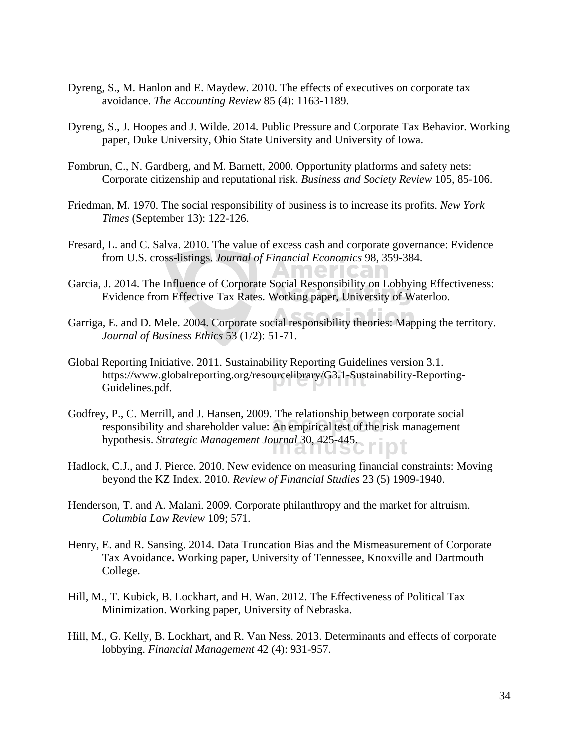Dyreng, S., M. Hanlon and E. Maydew. 2010. The effects of executives on corporate tax avoidance. *The Accounting Review* 85 (4): 1163-1189.

Dyreng, S., J. Hoopes and J. Wilde. 2014. Public Pressure and Corporate Tax Behavior. Working paper, Duke University, Ohio State University and University of Iowa.

Fombrun, C., N. Gardberg, and M. Barnett, 2000. Opportunity platforms and safety nets: Corporate citizenship and reputational risk. *Business and Society Review* 105, 85-106.

Friedman, M. 1970. The social responsibility of business is to increase its profits. *New York Times* (September 13): 122-126.

Fresard, L. and C. Salva. 2010. The value of excess cash and corporate governance: Evidence from U.S. cross-listings. *Journal of Financial Economics* 98, 359-384.

Garcia, J. 2014. The Influence of Corporate Social Responsibility on Lobbying Effectiveness: Evidence from Effective Tax Rates. Working paper, University of Waterloo.

Garriga, E. and D. Mele. 2004. Corporate social responsibility theories: Mapping the territory. *Journal of Business Ethics* 53 (1/2): 51-71.

Global Reporting Initiative. 2011. Sustainability Reporting Guidelines version 3.1. https://www.globalreporting.org/resourcelibrary/G3.1-Sustainability-Reporting-Guidelines.pdf.

Godfrey, P., C. Merrill, and J. Hansen, 2009. The relationship between corporate social responsibility and shareholder value: An empirical test of the risk management hypothesis. *Strategic Management Journal* 30, 425-445.

Hadlock, C.J., and J. Pierce. 2010. New evidence on measuring financial constraints: Moving beyond the KZ Index. 2010. *Review of Financial Studies* 23 (5) 1909-1940.

Henderson, T. and A. Malani. 2009. Corporate philanthropy and the market for altruism. *Columbia Law Review* 109; 571.

Henry, E. and R. Sansing. 2014. Data Truncation Bias and the Mismeasurement of Corporate Tax Avoidance**.** Working paper, University of Tennessee, Knoxville and Dartmouth College.

Hill, M., T. Kubick, B. Lockhart, and H. Wan. 2012. The Effectiveness of Political Tax Minimization. Working paper, University of Nebraska.

Hill, M., G. Kelly, B. Lockhart, and R. Van Ness. 2013. Determinants and effects of corporate lobbying. *Financial Management* 42 (4): 931-957.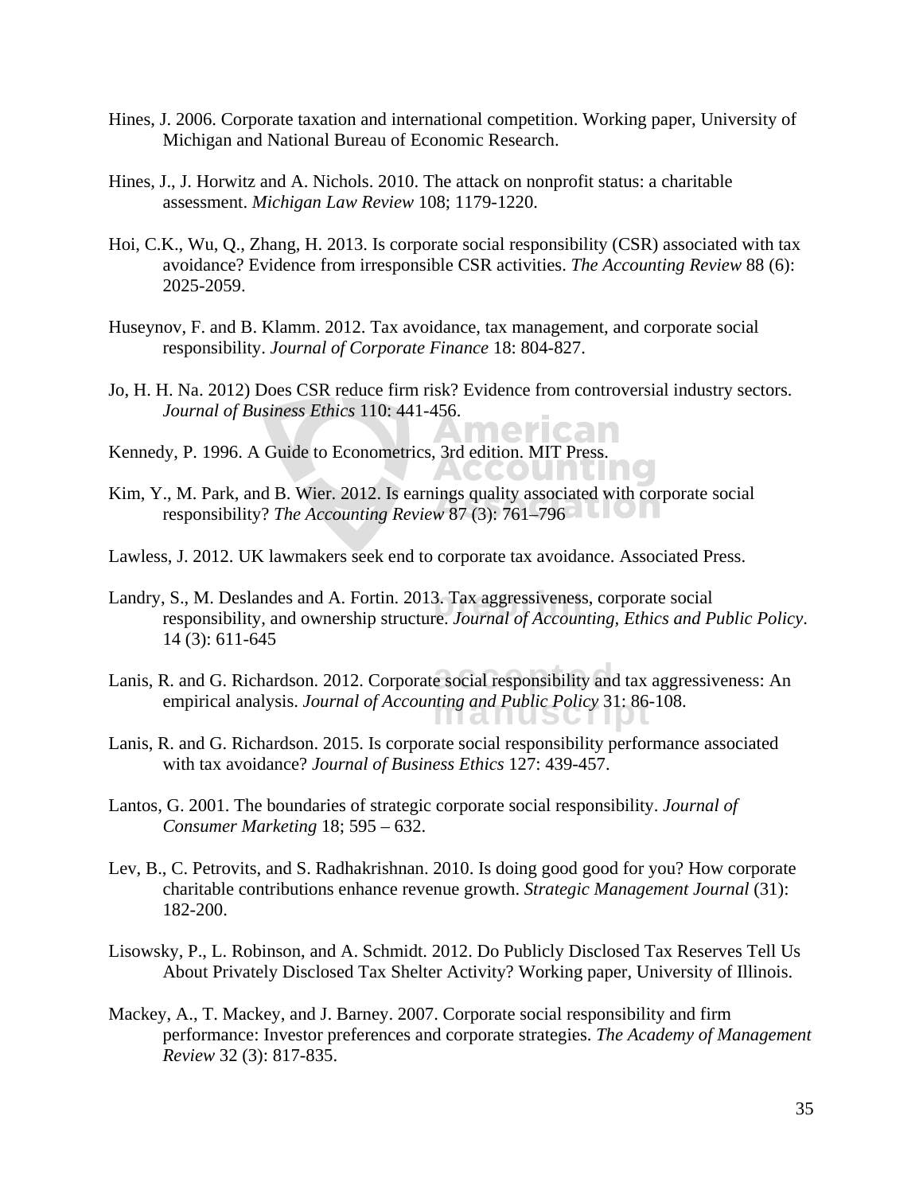Hines, J. 2006. Corporate taxation and international competition. Working paper, University of Michigan and National Bureau of Economic Research.

Hines, J., J. Horwitz and A. Nichols. 2010. The attack on nonprofit status: a charitable assessment. *Michigan Law Review* 108; 1179-1220.

Hoi, C.K., Wu, Q., Zhang, H. 2013. Is corporate social responsibility (CSR) associated with tax avoidance? Evidence from irresponsible CSR activities. *The Accounting Review* 88 (6): 2025-2059.

Huseynov, F. and B. Klamm. 2012. Tax avoidance, tax management, and corporate social responsibility. *Journal of Corporate Finance* 18: 804-827.

Jo, H. H. Na. 2012) Does CSR reduce firm risk? Evidence from controversial industry sectors. *Journal of Business Ethics* 110: 441-456.

Kennedy, P. 1996. A Guide to Econometrics, 3rd edition. MIT Press.

Kim, Y., M. Park, and B. Wier. 2012. Is earnings quality associated with corporate social responsibility? *The Accounting Review* 87 (3): 761–796

Lawless, J. 2012. UK lawmakers seek end to corporate tax avoidance. Associated Press.

Landry, S., M. Deslandes and A. Fortin. 2013. Tax aggressiveness, corporate social responsibility, and ownership structure. *Journal of Accounting, Ethics and Public Policy*. 14 (3): 611-645

Lanis, R. and G. Richardson. 2012. Corporate social responsibility and tax aggressiveness: An empirical analysis. *Journal of Accounting and Public Policy* 31: 86-108.

Lanis, R. and G. Richardson. 2015. Is corporate social responsibility performance associated with tax avoidance? *Journal of Business Ethics* 127: 439-457.

Lantos, G. 2001. The boundaries of strategic corporate social responsibility. *Journal of Consumer Marketing* 18; 595 – 632.

Lev, B., C. Petrovits, and S. Radhakrishnan. 2010. Is doing good good for you? How corporate charitable contributions enhance revenue growth. *Strategic Management Journal* (31): 182-200.

Lisowsky, P., L. Robinson, and A. Schmidt. 2012. Do Publicly Disclosed Tax Reserves Tell Us About Privately Disclosed Tax Shelter Activity? Working paper, University of Illinois.

Mackey, A., T. Mackey, and J. Barney. 2007. Corporate social responsibility and firm performance: Investor preferences and corporate strategies. *The Academy of Management Review* 32 (3): 817-835.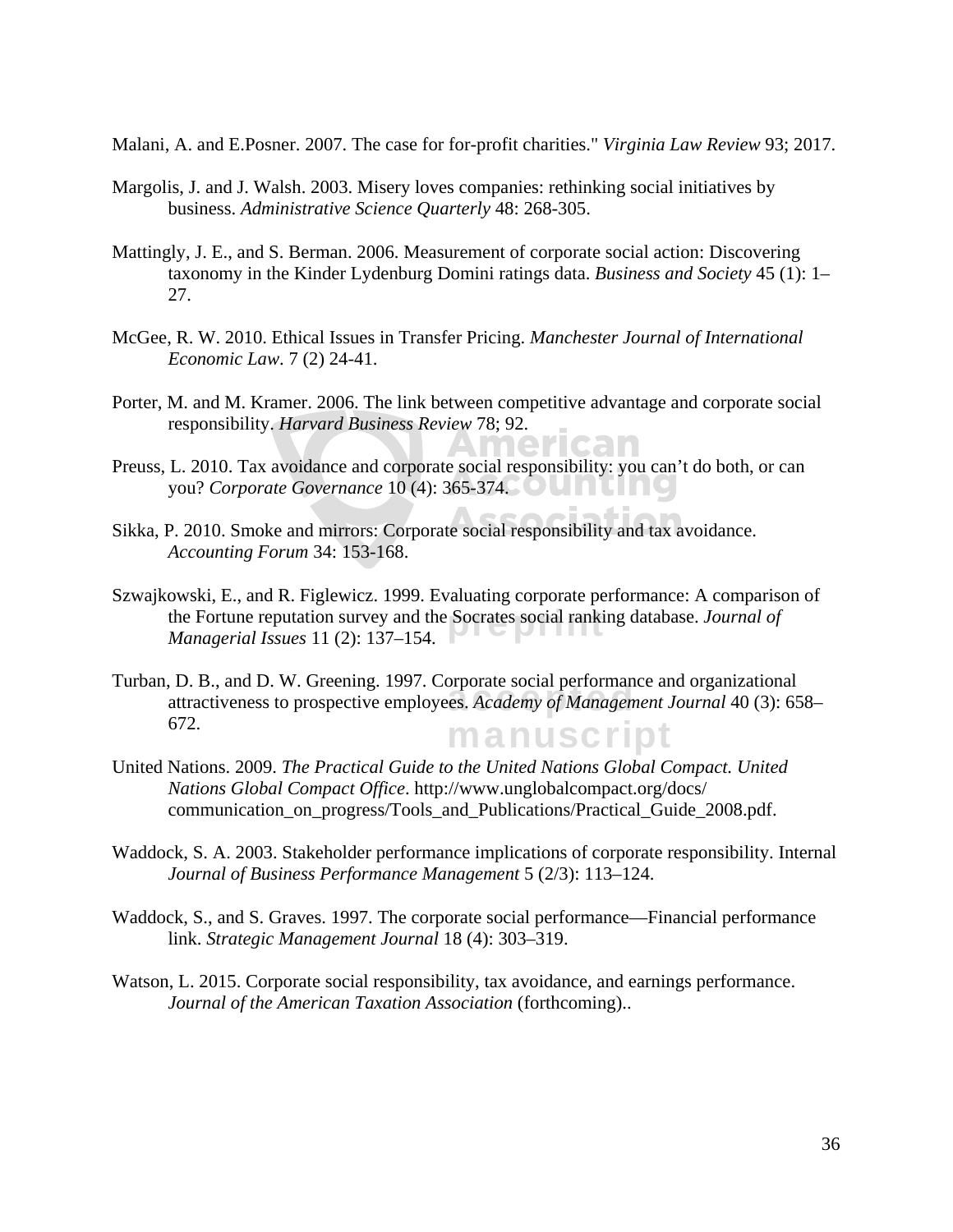Malani, A. and E.Posner. 2007. The case for for-profit charities." *Virginia Law Review* 93; 2017.

Margolis, J. and J. Walsh. 2003. Misery loves companies: rethinking social initiatives by business. *Administrative Science Quarterly* 48: 268-305.

Mattingly, J. E., and S. Berman. 2006. Measurement of corporate social action: Discovering taxonomy in the Kinder Lydenburg Domini ratings data. *Business and Society* 45 (1): 1–27.

McGee, R. W. 2010. Ethical Issues in Transfer Pricing. *Manchester Journal of International Economic Law*. 7 (2) 24-41.

Porter, M. and M. Kramer. 2006. The link between competitive advantage and corporate social responsibility. *Harvard Business Review* 78; 92.

Preuss, L. 2010. Tax avoidance and corporate social responsibility: you can't do both, or can you? *Corporate Governance* 10 (4): 365-374.

Sikka, P. 2010. Smoke and mirrors: Corporate social responsibility and tax avoidance. *Accounting Forum* 34: 153-168.

Szwajkowski, E., and R. Figlewicz. 1999. Evaluating corporate performance: A comparison of the Fortune reputation survey and the Socrates social ranking database. *Journal of Managerial Issues* 11 (2): 137–154.

Turban, D. B., and D. W. Greening. 1997. Corporate social performance and organizational attractiveness to prospective employees. *Academy of Management Journal* 40 (3): 658–672.

United Nations. 2009. *The Practical Guide to the United Nations Global Compact. United Nations Global Compact Office*. http://www.unglobalcompact.org/docs/communication_on_progress/Tools_and_Publications/Practical_Guide_2008.pdf.

Waddock, S. A. 2003. Stakeholder performance implications of corporate responsibility. Internal *Journal of Business Performance Management* 5 (2/3): 113–124.

Waddock, S., and S. Graves. 1997. The corporate social performance—Financial performance link. *Strategic Management Journal* 18 (4): 303–319.

Watson, L. 2015. Corporate social responsibility, tax avoidance, and earnings performance. *Journal of the American Taxation Association* (forthcoming)..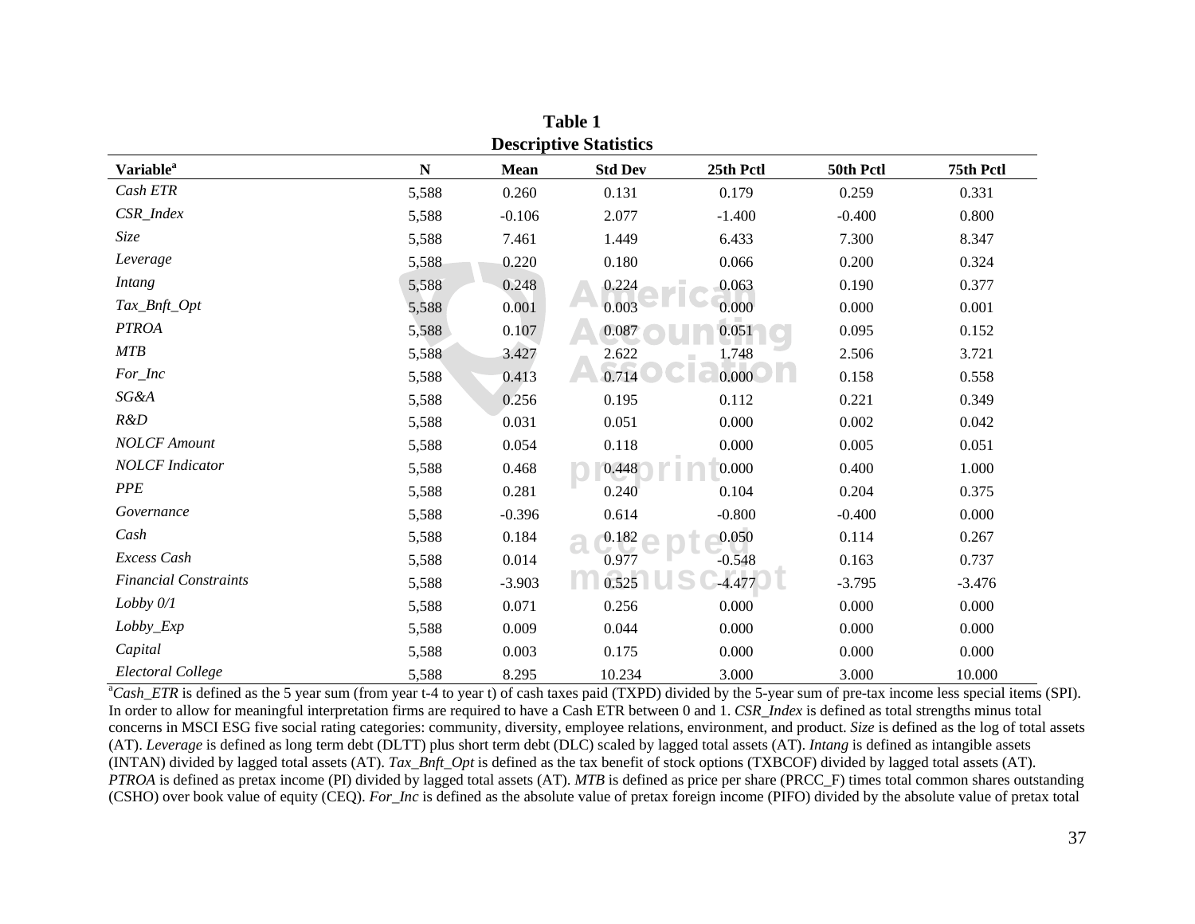**Table 1**
**Descriptive Statistics**

| Variable[a] | N | Mean | Std Dev | 25th Pctl | 50th Pctl | 75th Pctl |
|---|---|---|---|---|---|---|
| *Cash ETR* | 5,588 | 0.260 | 0.131 | 0.179 | 0.259 | 0.331 |
| *CSR_Index* | 5,588 | -0.106 | 2.077 | -1.400 | -0.400 | 0.800 |
| *Size* | 5,588 | 7.461 | 1.449 | 6.433 | 7.300 | 8.347 |
| *Leverage* | 5,588 | 0.220 | 0.180 | 0.066 | 0.200 | 0.324 |
| *Intang* | 5,588 | 0.248 | 0.224 | 0.063 | 0.190 | 0.377 |
| *Tax_Bnft_Opt* | 5,588 | 0.001 | 0.003 | 0.000 | 0.000 | 0.001 |
| *PTROA* | 5,588 | 0.107 | 0.087 | 0.051 | 0.095 | 0.152 |
| *MTB* | 5,588 | 3.427 | 2.622 | 1.748 | 2.506 | 3.721 |
| *For_Inc* | 5,588 | 0.413 | 0.714 | 0.000 | 0.158 | 0.558 |
| *SG&A* | 5,588 | 0.256 | 0.195 | 0.112 | 0.221 | 0.349 |
| *R&D* | 5,588 | 0.031 | 0.051 | 0.000 | 0.002 | 0.042 |
| *NOLCF Amount* | 5,588 | 0.054 | 0.118 | 0.000 | 0.005 | 0.051 |
| *NOLCF Indicator* | 5,588 | 0.468 | 0.448 | 0.000 | 0.400 | 1.000 |
| *PPE* | 5,588 | 0.281 | 0.240 | 0.104 | 0.204 | 0.375 |
| *Governance* | 5,588 | -0.396 | 0.614 | -0.800 | -0.400 | 0.000 |
| *Cash* | 5,588 | 0.184 | 0.182 | 0.050 | 0.114 | 0.267 |
| *Excess Cash* | 5,588 | 0.014 | 0.977 | -0.548 | 0.163 | 0.737 |
| *Financial Constraints* | 5,588 | -3.903 | 0.525 | -4.477 | -3.795 | -3.476 |
| *Lobby 0/1* | 5,588 | 0.071 | 0.256 | 0.000 | 0.000 | 0.000 |
| *Lobby_Exp* | 5,588 | 0.009 | 0.044 | 0.000 | 0.000 | 0.000 |
| *Capital* | 5,588 | 0.003 | 0.175 | 0.000 | 0.000 | 0.000 |
| *Electoral College* | 5,588 | 8.295 | 10.234 | 3.000 | 3.000 | 10.000 |

[a]*Cash_ETR* is defined as the 5 year sum (from year t-4 to year t) of cash taxes paid (TXPD) divided by the 5-year sum of pre-tax income less special items (SPI). In order to allow for meaningful interpretation firms are required to have a Cash ETR between 0 and 1. *CSR_Index* is defined as total strengths minus total concerns in MSCI ESG five social rating categories: community, diversity, employee relations, environment, and product. *Size* is defined as the log of total assets (AT). *Leverage* is defined as long term debt (DLTT) plus short term debt (DLC) scaled by lagged total assets (AT). *Intang* is defined as intangible assets (INTAN) divided by lagged total assets (AT). *Tax_Bnft_Opt* is defined as the tax benefit of stock options (TXBCOF) divided by lagged total assets (AT). *PTROA* is defined as pretax income (PI) divided by lagged total assets (AT). *MTB* is defined as price per share (PRCC_F) times total common shares outstanding (CSHO) over book value of equity (CEQ). *For_Inc* is defined as the absolute value of pretax foreign income (PIFO) divided by the absolute value of pretax total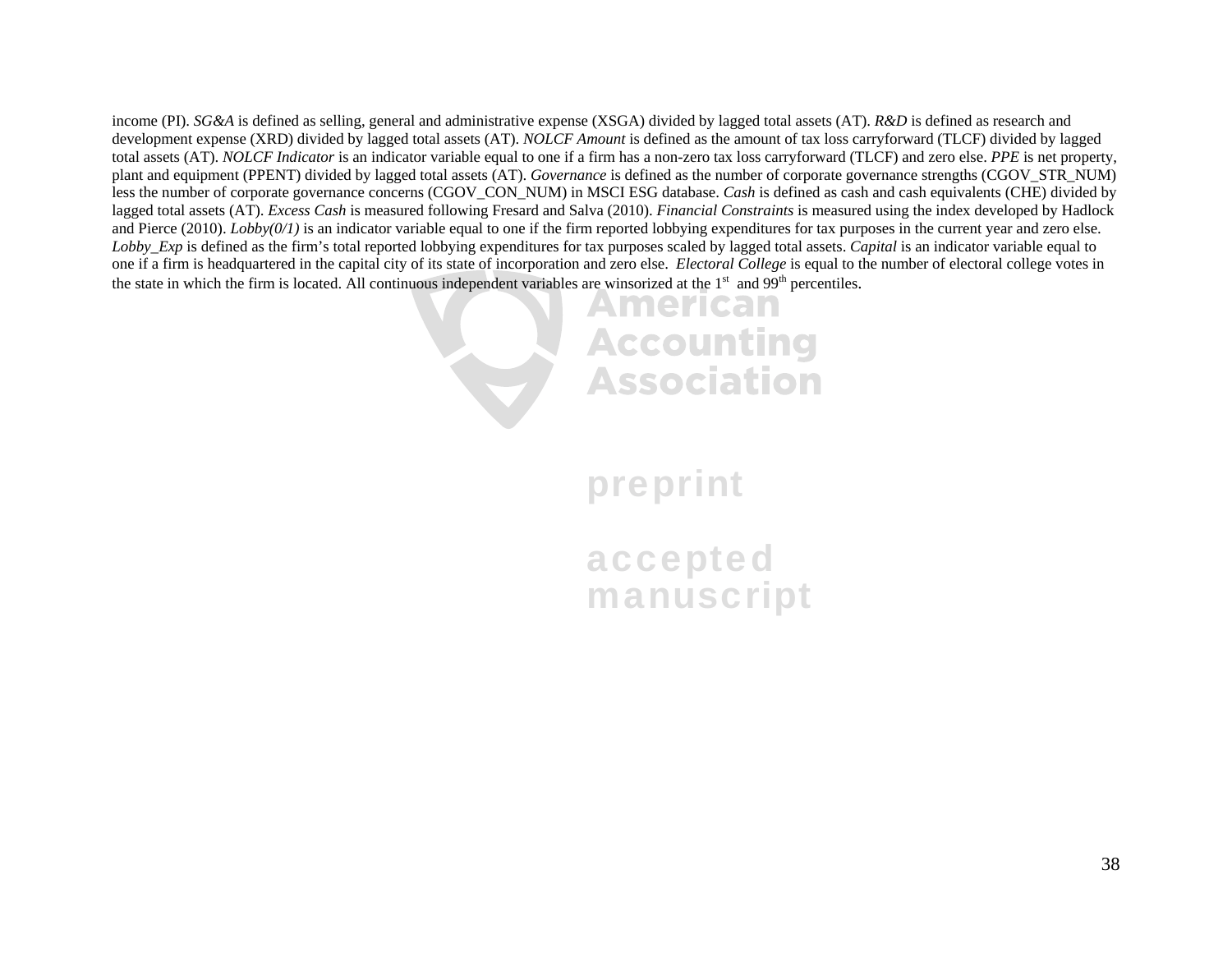income (PI). *SG&A* is defined as selling, general and administrative expense (XSGA) divided by lagged total assets (AT). *R&D* is defined as research and development expense (XRD) divided by lagged total assets (AT). *NOLCF Amount* is defined as the amount of tax loss carryforward (TLCF) divided by lagged total assets (AT). *NOLCF Indicator* is an indicator variable equal to one if a firm has a non-zero tax loss carryforward (TLCF) and zero else. *PPE* is net property, plant and equipment (PPENT) divided by lagged total assets (AT). *Governance* is defined as the number of corporate governance strengths (CGOV_STR_NUM) less the number of corporate governance concerns (CGOV_CON_NUM) in MSCI ESG database. *Cash* is defined as cash and cash equivalents (CHE) divided by lagged total assets (AT). *Excess Cash* is measured following Fresard and Salva (2010). *Financial Constraints* is measured using the index developed by Hadlock and Pierce (2010). *Lobby(0/1)* is an indicator variable equal to one if the firm reported lobbying expenditures for tax purposes in the current year and zero else. *Lobby_Exp* is defined as the firm's total reported lobbying expenditures for tax purposes scaled by lagged total assets. *Capital* is an indicator variable equal to one if a firm is headquartered in the capital city of its state of incorporation and zero else. *Electoral College* is equal to the number of electoral college votes in the state in which the firm is located. All continuous independent variables are winsorized at the 1st and 99th percentiles.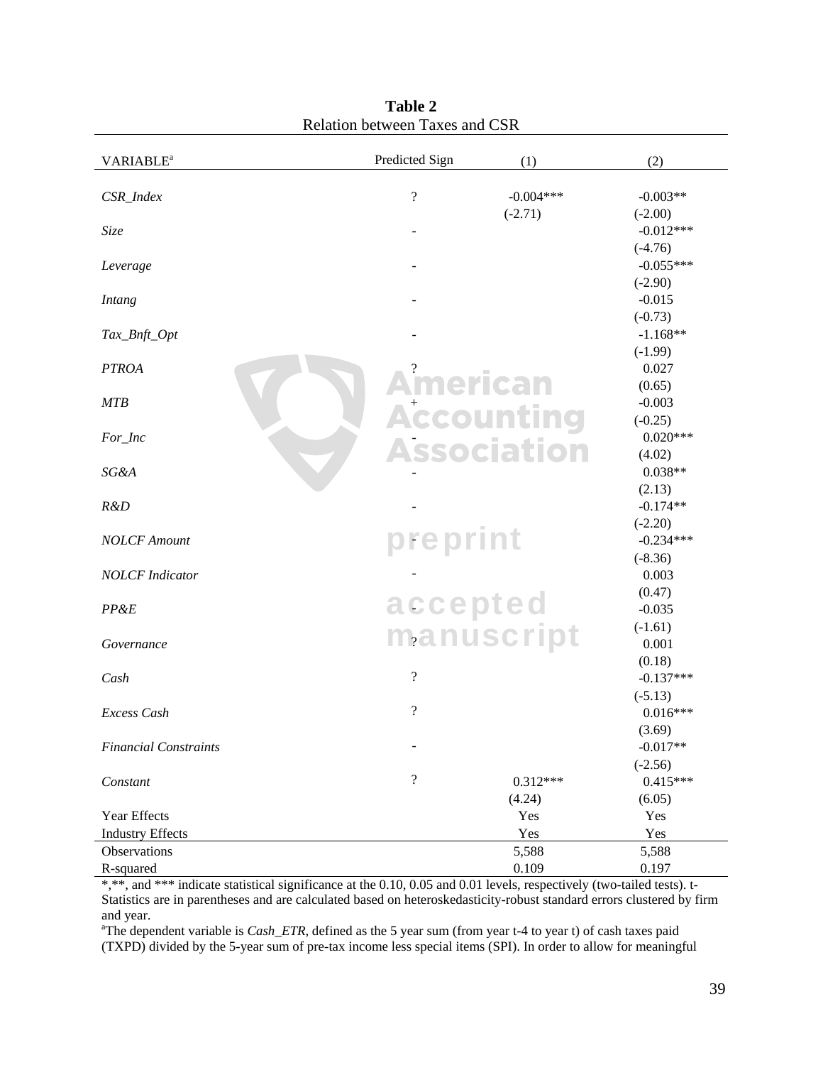**Table 2**
Relation between Taxes and CSR

| VARIABLE[a] | Predicted Sign | (1) | (2) |
|---|---|---|---|
| *CSR_Index* | ? | -0.004*** | -0.003** |
| | | (-2.71) | (-2.00) |
| *Size* | - | | -0.012*** |
| | | | (-4.76) |
| *Leverage* | - | | -0.055*** |
| | | | (-2.90) |
| *Intang* | - | | -0.015 |
| | | | (-0.73) |
| *Tax_Bnft_Opt* | - | | -1.168** |
| | | | (-1.99) |
| *PTROA* | ? | | 0.027 |
| | | | (0.65) |
| *MTB* | + | | -0.003 |
| | | | (-0.25) |
| *For_Inc* | - | | 0.020*** |
| | | | (4.02) |
| *SG&A* | - | | 0.038** |
| | | | (2.13) |
| *R&D* | - | | -0.174** |
| | | | (-2.20) |
| *NOLCF Amount* | - | | -0.234*** |
| | | | (-8.36) |
| *NOLCF Indicator* | - | | 0.003 |
| | | | (0.47) |
| *PP&E* | - | | -0.035 |
| | | | (-1.61) |
| *Governance* | ? | | 0.001 |
| | | | (0.18) |
| *Cash* | ? | | -0.137*** |
| | | | (-5.13) |
| *Excess Cash* | ? | | 0.016*** |
| | | | (3.69) |
| *Financial Constraints* | - | | -0.017** |
| | | | (-2.56) |
| *Constant* | ? | 0.312*** | 0.415*** |
| | | (4.24) | (6.05) |
| Year Effects | | Yes | Yes |
| Industry Effects | | Yes | Yes |
| Observations | | 5,588 | 5,588 |
| R-squared | | 0.109 | 0.197 |

*,**, and *** indicate statistical significance at the 0.10, 0.05 and 0.01 levels, respectively (two-tailed tests). t-Statistics are in parentheses and are calculated based on heteroskedasticity-robust standard errors clustered by firm and year.

[a]The dependent variable is *Cash_ETR*, defined as the 5 year sum (from year t-4 to year t) of cash taxes paid (TXPD) divided by the 5-year sum of pre-tax income less special items (SPI). In order to allow for meaningful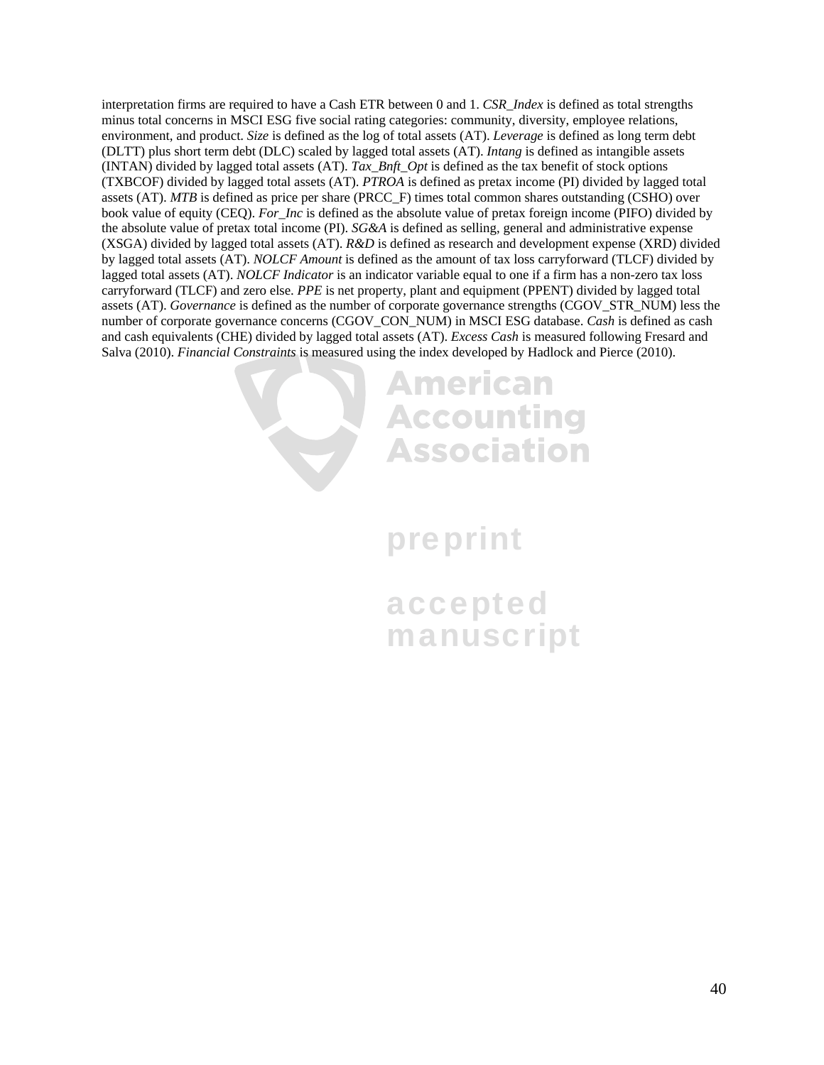interpretation firms are required to have a Cash ETR between 0 and 1. *CSR_Index* is defined as total strengths minus total concerns in MSCI ESG five social rating categories: community, diversity, employee relations, environment, and product. *Size* is defined as the log of total assets (AT). *Leverage* is defined as long term debt (DLTT) plus short term debt (DLC) scaled by lagged total assets (AT). *Intang* is defined as intangible assets (INTAN) divided by lagged total assets (AT). *Tax_Bnft_Opt* is defined as the tax benefit of stock options (TXBCOF) divided by lagged total assets (AT). *PTROA* is defined as pretax income (PI) divided by lagged total assets (AT). *MTB* is defined as price per share (PRCC_F) times total common shares outstanding (CSHO) over book value of equity (CEQ). *For_Inc* is defined as the absolute value of pretax foreign income (PIFO) divided by the absolute value of pretax total income (PI). *SG&A* is defined as selling, general and administrative expense (XSGA) divided by lagged total assets (AT). *R&D* is defined as research and development expense (XRD) divided by lagged total assets (AT). *NOLCF Amount* is defined as the amount of tax loss carryforward (TLCF) divided by lagged total assets (AT). *NOLCF Indicator* is an indicator variable equal to one if a firm has a non-zero tax loss carryforward (TLCF) and zero else. *PPE* is net property, plant and equipment (PPENT) divided by lagged total assets (AT). *Governance* is defined as the number of corporate governance strengths (CGOV_STR_NUM) less the number of corporate governance concerns (CGOV_CON_NUM) in MSCI ESG database. *Cash* is defined as cash and cash equivalents (CHE) divided by lagged total assets (AT). *Excess Cash* is measured following Fresard and Salva (2010). *Financial Constraints* is measured using the index developed by Hadlock and Pierce (2010).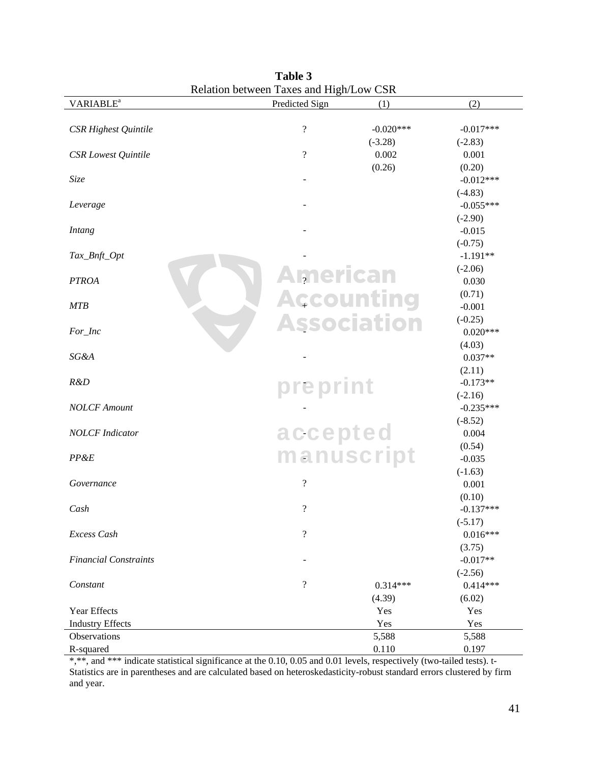**Table 3**

Relation between Taxes and High/Low CSR

| VARIABLE[a] | Predicted Sign | (1) | (2) |
|---|---|---|---|
| *CSR Highest Quintile* | ? | -0.020*** | -0.017*** |
| | | (-3.28) | (-2.83) |
| *CSR Lowest Quintile* | ? | 0.002 | 0.001 |
| | | (0.26) | (0.20) |
| *Size* | - | | -0.012*** |
| | | | (-4.83) |
| *Leverage* | - | | -0.055*** |
| | | | (-2.90) |
| *Intang* | - | | -0.015 |
| | | | (-0.75) |
| *Tax_Bnft_Opt* | - | | -1.191** |
| | | | (-2.06) |
| *PTROA* | ? | | 0.030 |
| | | | (0.71) |
| *MTB* | + | | -0.001 |
| | | | (-0.25) |
| *For_Inc* | - | | 0.020*** |
| | | | (4.03) |
| *SG&A* | - | | 0.037** |
| | | | (2.11) |
| *R&D* | - | | -0.173** |
| | | | (-2.16) |
| *NOLCF Amount* | - | | -0.235*** |
| | | | (-8.52) |
| *NOLCF Indicator* | - | | 0.004 |
| | | | (0.54) |
| *PP&E* | - | | -0.035 |
| | | | (-1.63) |
| *Governance* | ? | | 0.001 |
| | | | (0.10) |
| *Cash* | ? | | -0.137*** |
| | | | (-5.17) |
| *Excess Cash* | ? | | 0.016*** |
| | | | (3.75) |
| *Financial Constraints* | - | | -0.017** |
| | | | (-2.56) |
| *Constant* | ? | 0.314*** | 0.414*** |
| | | (4.39) | (6.02) |
| Year Effects | | Yes | Yes |
| Industry Effects | | Yes | Yes |
| Observations | | 5,588 | 5,588 |
| R-squared | | 0.110 | 0.197 |

*,**, and *** indicate statistical significance at the 0.10, 0.05 and 0.01 levels, respectively (two-tailed tests). t-Statistics are in parentheses and are calculated based on heteroskedasticity-robust standard errors clustered by firm and year.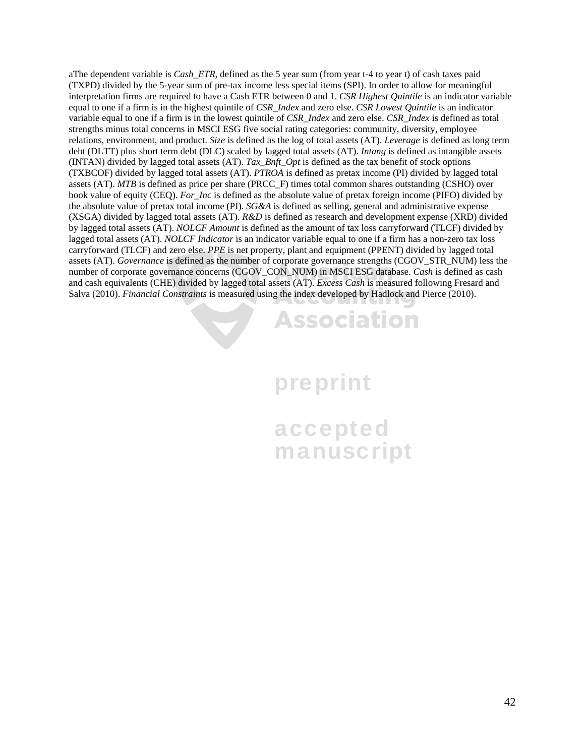aThe dependent variable is *Cash_ETR*, defined as the 5 year sum (from year t-4 to year t) of cash taxes paid (TXPD) divided by the 5-year sum of pre-tax income less special items (SPI). In order to allow for meaningful interpretation firms are required to have a Cash ETR between 0 and 1. *CSR Highest Quintile* is an indicator variable equal to one if a firm is in the highest quintile of *CSR_Index* and zero else. *CSR Lowest Quintile* is an indicator variable equal to one if a firm is in the lowest quintile of *CSR_Index* and zero else. *CSR_Index* is defined as total strengths minus total concerns in MSCI ESG five social rating categories: community, diversity, employee relations, environment, and product. *Size* is defined as the log of total assets (AT). *Leverage* is defined as long term debt (DLTT) plus short term debt (DLC) scaled by lagged total assets (AT). *Intang* is defined as intangible assets (INTAN) divided by lagged total assets (AT). *Tax_Bnft_Opt* is defined as the tax benefit of stock options (TXBCOF) divided by lagged total assets (AT). *PTROA* is defined as pretax income (PI) divided by lagged total assets (AT). *MTB* is defined as price per share (PRCC_F) times total common shares outstanding (CSHO) over book value of equity (CEQ). *For_Inc* is defined as the absolute value of pretax foreign income (PIFO) divided by the absolute value of pretax total income (PI). *SG&A* is defined as selling, general and administrative expense (XSGA) divided by lagged total assets (AT). *R&D* is defined as research and development expense (XRD) divided by lagged total assets (AT). *NOLCF Amount* is defined as the amount of tax loss carryforward (TLCF) divided by lagged total assets (AT). *NOLCF Indicator* is an indicator variable equal to one if a firm has a non-zero tax loss carryforward (TLCF) and zero else. *PPE* is net property, plant and equipment (PPENT) divided by lagged total assets (AT). *Governance* is defined as the number of corporate governance strengths (CGOV_STR_NUM) less the number of corporate governance concerns (CGOV_CON_NUM) in MSCI ESG database. *Cash* is defined as cash and cash equivalents (CHE) divided by lagged total assets (AT). *Excess Cash* is measured following Fresard and Salva (2010). *Financial Constraints* is measured using the index developed by Hadlock and Pierce (2010).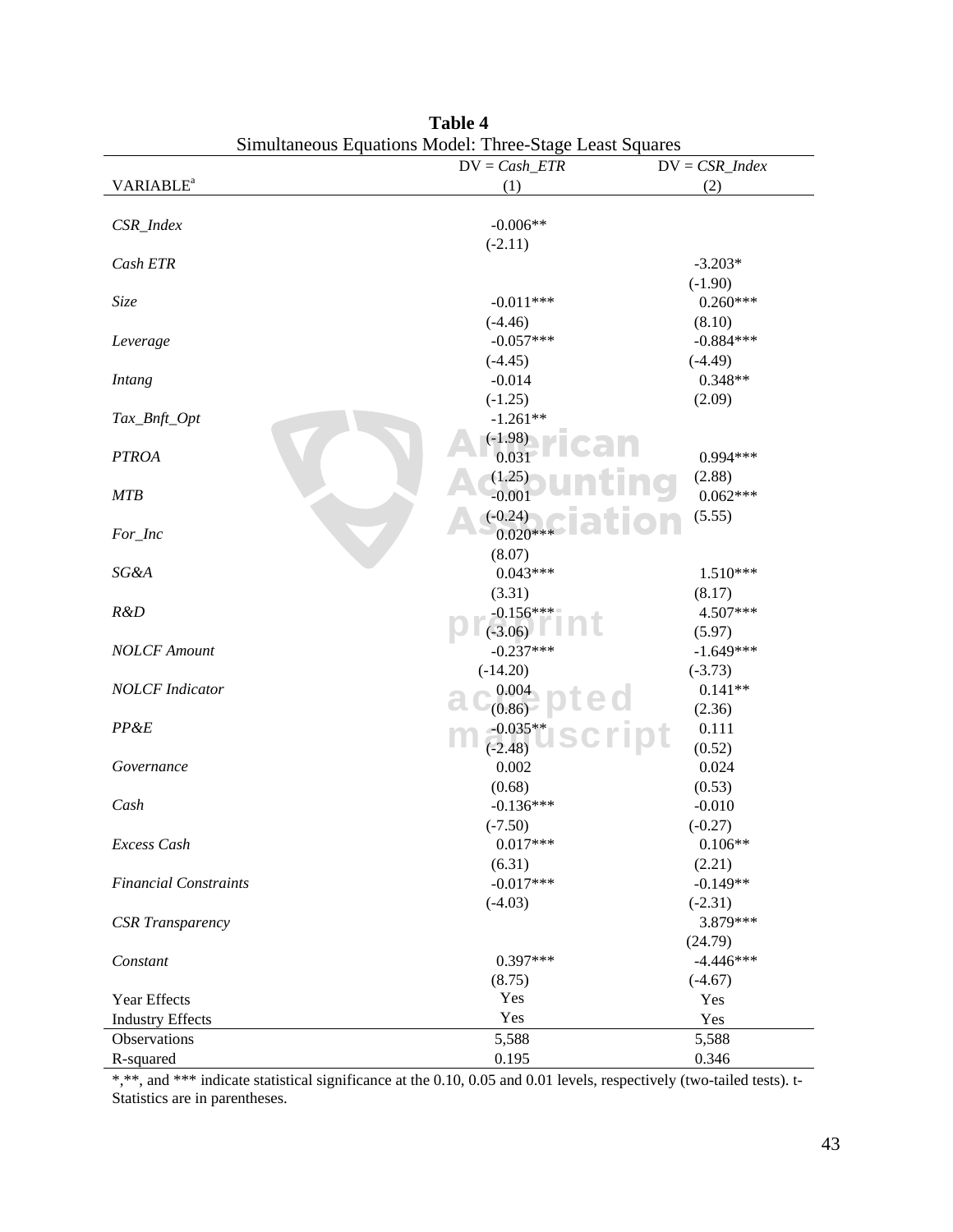**Table 4**

Simultaneous Equations Model: Three-Stage Least Squares

| VARIABLE[a] | DV = *Cash_ETR* (1) | DV = *CSR_Index* (2) |
|---|---|---|
| *CSR_Index* | -0.006** | |
| | (-2.11) | |
| *Cash ETR* | | -3.203* |
| | | (-1.90) |
| *Size* | -0.011*** | 0.260*** |
| | (-4.46) | (8.10) |
| *Leverage* | -0.057*** | -0.884*** |
| | (-4.45) | (-4.49) |
| *Intang* | -0.014 | 0.348** |
| | (-1.25) | (2.09) |
| *Tax_Bnft_Opt* | -1.261** | |
| | (-1.98) | |
| *PTROA* | 0.031 | 0.994*** |
| | (1.25) | (2.88) |
| *MTB* | -0.001 | 0.062*** |
| | (-0.24) | (5.55) |
| *For_Inc* | 0.020*** | |
| | (8.07) | |
| *SG&A* | 0.043*** | 1.510*** |
| | (3.31) | (8.17) |
| *R&D* | -0.156*** | 4.507*** |
| | (-3.06) | (5.97) |
| *NOLCF Amount* | -0.237*** | -1.649*** |
| | (-14.20) | (-3.73) |
| *NOLCF Indicator* | 0.004 | 0.141** |
| | (0.86) | (2.36) |
| *PP&E* | -0.035** | 0.111 |
| | (-2.48) | (0.52) |
| *Governance* | 0.002 | 0.024 |
| | (0.68) | (0.53) |
| *Cash* | -0.136*** | -0.010 |
| | (-7.50) | (-0.27) |
| *Excess Cash* | 0.017*** | 0.106** |
| | (6.31) | (2.21) |
| *Financial Constraints* | -0.017*** | -0.149** |
| | (-4.03) | (-2.31) |
| *CSR Transparency* | | 3.879*** |
| | | (24.79) |
| *Constant* | 0.397*** | -4.446*** |
| | (8.75) | (-4.67) |
| Year Effects | Yes | Yes |
| Industry Effects | Yes | Yes |
| Observations | 5,588 | 5,588 |
| R-squared | 0.195 | 0.346 |

*,**, and *** indicate statistical significance at the 0.10, 0.05 and 0.01 levels, respectively (two-tailed tests). t-Statistics are in parentheses.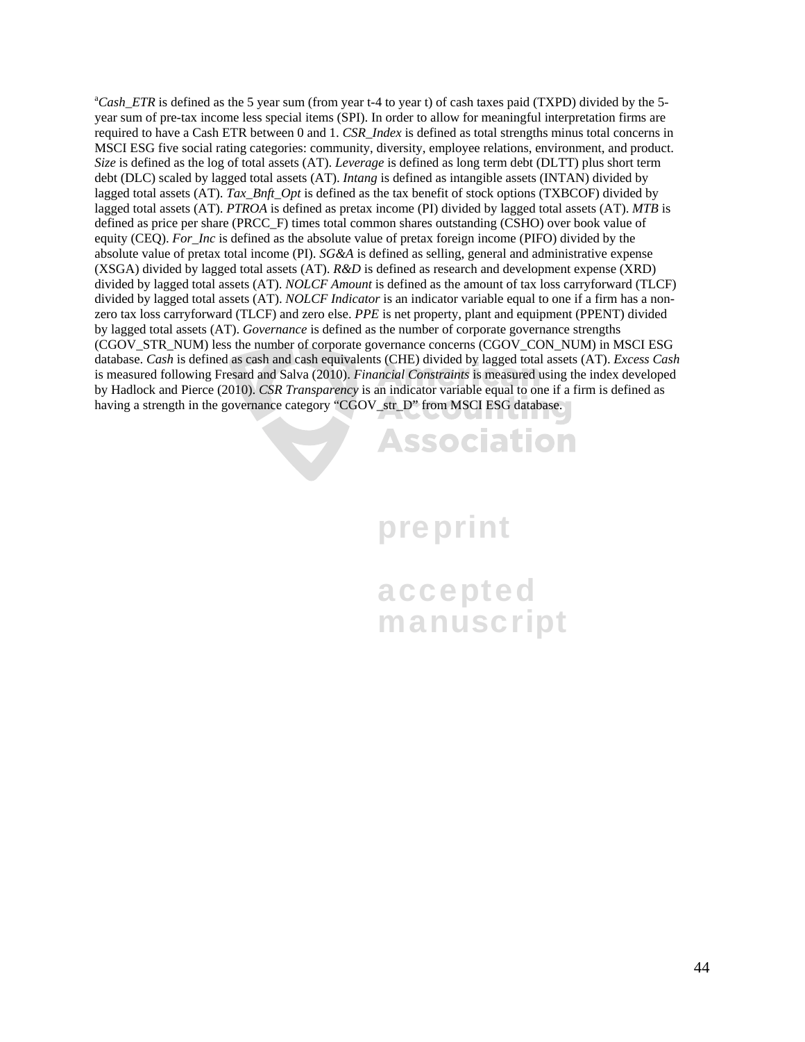[a]*Cash_ETR* is defined as the 5 year sum (from year t-4 to year t) of cash taxes paid (TXPD) divided by the 5-year sum of pre-tax income less special items (SPI). In order to allow for meaningful interpretation firms are required to have a Cash ETR between 0 and 1. *CSR_Index* is defined as total strengths minus total concerns in MSCI ESG five social rating categories: community, diversity, employee relations, environment, and product. *Size* is defined as the log of total assets (AT). *Leverage* is defined as long term debt (DLTT) plus short term debt (DLC) scaled by lagged total assets (AT). *Intang* is defined as intangible assets (INTAN) divided by lagged total assets (AT). *Tax_Bnft_Opt* is defined as the tax benefit of stock options (TXBCOF) divided by lagged total assets (AT). *PTROA* is defined as pretax income (PI) divided by lagged total assets (AT). *MTB* is defined as price per share (PRCC_F) times total common shares outstanding (CSHO) over book value of equity (CEQ). *For_Inc* is defined as the absolute value of pretax foreign income (PIFO) divided by the absolute value of pretax total income (PI). *SG&A* is defined as selling, general and administrative expense (XSGA) divided by lagged total assets (AT). *R&D* is defined as research and development expense (XRD) divided by lagged total assets (AT). *NOLCF Amount* is defined as the amount of tax loss carryforward (TLCF) divided by lagged total assets (AT). *NOLCF Indicator* is an indicator variable equal to one if a firm has a non-zero tax loss carryforward (TLCF) and zero else. *PPE* is net property, plant and equipment (PPENT) divided by lagged total assets (AT). *Governance* is defined as the number of corporate governance strengths (CGOV_STR_NUM) less the number of corporate governance concerns (CGOV_CON_NUM) in MSCI ESG database. *Cash* is defined as cash and cash equivalents (CHE) divided by lagged total assets (AT). *Excess Cash* is measured following Fresard and Salva (2010). *Financial Constraints* is measured using the index developed by Hadlock and Pierce (2010). *CSR Transparency* is an indicator variable equal to one if a firm is defined as having a strength in the governance category "CGOV_str_D" from MSCI ESG database.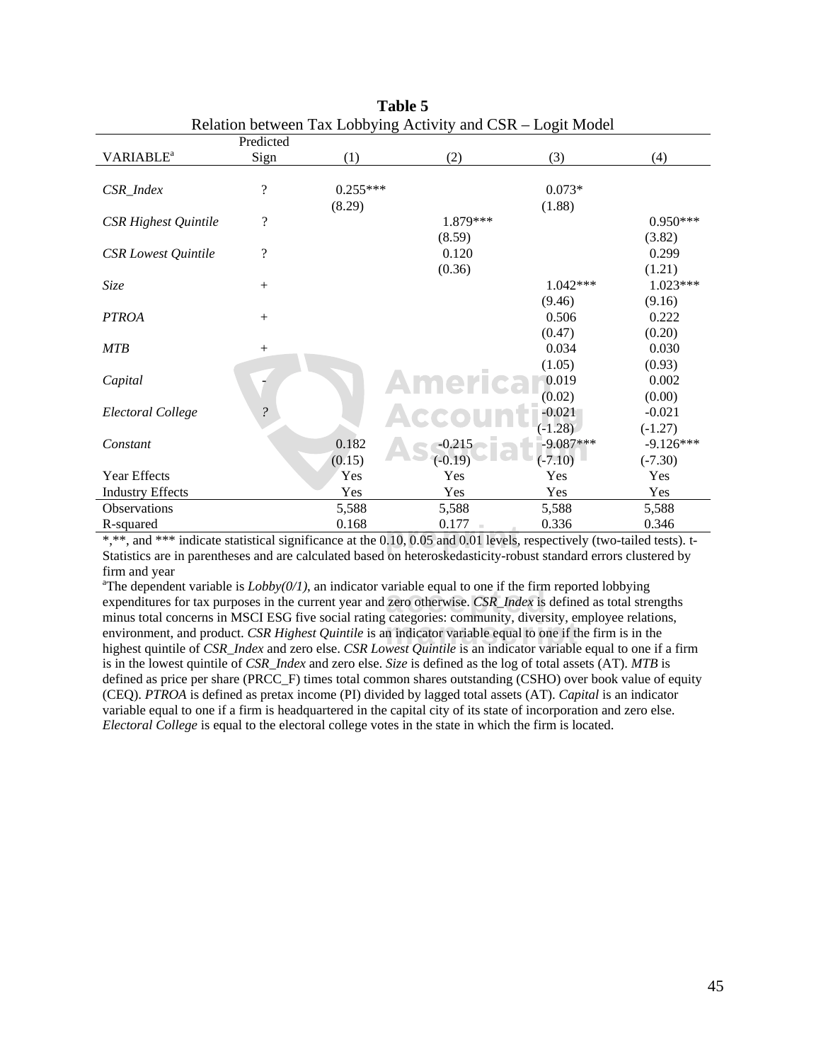**Table 5**

Relation between Tax Lobbying Activity and CSR – Logit Model

| VARIABLE[a] | Predicted Sign | (1) | (2) | (3) | (4) |
|---|---|---|---|---|---|
| *CSR_Index* | ? | 0.255*** | | 0.073* | |
| | | (8.29) | | (1.88) | |
| *CSR Highest Quintile* | ? | | 1.879*** | | 0.950*** |
| | | | (8.59) | | (3.82) |
| *CSR Lowest Quintile* | ? | | 0.120 | | 0.299 |
| | | | (0.36) | | (1.21) |
| *Size* | + | | | 1.042*** | 1.023*** |
| | | | | (9.46) | (9.16) |
| *PTROA* | + | | | 0.506 | 0.222 |
| | | | | (0.47) | (0.20) |
| *MTB* | + | | | 0.034 | 0.030 |
| | | | | (1.05) | (0.93) |
| *Capital* | - | | | 0.019 | 0.002 |
| | | | | (0.02) | (0.00) |
| *Electoral College* | ? | | | -0.021 | -0.021 |
| | | | | (-1.28) | (-1.27) |
| *Constant* | | 0.182 | -0.215 | -9.087*** | -9.126*** |
| | | (0.15) | (-0.19) | (-7.10) | (-7.30) |
| Year Effects | | Yes | Yes | Yes | Yes |
| Industry Effects | | Yes | Yes | Yes | Yes |
| Observations | | 5,588 | 5,588 | 5,588 | 5,588 |
| R-squared | | 0.168 | 0.177 | 0.336 | 0.346 |

*,**, and *** indicate statistical significance at the 0.10, 0.05 and 0.01 levels, respectively (two-tailed tests). t-Statistics are in parentheses and are calculated based on heteroskedasticity-robust standard errors clustered by firm and year

[a]The dependent variable is *Lobby(0/1)*, an indicator variable equal to one if the firm reported lobbying expenditures for tax purposes in the current year and zero otherwise. *CSR_Index* is defined as total strengths minus total concerns in MSCI ESG five social rating categories: community, diversity, employee relations, environment, and product. *CSR Highest Quintile* is an indicator variable equal to one if the firm is in the highest quintile of *CSR_Index* and zero else. *CSR Lowest Quintile* is an indicator variable equal to one if a firm is in the lowest quintile of *CSR_Index* and zero else. *Size* is defined as the log of total assets (AT). *MTB* is defined as price per share (PRCC_F) times total common shares outstanding (CSHO) over book value of equity (CEQ). *PTROA* is defined as pretax income (PI) divided by lagged total assets (AT). *Capital* is an indicator variable equal to one if a firm is headquartered in the capital city of its state of incorporation and zero else. *Electoral College* is equal to the electoral college votes in the state in which the firm is located.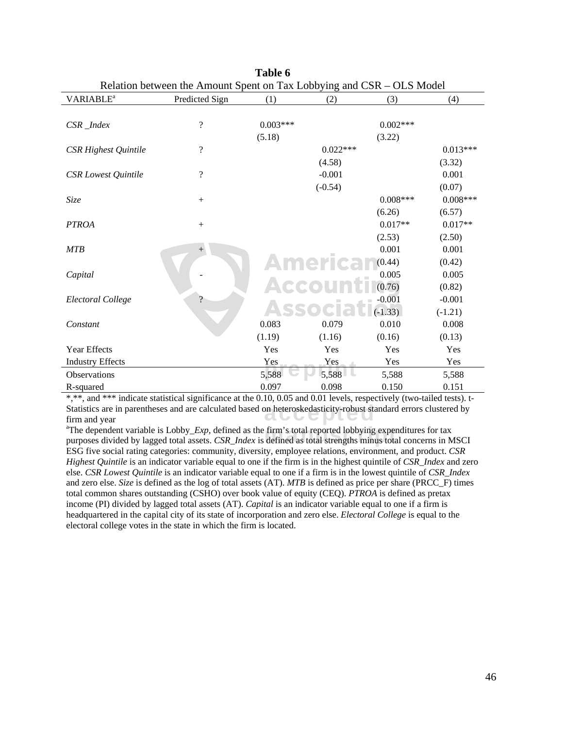**Table 6**

Relation between the Amount Spent on Tax Lobbying and CSR – OLS Model

| VARIABLE[a] | Predicted Sign | (1) | (2) | (3) | (4) |
|---|---|---|---|---|---|
| *CSR _Index* | ? | 0.003*** | | 0.002*** | |
| | | (5.18) | | (3.22) | |
| *CSR Highest Quintile* | ? | | 0.022*** | | 0.013*** |
| | | | (4.58) | | (3.32) |
| *CSR Lowest Quintile* | ? | | -0.001 | | 0.001 |
| | | | (-0.54) | | (0.07) |
| *Size* | + | | | 0.008*** | 0.008*** |
| | | | | (6.26) | (6.57) |
| *PTROA* | + | | | 0.017** | 0.017** |
| | | | | (2.53) | (2.50) |
| *MTB* | + | | | 0.001 | 0.001 |
| | | | | (0.44) | (0.42) |
| *Capital* | - | | | 0.005 | 0.005 |
| | | | | (0.76) | (0.82) |
| *Electoral College* | ? | | | -0.001 | -0.001 |
| | | | | (-1.33) | (-1.21) |
| *Constant* | | 0.083 | 0.079 | 0.010 | 0.008 |
| | | (1.19) | (1.16) | (0.16) | (0.13) |
| Year Effects | | Yes | Yes | Yes | Yes |
| Industry Effects | | Yes | Yes | Yes | Yes |
| Observations | | 5,588 | 5,588 | 5,588 | 5,588 |
| R-squared | | 0.097 | 0.098 | 0.150 | 0.151 |

*,**, and *** indicate statistical significance at the 0.10, 0.05 and 0.01 levels, respectively (two-tailed tests). t-Statistics are in parentheses and are calculated based on heteroskedasticity-robust standard errors clustered by firm and year

[a]The dependent variable is Lobby_*Exp*, defined as the firm's total reported lobbying expenditures for tax purposes divided by lagged total assets. *CSR_Index* is defined as total strengths minus total concerns in MSCI ESG five social rating categories: community, diversity, employee relations, environment, and product. *CSR Highest Quintile* is an indicator variable equal to one if the firm is in the highest quintile of *CSR_Index* and zero else. *CSR Lowest Quintile* is an indicator variable equal to one if a firm is in the lowest quintile of *CSR_Index* and zero else. *Size* is defined as the log of total assets (AT). *MTB* is defined as price per share (PRCC_F) times total common shares outstanding (CSHO) over book value of equity (CEQ). *PTROA* is defined as pretax income (PI) divided by lagged total assets (AT). *Capital* is an indicator variable equal to one if a firm is headquartered in the capital city of its state of incorporation and zero else. *Electoral College* is equal to the electoral college votes in the state in which the firm is located.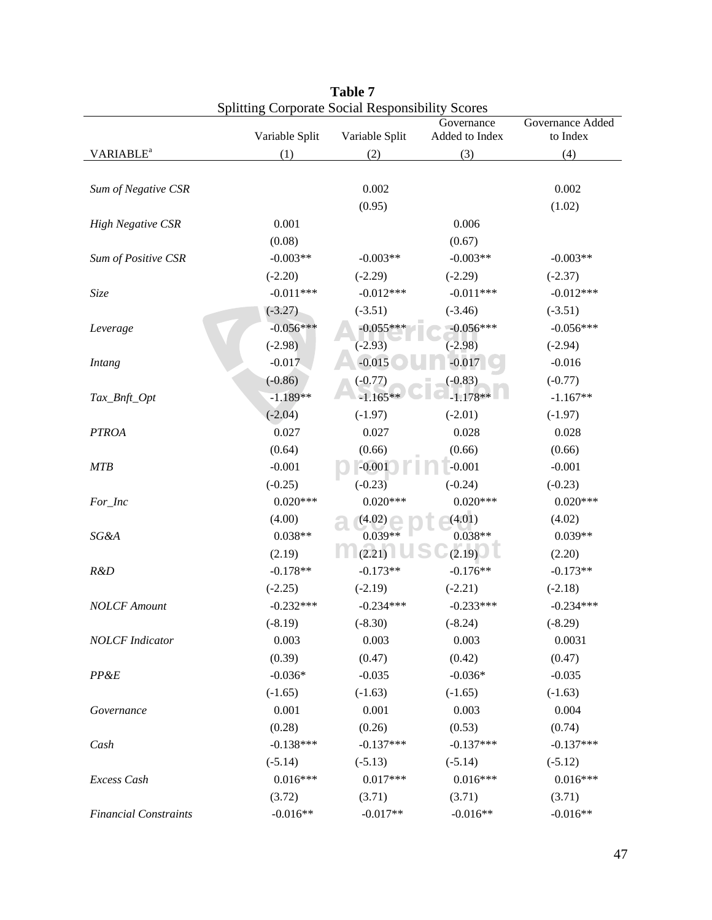**Table 7**

Splitting Corporate Social Responsibility Scores

| VARIABLE[a] | Variable Split (1) | Variable Split (2) | Governance Added to Index (3) | Governance Added to Index (4) |
|---|---|---|---|---|
| *Sum of Negative CSR* | | 0.002 | | 0.002 |
| | | (0.95) | | (1.02) |
| *High Negative CSR* | 0.001 | | 0.006 | |
| | (0.08) | | (0.67) | |
| *Sum of Positive CSR* | -0.003** | -0.003** | -0.003** | -0.003** |
| | (-2.20) | (-2.29) | (-2.29) | (-2.37) |
| *Size* | -0.011*** | -0.012*** | -0.011*** | -0.012*** |
| | (-3.27) | (-3.51) | (-3.46) | (-3.51) |
| *Leverage* | -0.056*** | -0.055*** | -0.056*** | -0.056*** |
| | (-2.98) | (-2.93) | (-2.98) | (-2.94) |
| *Intang* | -0.017 | -0.015 | -0.017 | -0.016 |
| | (-0.86) | (-0.77) | (-0.83) | (-0.77) |
| *Tax_Bnft_Opt* | -1.189** | -1.165** | -1.178** | -1.167** |
| | (-2.04) | (-1.97) | (-2.01) | (-1.97) |
| *PTROA* | 0.027 | 0.027 | 0.028 | 0.028 |
| | (0.64) | (0.66) | (0.66) | (0.66) |
| *MTB* | -0.001 | -0.001 | -0.001 | -0.001 |
| | (-0.25) | (-0.23) | (-0.24) | (-0.23) |
| *For_Inc* | 0.020*** | 0.020*** | 0.020*** | 0.020*** |
| | (4.00) | (4.02) | (4.01) | (4.02) |
| *SG&A* | 0.038** | 0.039** | 0.038** | 0.039** |
| | (2.19) | (2.21) | (2.19) | (2.20) |
| *R&D* | -0.178** | -0.173** | -0.176** | -0.173** |
| | (-2.25) | (-2.19) | (-2.21) | (-2.18) |
| *NOLCF Amount* | -0.232*** | -0.234*** | -0.233*** | -0.234*** |
| | (-8.19) | (-8.30) | (-8.24) | (-8.29) |
| *NOLCF Indicator* | 0.003 | 0.003 | 0.003 | 0.0031 |
| | (0.39) | (0.47) | (0.42) | (0.47) |
| *PP&E* | -0.036* | -0.035 | -0.036* | -0.035 |
| | (-1.65) | (-1.63) | (-1.65) | (-1.63) |
| *Governance* | 0.001 | 0.001 | 0.003 | 0.004 |
| | (0.28) | (0.26) | (0.53) | (0.74) |
| *Cash* | -0.138*** | -0.137*** | -0.137*** | -0.137*** |
| | (-5.14) | (-5.13) | (-5.14) | (-5.12) |
| *Excess Cash* | 0.016*** | 0.017*** | 0.016*** | 0.016*** |
| | (3.72) | (3.71) | (3.71) | (3.71) |
| *Financial Constraints* | -0.016** | -0.017** | -0.016** | -0.016** |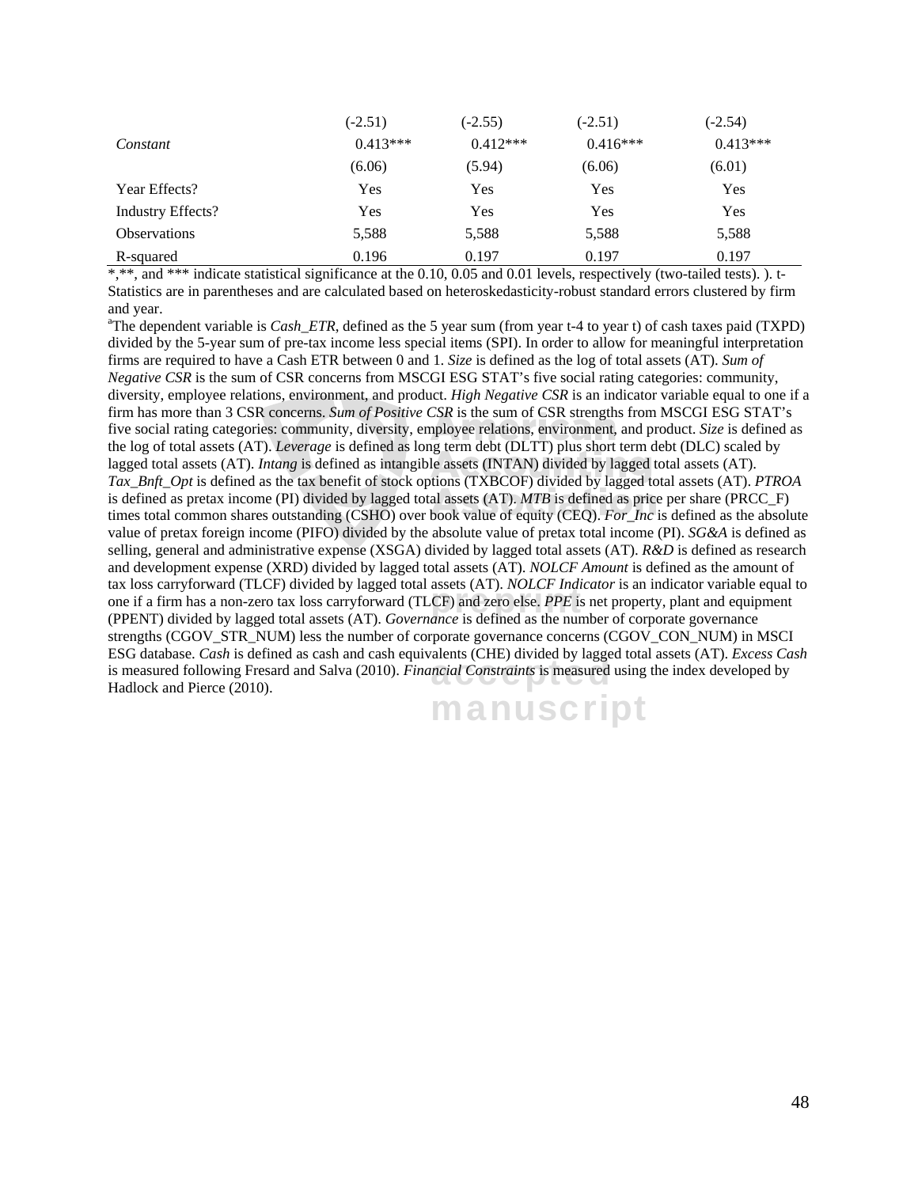| | | | | |
|---|---|---|---|---|
| | (-2.51) | (-2.55) | (-2.51) | (-2.54) |
| *Constant* | 0.413*** | 0.412*** | 0.416*** | 0.413*** |
| | (6.06) | (5.94) | (6.06) | (6.01) |
| Year Effects? | Yes | Yes | Yes | Yes |
| Industry Effects? | Yes | Yes | Yes | Yes |
| Observations | 5,588 | 5,588 | 5,588 | 5,588 |
| R-squared | 0.196 | 0.197 | 0.197 | 0.197 |

*,**, and *** indicate statistical significance at the 0.10, 0.05 and 0.01 levels, respectively (two-tailed tests). ). t-Statistics are in parentheses and are calculated based on heteroskedasticity-robust standard errors clustered by firm and year.

[a]The dependent variable is *Cash_ETR*, defined as the 5 year sum (from year t-4 to year t) of cash taxes paid (TXPD) divided by the 5-year sum of pre-tax income less special items (SPI). In order to allow for meaningful interpretation firms are required to have a Cash ETR between 0 and 1. *Size* is defined as the log of total assets (AT). *Sum of Negative CSR* is the sum of CSR concerns from MSCGI ESG STAT's five social rating categories: community, diversity, employee relations, environment, and product. *High Negative CSR* is an indicator variable equal to one if a firm has more than 3 CSR concerns. *Sum of Positive CSR* is the sum of CSR strengths from MSCGI ESG STAT's five social rating categories: community, diversity, employee relations, environment, and product. *Size* is defined as the log of total assets (AT). *Leverage* is defined as long term debt (DLTT) plus short term debt (DLC) scaled by lagged total assets (AT). *Intang* is defined as intangible assets (INTAN) divided by lagged total assets (AT). *Tax_Bnft_Opt* is defined as the tax benefit of stock options (TXBCOF) divided by lagged total assets (AT). *PTROA* is defined as pretax income (PI) divided by lagged total assets (AT). *MTB* is defined as price per share (PRCC_F) times total common shares outstanding (CSHO) over book value of equity (CEQ). *For_Inc* is defined as the absolute value of pretax foreign income (PIFO) divided by the absolute value of pretax total income (PI). *SG&A* is defined as selling, general and administrative expense (XSGA) divided by lagged total assets (AT). *R&D* is defined as research and development expense (XRD) divided by lagged total assets (AT). *NOLCF Amount* is defined as the amount of tax loss carryforward (TLCF) divided by lagged total assets (AT). *NOLCF Indicator* is an indicator variable equal to one if a firm has a non-zero tax loss carryforward (TLCF) and zero else. *PPE* is net property, plant and equipment (PPENT) divided by lagged total assets (AT). *Governance* is defined as the number of corporate governance strengths (CGOV_STR_NUM) less the number of corporate governance concerns (CGOV_CON_NUM) in MSCI ESG database. *Cash* is defined as cash and cash equivalents (CHE) divided by lagged total assets (AT). *Excess Cash* is measured following Fresard and Salva (2010). *Financial Constraints* is measured using the index developed by Hadlock and Pierce (2010).